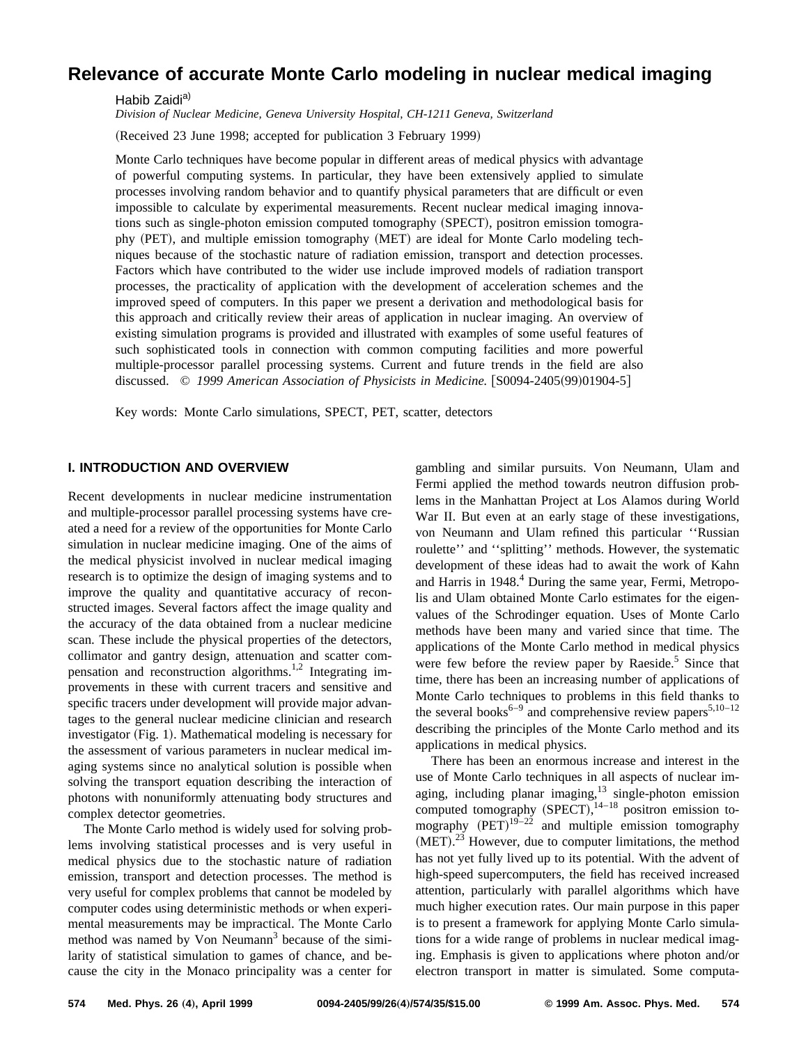# Relevance of accurate Monte Carlo modeling in nuclear medical imaging

Habib Zaidi[a)]

*Division of Nuclear Medicine, Geneva University Hospital, CH-1211 Geneva, Switzerland*

(Received 23 June 1998; accepted for publication 3 February 1999)

Monte Carlo techniques have become popular in different areas of medical physics with advantage of powerful computing systems. In particular, they have been extensively applied to simulate processes involving random behavior and to quantify physical parameters that are difficult or even impossible to calculate by experimental measurements. Recent nuclear medical imaging innovations such as single-photon emission computed tomography (SPECT), positron emission tomography (PET), and multiple emission tomography (MET) are ideal for Monte Carlo modeling techniques because of the stochastic nature of radiation emission, transport and detection processes. Factors which have contributed to the wider use include improved models of radiation transport processes, the practicality of application with the development of acceleration schemes and the improved speed of computers. In this paper we present a derivation and methodological basis for this approach and critically review their areas of application in nuclear imaging. An overview of existing simulation programs is provided and illustrated with examples of some useful features of such sophisticated tools in connection with common computing facilities and more powerful multiple-processor parallel processing systems. Current and future trends in the field are also discussed. © *1999 American Association of Physicists in Medicine.* [S0094-2405(99)01904-5]

Key words: Monte Carlo simulations, SPECT, PET, scatter, detectors

## I. INTRODUCTION AND OVERVIEW

Recent developments in nuclear medicine instrumentation and multiple-processor parallel processing systems have created a need for a review of the opportunities for Monte Carlo simulation in nuclear medicine imaging. One of the aims of the medical physicist involved in nuclear medical imaging research is to optimize the design of imaging systems and to improve the quality and quantitative accuracy of reconstructed images. Several factors affect the image quality and the accuracy of the data obtained from a nuclear medicine scan. These include the physical properties of the detectors, collimator and gantry design, attenuation and scatter compensation and reconstruction algorithms.[1,2] Integrating improvements in these with current tracers and sensitive and specific tracers under development will provide major advantages to the general nuclear medicine clinician and research investigator (Fig. 1). Mathematical modeling is necessary for the assessment of various parameters in nuclear medical imaging systems since no analytical solution is possible when solving the transport equation describing the interaction of photons with nonuniformly attenuating body structures and complex detector geometries.

The Monte Carlo method is widely used for solving problems involving statistical processes and is very useful in medical physics due to the stochastic nature of radiation emission, transport and detection processes. The method is very useful for complex problems that cannot be modeled by computer codes using deterministic methods or when experimental measurements may be impractical. The Monte Carlo method was named by Von Neumann[3] because of the similarity of statistical simulation to games of chance, and because the city in the Monaco principality was a center for gambling and similar pursuits. Von Neumann, Ulam and Fermi applied the method towards neutron diffusion problems in the Manhattan Project at Los Alamos during World War II. But even at an early stage of these investigations, von Neumann and Ulam refined this particular ''Russian roulette'' and ''splitting'' methods. However, the systematic development of these ideas had to await the work of Kahn and Harris in 1948.[4] During the same year, Fermi, Metropolis and Ulam obtained Monte Carlo estimates for the eigenvalues of the Schrodinger equation. Uses of Monte Carlo methods have been many and varied since that time. The applications of the Monte Carlo method in medical physics were few before the review paper by Raeside.[5] Since that time, there has been an increasing number of applications of Monte Carlo techniques to problems in this field thanks to the several books[6–9] and comprehensive review papers[5,10–12] describing the principles of the Monte Carlo method and its applications in medical physics.

There has been an enormous increase and interest in the use of Monte Carlo techniques in all aspects of nuclear imaging, including planar imaging,[13] single-photon emission computed tomography (SPECT),[14–18] positron emission tomography (PET)[19–22] and multiple emission tomography (MET).[23] However, due to computer limitations, the method has not yet fully lived up to its potential. With the advent of high-speed supercomputers, the field has received increased attention, particularly with parallel algorithms which have much higher execution rates. Our main purpose in this paper is to present a framework for applying Monte Carlo simulations for a wide range of problems in nuclear medical imaging. Emphasis is given to applications where photon and/or electron transport in matter is simulated. Some computa-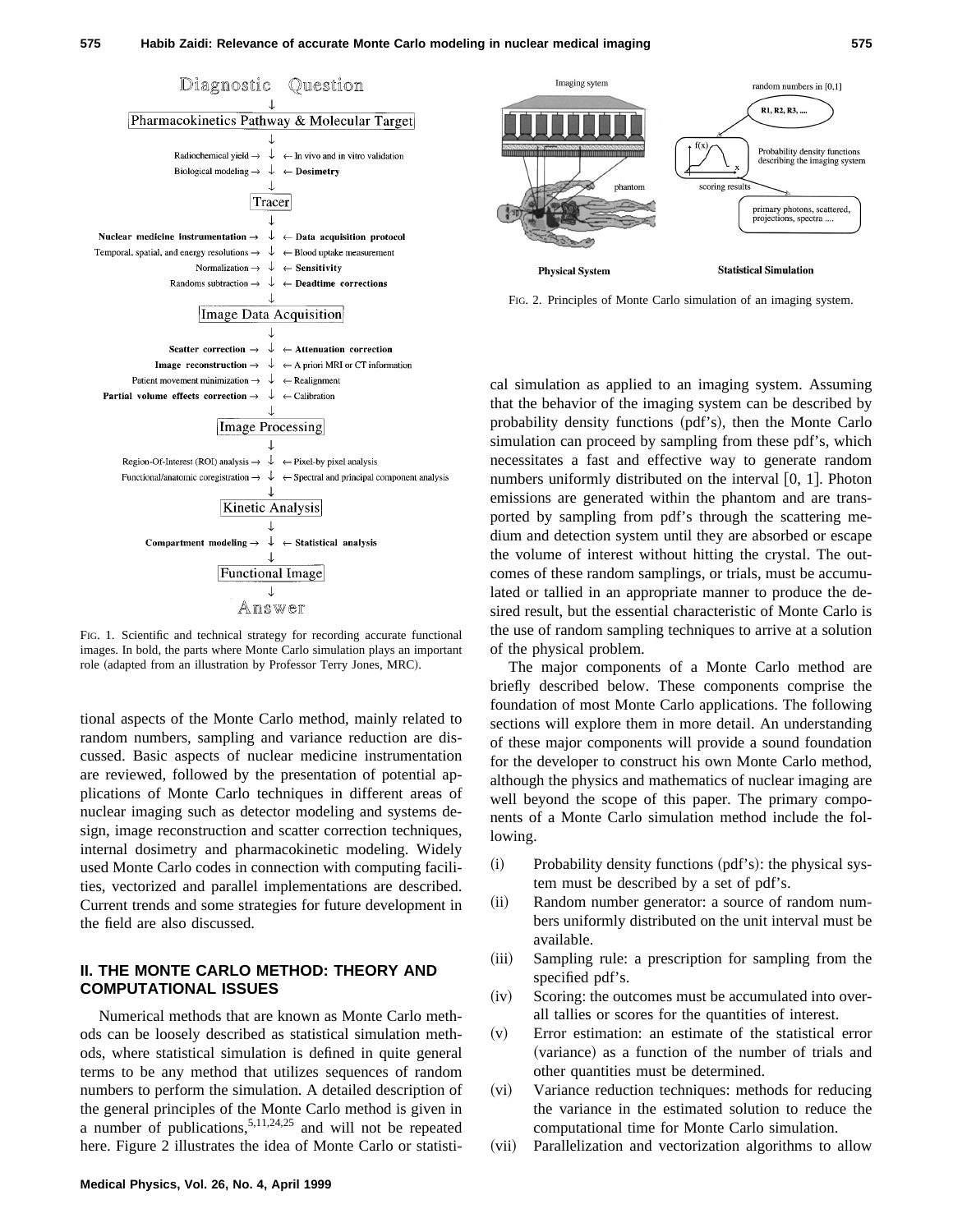Diagnostic Question

Pharmacokinetics Pathway & Molecular Target

Radiochemical yield → ↓ ← In vivo and in vitro validation

Biological modeling → ↓ ← **Dosimetry**

Tracer

**Nuclear medicine instrumentation** → ↓ ← **Data acquisition protocol**

Temporal, spatial, and energy resolutions → ↓ ← Blood uptake measurement

Normalization → ↓ ← **Sensitivity**

Randoms subtraction → ↓ ← **Deadtime corrections**

Image Data Acquisition

**Scatter correction** → ↓ ← **Attenuation correction**

**Image reconstruction** → ↓ ← A priori MRI or CT information

Patient movement minimization → ↓ ← Realignment

**Partial volume effects correction** → ↓ ← Calibration

Image Processing

Region-Of-Interest (ROI) analysis → ↓ ← Pixel-by pixel analysis

Functional/anatomic coregistration → ↓ ← Spectral and principal component analysis

Kinetic Analysis

**Compartment modeling** → ↓ ← **Statistical analysis**

Functional Image

Answer

FIG. 1. Scientific and technical strategy for recording accurate functional images. In bold, the parts where Monte Carlo simulation plays an important role (adapted from an illustration by Professor Terry Jones, MRC).

Imaging sytem

random numbers in [0,1]

R1, R2, R3, ....

f(x)

x

Probability density functions describing the imaging system

phantom

scoring results

primary photons, scattered, projections, spectra ....

Physical System

Statistical Simulation

FIG. 2. Principles of Monte Carlo simulation of an imaging system.

tional aspects of the Monte Carlo method, mainly related to random numbers, sampling and variance reduction are discussed. Basic aspects of nuclear medicine instrumentation are reviewed, followed by the presentation of potential applications of Monte Carlo techniques in different areas of nuclear imaging such as detector modeling and systems design, image reconstruction and scatter correction techniques, internal dosimetry and pharmacokinetic modeling. Widely used Monte Carlo codes in connection with computing facilities, vectorized and parallel implementations are described. Current trends and some strategies for future development in the field are also discussed.

## II. THE MONTE CARLO METHOD: THEORY AND COMPUTATIONAL ISSUES

Numerical methods that are known as Monte Carlo methods can be loosely described as statistical simulation methods, where statistical simulation is defined in quite general terms to be any method that utilizes sequences of random numbers to perform the simulation. A detailed description of the general principles of the Monte Carlo method is given in a number of publications,[5,11,24,25] and will not be repeated here. Figure 2 illustrates the idea of Monte Carlo or statistical simulation as applied to an imaging system. Assuming that the behavior of the imaging system can be described by probability density functions (pdf's), then the Monte Carlo simulation can proceed by sampling from these pdf's, which necessitates a fast and effective way to generate random numbers uniformly distributed on the interval [0, 1]. Photon emissions are generated within the phantom and are transported by sampling from pdf's through the scattering medium and detection system until they are absorbed or escape the volume of interest without hitting the crystal. The outcomes of these random samplings, or trials, must be accumulated or tallied in an appropriate manner to produce the desired result, but the essential characteristic of Monte Carlo is the use of random sampling techniques to arrive at a solution of the physical problem.

The major components of a Monte Carlo method are briefly described below. These components comprise the foundation of most Monte Carlo applications. The following sections will explore them in more detail. An understanding of these major components will provide a sound foundation for the developer to construct his own Monte Carlo method, although the physics and mathematics of nuclear imaging are well beyond the scope of this paper. The primary components of a Monte Carlo simulation method include the following.

- (i) Probability density functions (pdf's): the physical system must be described by a set of pdf's.
- (ii) Random number generator: a source of random numbers uniformly distributed on the unit interval must be available.
- (iii) Sampling rule: a prescription for sampling from the specified pdf's.
- (iv) Scoring: the outcomes must be accumulated into overall tallies or scores for the quantities of interest.
- (v) Error estimation: an estimate of the statistical error (variance) as a function of the number of trials and other quantities must be determined.
- (vi) Variance reduction techniques: methods for reducing the variance in the estimated solution to reduce the computational time for Monte Carlo simulation.
- (vii) Parallelization and vectorization algorithms to allow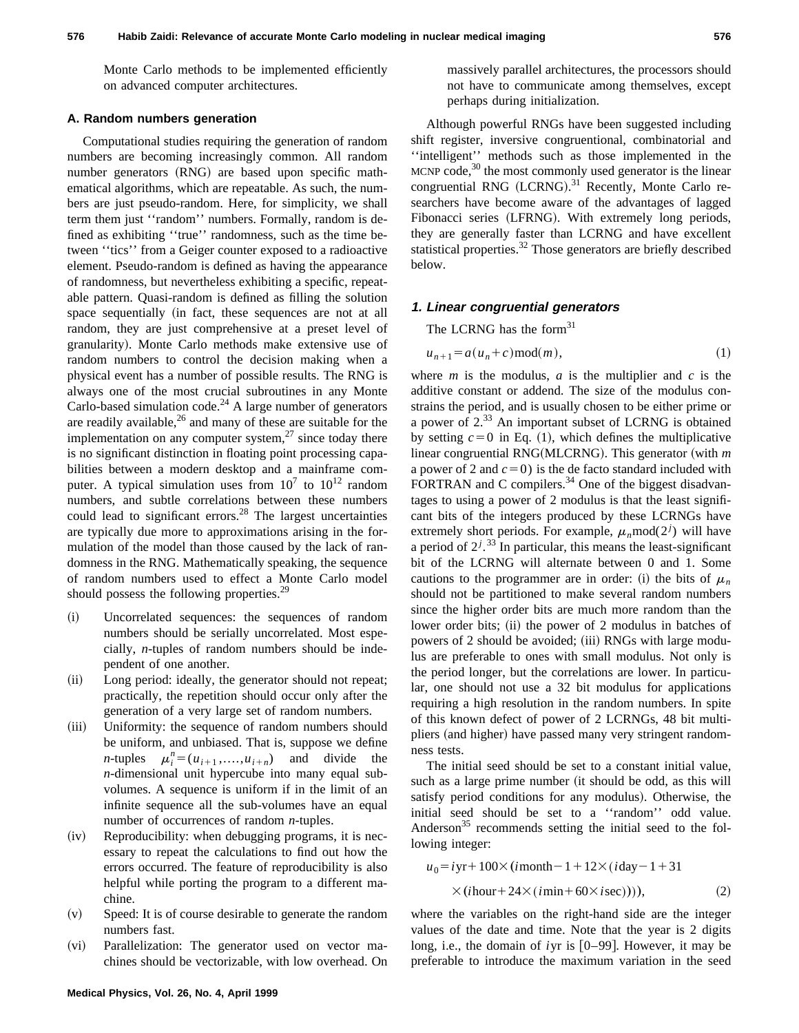Monte Carlo methods to be implemented efficiently on advanced computer architectures.

### A. Random numbers generation

Computational studies requiring the generation of random numbers are becoming increasingly common. All random number generators (RNG) are based upon specific mathematical algorithms, which are repeatable. As such, the numbers are just pseudo-random. Here, for simplicity, we shall term them just ''random'' numbers. Formally, random is defined as exhibiting ''true'' randomness, such as the time between ''tics'' from a Geiger counter exposed to a radioactive element. Pseudo-random is defined as having the appearance of randomness, but nevertheless exhibiting a specific, repeatable pattern. Quasi-random is defined as filling the solution space sequentially (in fact, these sequences are not at all random, they are just comprehensive at a preset level of granularity). Monte Carlo methods make extensive use of random numbers to control the decision making when a physical event has a number of possible results. The RNG is always one of the most crucial subroutines in any Monte Carlo-based simulation code.[24] A large number of generators are readily available,[26] and many of these are suitable for the implementation on any computer system,[27] since today there is no significant distinction in floating point processing capabilities between a modern desktop and a mainframe computer. A typical simulation uses from $10^7$ to $10^{12}$ random numbers, and subtle correlations between these numbers could lead to significant errors.[28] The largest uncertainties are typically due more to approximations arising in the formulation of the model than those caused by the lack of randomness in the RNG. Mathematically speaking, the sequence of random numbers used to effect a Monte Carlo model should possess the following properties.[29]

(i) Uncorrelated sequences: the sequences of random numbers should be serially uncorrelated. Most especially, *n*-tuples of random numbers should be independent of one another.

(ii) Long period: ideally, the generator should not repeat; practically, the repetition should occur only after the generation of a very large set of random numbers.

(iii) Uniformity: the sequence of random numbers should be uniform, and unbiased. That is, suppose we define *n*-tuples $\mu_i^n = (u_{i+1}, \ldots, u_{i+n})$ and divide the *n*-dimensional unit hypercube into many equal sub-volumes. A sequence is uniform if in the limit of an infinite sequence all the sub-volumes have an equal number of occurrences of random *n*-tuples.

(iv) Reproducibility: when debugging programs, it is necessary to repeat the calculations to find out how the errors occurred. The feature of reproducibility is also helpful while porting the program to a different machine.

(v) Speed: It is of course desirable to generate the random numbers fast.

(vi) Parallelization: The generator used on vector machines should be vectorizable, with low overhead. On massively parallel architectures, the processors should not have to communicate among themselves, except perhaps during initialization.

Although powerful RNGs have been suggested including shift register, inversive congruentional, combinatorial and ''intelligent'' methods such as those implemented in the MCNP code,[30] the most commonly used generator is the linear congruential RNG (LCRNG).[31] Recently, Monte Carlo researchers have become aware of the advantages of lagged Fibonacci series (LFRNG). With extremely long periods, they are generally faster than LCRNG and have excellent statistical properties.[32] Those generators are briefly described below.

#### 1. Linear congruential generators

The LCRNG has the form[31]

$$u_{n+1} = a(u_n + c)\mathrm{mod}(m), \tag{1}$$

where $m$ is the modulus, $a$ is the multiplier and $c$ is the additive constant or addend. The size of the modulus constrains the period, and is usually chosen to be either prime or a power of 2.[33] An important subset of LCRNG is obtained by setting $c=0$ in Eq. (1), which defines the multiplicative linear congruential RNG(MLCRNG). This generator (with $m$ a power of 2 and $c=0$) is the de facto standard included with FORTRAN and C compilers.[34] One of the biggest disadvantages to using a power of 2 modulus is that the least significant bits of the integers produced by these LCRNGs have extremely short periods. For example, $\mu_n \mathrm{mod}(2^j)$ will have a period of $2^j$.[33] In particular, this means the least-significant bit of the LCRNG will alternate between 0 and 1. Some cautions to the programmer are in order: (i) the bits of $\mu_n$ should not be partitioned to make several random numbers since the higher order bits are much more random than the lower order bits; (ii) the power of 2 modulus in batches of powers of 2 should be avoided; (iii) RNGs with large modulus are preferable to ones with small modulus. Not only is the period longer, but the correlations are lower. In particular, one should not use a 32 bit modulus for applications requiring a high resolution in the random numbers. In spite of this known defect of power of 2 LCRNGs, 48 bit multipliers (and higher) have passed many very stringent randomness tests.

The initial seed should be set to a constant initial value, such as a large prime number (it should be odd, as this will satisfy period conditions for any modulus). Otherwise, the initial seed should be set to a ''random'' odd value. Anderson[35] recommends setting the initial seed to the following integer:

$$u_0 = i\mathrm{yr} + 100 \times (i\mathrm{month} - 1 + 12 \times (i\mathrm{day} - 1 + 31 \times (i\mathrm{hour} + 24 \times (i\mathrm{min} + 60 \times i\mathrm{sec})))), \tag{2}$$

where the variables on the right-hand side are the integer values of the date and time. Note that the year is 2 digits long, i.e., the domain of $i$yr is [0–99]. However, it may be preferable to introduce the maximum variation in the seed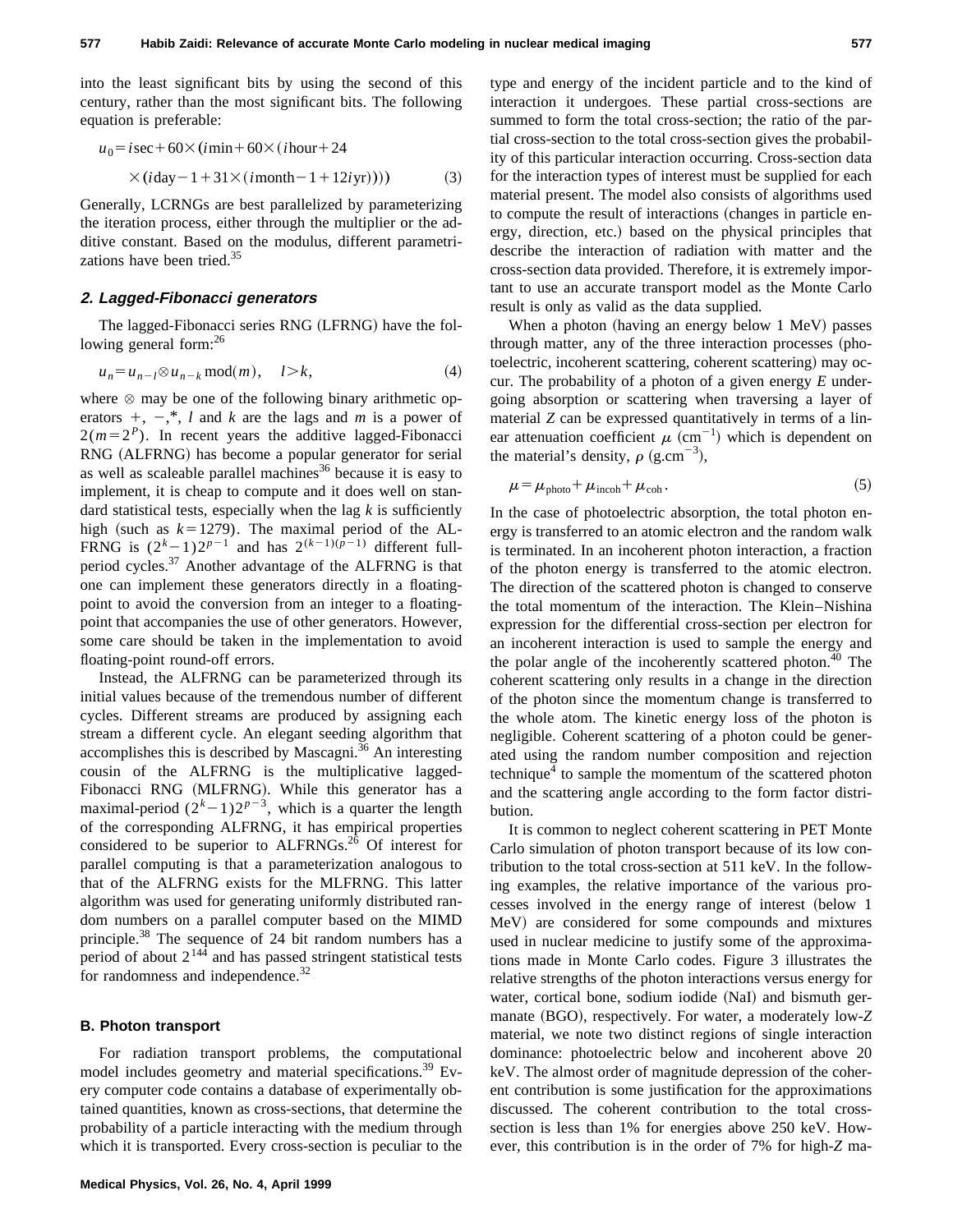into the least significant bits by using the second of this century, rather than the most significant bits. The following equation is preferable:

$$u_0 = i\sec + 60\times(i\min + 60\times(i\text{hour} + 24 \times(i\text{day} - 1 + 31\times(i\text{month} - 1 + 12i\text{yr})))) \quad (3)$$

Generally, LCRNGs are best parallelized by parameterizing the iteration process, either through the multiplier or the additive constant. Based on the modulus, different parametrizations have been tried.[35]

### 2. Lagged-Fibonacci generators

The lagged-Fibonacci series RNG (LFRNG) have the following general form:[26]

$$u_n = u_{n-l} \otimes u_{n-k} \bmod (m), \quad l > k, \quad (4)$$

where $\otimes$ may be one of the following binary arithmetic operators $+$, $-$, $*$, $l$ and $k$ are the lags and $m$ is a power of $2 (m = 2^P)$. In recent years the additive lagged-Fibonacci RNG (ALFRNG) has become a popular generator for serial as well as scaleable parallel machines[36] because it is easy to implement, it is cheap to compute and it does well on standard statistical tests, especially when the lag $k$ is sufficiently high (such as $k = 1279$). The maximal period of the ALFRNG is $(2^k - 1)2^{p-1}$ and has $2^{(k-1)(p-1)}$ different full-period cycles.[37] Another advantage of the ALFRNG is that one can implement these generators directly in a floating-point to avoid the conversion from an integer to a floating-point that accompanies the use of other generators. However, some care should be taken in the implementation to avoid floating-point round-off errors.

Instead, the ALFRNG can be parameterized through its initial values because of the tremendous number of different cycles. Different streams are produced by assigning each stream a different cycle. An elegant seeding algorithm that accomplishes this is described by Mascagni.[36] An interesting cousin of the ALFRNG is the multiplicative lagged-Fibonacci RNG (MLFRNG). While this generator has a maximal-period $(2^k - 1)2^{p-3}$, which is a quarter the length of the corresponding ALFRNG, it has empirical properties considered to be superior to ALFRNGs.[26] Of interest for parallel computing is that a parameterization analogous to that of the ALFRNG exists for the MLFRNG. This latter algorithm was used for generating uniformly distributed random numbers on a parallel computer based on the MIMD principle.[38] The sequence of 24 bit random numbers has a period of about $2^{144}$ and has passed stringent statistical tests for randomness and independence.[32]

## B. Photon transport

For radiation transport problems, the computational model includes geometry and material specifications.[39] Every computer code contains a database of experimentally obtained quantities, known as cross-sections, that determine the probability of a particle interacting with the medium through which it is transported. Every cross-section is peculiar to the type and energy of the incident particle and to the kind of interaction it undergoes. These partial cross-sections are summed to form the total cross-section; the ratio of the partial cross-section to the total cross-section gives the probability of this particular interaction occurring. Cross-section data for the interaction types of interest must be supplied for each material present. The model also consists of algorithms used to compute the result of interactions (changes in particle energy, direction, etc.) based on the physical principles that describe the interaction of radiation with matter and the cross-section data provided. Therefore, it is extremely important to use an accurate transport model as the Monte Carlo result is only as valid as the data supplied.

When a photon (having an energy below 1 MeV) passes through matter, any of the three interaction processes (photoelectric, incoherent scattering, coherent scattering) may occur. The probability of a photon of a given energy $E$ undergoing absorption or scattering when traversing a layer of material $Z$ can be expressed quantitatively in terms of a linear attenuation coefficient $\mu$ ($\text{cm}^{-1}$) which is dependent on the material's density, $\rho$ ($\text{g.cm}^{-3}$),

$$\mu = \mu_{\text{photo}} + \mu_{\text{incoh}} + \mu_{\text{coh}}. \quad (5)$$

In the case of photoelectric absorption, the total photon energy is transferred to an atomic electron and the random walk is terminated. In an incoherent photon interaction, a fraction of the photon energy is transferred to the atomic electron. The direction of the scattered photon is changed to conserve the total momentum of the interaction. The Klein–Nishina expression for the differential cross-section per electron for an incoherent interaction is used to sample the energy and the polar angle of the incoherently scattered photon.[40] The coherent scattering only results in a change in the direction of the photon since the momentum change is transferred to the whole atom. The kinetic energy loss of the photon is negligible. Coherent scattering of a photon could be generated using the random number composition and rejection technique[4] to sample the momentum of the scattered photon and the scattering angle according to the form factor distribution.

It is common to neglect coherent scattering in PET Monte Carlo simulation of photon transport because of its low contribution to the total cross-section at 511 keV. In the following examples, the relative importance of the various processes involved in the energy range of interest (below 1 MeV) are considered for some compounds and mixtures used in nuclear medicine to justify some of the approximations made in Monte Carlo codes. Figure 3 illustrates the relative strengths of the photon interactions versus energy for water, cortical bone, sodium iodide (NaI) and bismuth germanate (BGO), respectively. For water, a moderately low-$Z$ material, we note two distinct regions of single interaction dominance: photoelectric below and incoherent above 20 keV. The almost order of magnitude depression of the coherent contribution is some justification for the approximations discussed. The coherent contribution to the total cross-section is less than 1% for energies above 250 keV. However, this contribution is in the order of 7% for high-$Z$ ma-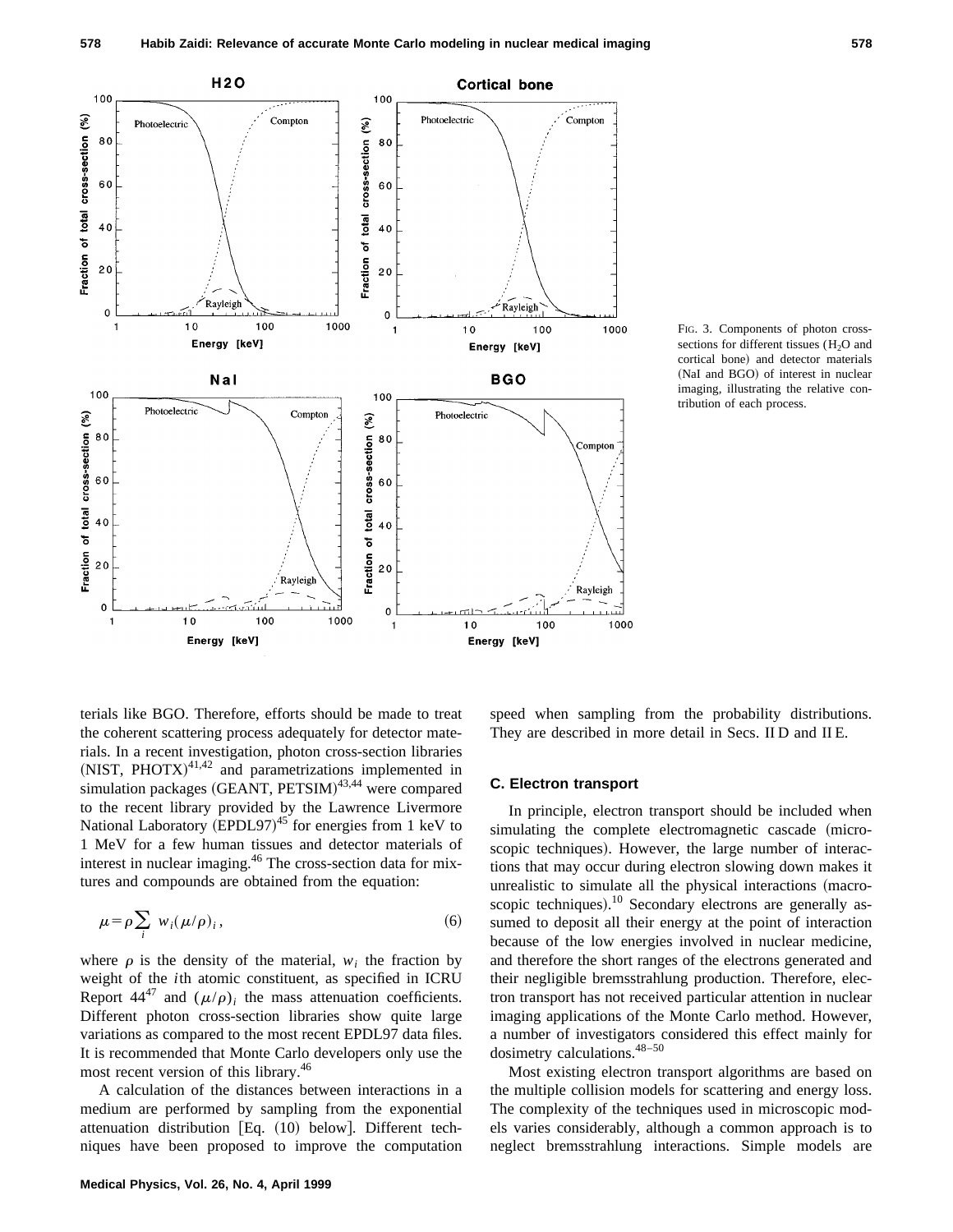FIG. 3. Components of photon cross-sections for different tissues ($H_2O$ and cortical bone) and detector materials (NaI and BGO) of interest in nuclear imaging, illustrating the relative contribution of each process.

terials like BGO. Therefore, efforts should be made to treat the coherent scattering process adequately for detector materials. In a recent investigation, photon cross-section libraries (NIST, PHOTX)[41,42] and parametrizations implemented in simulation packages (GEANT, PETSIM)[43,44] were compared to the recent library provided by the Lawrence Livermore National Laboratory (EPDL97)[45] for energies from 1 keV to 1 MeV for a few human tissues and detector materials of interest in nuclear imaging.[46] The cross-section data for mixtures and compounds are obtained from the equation:

$$\mu = \rho \sum_i w_i (\mu/\rho)_i, \tag{6}$$

where $\rho$ is the density of the material, $w_i$ the fraction by weight of the $i$th atomic constituent, as specified in ICRU Report 44[47] and $(\mu/\rho)_i$ the mass attenuation coefficients. Different photon cross-section libraries show quite large variations as compared to the most recent EPDL97 data files. It is recommended that Monte Carlo developers only use the most recent version of this library.[46]

A calculation of the distances between interactions in a medium are performed by sampling from the exponential attenuation distribution [Eq. (10) below]. Different techniques have been proposed to improve the computation speed when sampling from the probability distributions. They are described in more detail in Secs. II D and II E.

### C. Electron transport

In principle, electron transport should be included when simulating the complete electromagnetic cascade (microscopic techniques). However, the large number of interactions that may occur during electron slowing down makes it unrealistic to simulate all the physical interactions (macroscopic techniques).[10] Secondary electrons are generally assumed to deposit all their energy at the point of interaction because of the low energies involved in nuclear medicine, and therefore the short ranges of the electrons generated and their negligible bremsstrahlung production. Therefore, electron transport has not received particular attention in nuclear imaging applications of the Monte Carlo method. However, a number of investigators considered this effect mainly for dosimetry calculations.[48–50]

Most existing electron transport algorithms are based on the multiple collision models for scattering and energy loss. The complexity of the techniques used in microscopic models varies considerably, although a common approach is to neglect bremsstrahlung interactions. Simple models are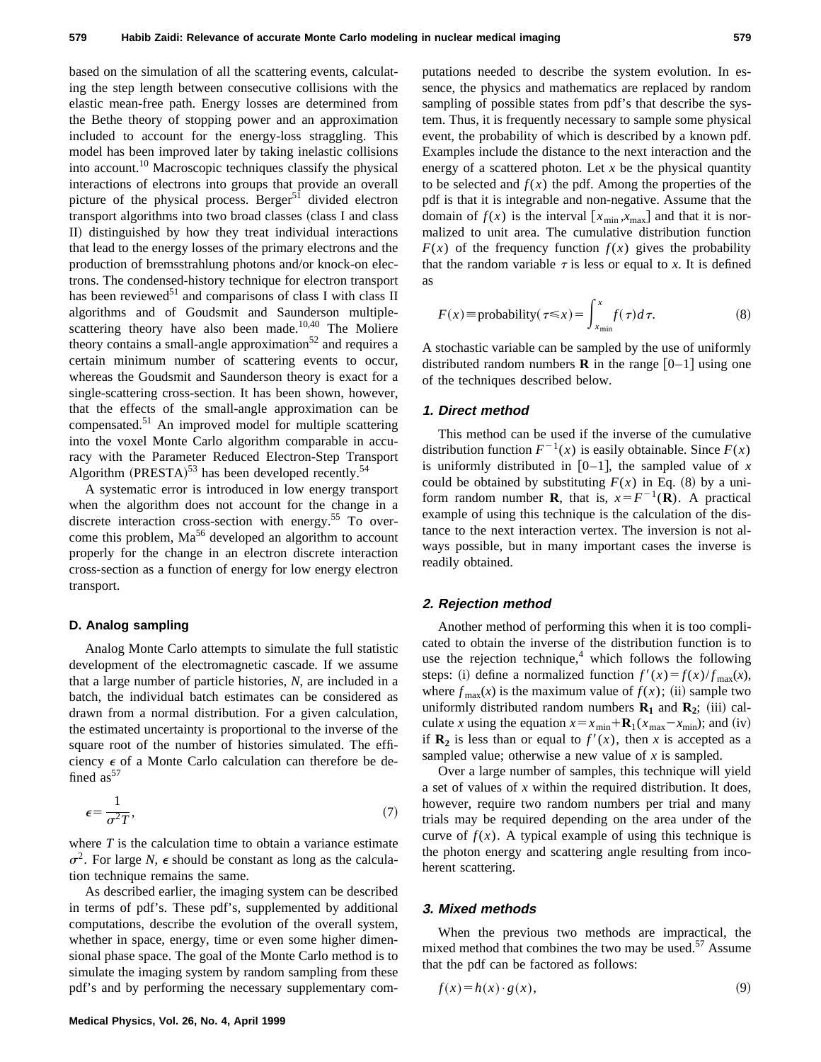based on the simulation of all the scattering events, calculating the step length between consecutive collisions with the elastic mean-free path. Energy losses are determined from the Bethe theory of stopping power and an approximation included to account for the energy-loss straggling. This model has been improved later by taking inelastic collisions into account.[10] Macroscopic techniques classify the physical interactions of electrons into groups that provide an overall picture of the physical process. Berger[51] divided electron transport algorithms into two broad classes (class I and class II) distinguished by how they treat individual interactions that lead to the energy losses of the primary electrons and the production of bremsstrahlung photons and/or knock-on electrons. The condensed-history technique for electron transport has been reviewed[51] and comparisons of class I with class II algorithms and of Goudsmit and Saunderson multiple-scattering theory have also been made.[10,40] The Moliere theory contains a small-angle approximation[52] and requires a certain minimum number of scattering events to occur, whereas the Goudsmit and Saunderson theory is exact for a single-scattering cross-section. It has been shown, however, that the effects of the small-angle approximation can be compensated.[51] An improved model for multiple scattering into the voxel Monte Carlo algorithm comparable in accuracy with the Parameter Reduced Electron-Step Transport Algorithm (PRESTA)[53] has been developed recently.[54]

A systematic error is introduced in low energy transport when the algorithm does not account for the change in a discrete interaction cross-section with energy.[55] To overcome this problem, Ma[56] developed an algorithm to account properly for the change in an electron discrete interaction cross-section as a function of energy for low energy electron transport.

### D. Analog sampling

Analog Monte Carlo attempts to simulate the full statistic development of the electromagnetic cascade. If we assume that a large number of particle histories, $N$, are included in a batch, the individual batch estimates can be considered as drawn from a normal distribution. For a given calculation, the estimated uncertainty is proportional to the inverse of the square root of the number of histories simulated. The efficiency $\epsilon$ of a Monte Carlo calculation can therefore be defined as[57]

$$\epsilon = \frac{1}{\sigma^2 T}, \tag{7}$$

where $T$ is the calculation time to obtain a variance estimate $\sigma^2$. For large $N$, $\epsilon$ should be constant as long as the calculation technique remains the same.

As described earlier, the imaging system can be described in terms of pdf's. These pdf's, supplemented by additional computations, describe the evolution of the overall system, whether in space, energy, time or even some higher dimensional phase space. The goal of the Monte Carlo method is to simulate the imaging system by random sampling from these pdf's and by performing the necessary supplementary computations needed to describe the system evolution. In essence, the physics and mathematics are replaced by random sampling of possible states from pdf's that describe the system. Thus, it is frequently necessary to sample some physical event, the probability of which is described by a known pdf. Examples include the distance to the next interaction and the energy of a scattered photon. Let $x$ be the physical quantity to be selected and $f(x)$ the pdf. Among the properties of the pdf is that it is integrable and non-negative. Assume that the domain of $f(x)$ is the interval $[x_{\min}, x_{\max}]$ and that it is normalized to unit area. The cumulative distribution function $F(x)$ of the frequency function $f(x)$ gives the probability that the random variable $\tau$ is less or equal to $x$. It is defined as

$$F(x) \equiv \text{probability}(\tau \leq x) = \int_{x_{\min}}^{x} f(\tau)\, d\tau. \tag{8}$$

A stochastic variable can be sampled by the use of uniformly distributed random numbers $\mathbf{R}$ in the range [0–1] using one of the techniques described below.

#### 1. Direct method

This method can be used if the inverse of the cumulative distribution function $F^{-1}(x)$ is easily obtainable. Since $F(x)$ is uniformly distributed in [0–1], the sampled value of $x$ could be obtained by substituting $F(x)$ in Eq. (8) by a uniform random number $\mathbf{R}$, that is, $x = F^{-1}(\mathbf{R})$. A practical example of using this technique is the calculation of the distance to the next interaction vertex. The inversion is not always possible, but in many important cases the inverse is readily obtained.

#### 2. Rejection method

Another method of performing this when it is too complicated to obtain the inverse of the distribution function is to use the rejection technique,[4] which follows the following steps: (i) define a normalized function $f'(x) = f(x)/f_{\max}(x)$, where $f_{\max}(x)$ is the maximum value of $f(x)$; (ii) sample two uniformly distributed random numbers $\mathbf{R_1}$ and $\mathbf{R_2}$; (iii) calculate $x$ using the equation $x = x_{\min} + \mathbf{R}_1(x_{\max} - x_{\min})$; and (iv) if $\mathbf{R_2}$ is less than or equal to $f'(x)$, then $x$ is accepted as a sampled value; otherwise a new value of $x$ is sampled.

Over a large number of samples, this technique will yield a set of values of $x$ within the required distribution. It does, however, require two random numbers per trial and many trials may be required depending on the area under of the curve of $f(x)$. A typical example of using this technique is the photon energy and scattering angle resulting from incoherent scattering.

#### 3. Mixed methods

When the previous two methods are impractical, the mixed method that combines the two may be used.[57] Assume that the pdf can be factored as follows:

$$f(x) = h(x) \cdot g(x), \tag{9}$$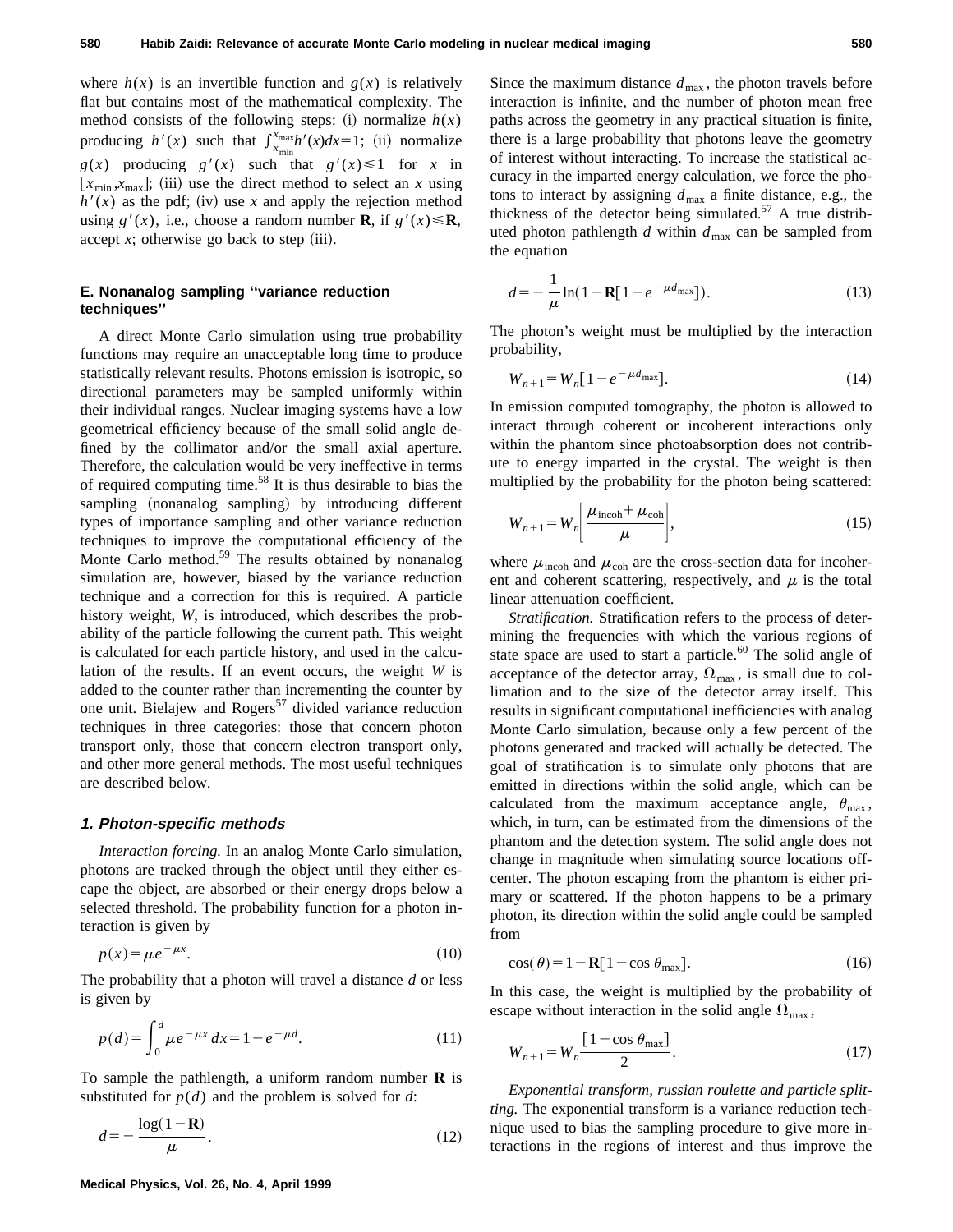where $h(x)$ is an invertible function and $g(x)$ is relatively flat but contains most of the mathematical complexity. The method consists of the following steps: (i) normalize $h(x)$ producing $h'(x)$ such that $\int_{x_{\min}}^{x_{\max}} h'(x)dx = 1$; (ii) normalize $g(x)$ producing $g'(x)$ such that $g'(x) \leq 1$ for $x$ in $[x_{\min}, x_{\max}]$; (iii) use the direct method to select an $x$ using $h'(x)$ as the pdf; (iv) use $x$ and apply the rejection method using $g'(x)$, i.e., choose a random number **R**, if $g'(x) \leq \mathbf{R}$, accept $x$; otherwise go back to step (iii).

### E. Nonanalog sampling ''variance reduction techniques''

A direct Monte Carlo simulation using true probability functions may require an unacceptable long time to produce statistically relevant results. Photons emission is isotropic, so directional parameters may be sampled uniformly within their individual ranges. Nuclear imaging systems have a low geometrical efficiency because of the small solid angle defined by the collimator and/or the small axial aperture. Therefore, the calculation would be very ineffective in terms of required computing time.[58] It is thus desirable to bias the sampling (nonanalog sampling) by introducing different types of importance sampling and other variance reduction techniques to improve the computational efficiency of the Monte Carlo method.[59] The results obtained by nonanalog simulation are, however, biased by the variance reduction technique and a correction for this is required. A particle history weight, $W$, is introduced, which describes the probability of the particle following the current path. This weight is calculated for each particle history, and used in the calculation of the results. If an event occurs, the weight $W$ is added to the counter rather than incrementing the counter by one unit. Bielajew and Rogers[57] divided variance reduction techniques in three categories: those that concern photon transport only, those that concern electron transport only, and other more general methods. The most useful techniques are described below.

#### 1. Photon-specific methods

*Interaction forcing.* In an analog Monte Carlo simulation, photons are tracked through the object until they either escape the object, are absorbed or their energy drops below a selected threshold. The probability function for a photon interaction is given by

$$p(x) = \mu e^{-\mu x}. \tag{10}$$

The probability that a photon will travel a distance $d$ or less is given by

$$p(d) = \int_0^d \mu e^{-\mu x}\, dx = 1 - e^{-\mu d}. \tag{11}$$

To sample the pathlength, a uniform random number **R** is substituted for $p(d)$ and the problem is solved for $d$:

$$d = -\frac{\log(1-\mathbf{R})}{\mu}. \tag{12}$$

Since the maximum distance $d_{\max}$, the photon travels before interaction is infinite, and the number of photon mean free paths across the geometry in any practical situation is finite, there is a large probability that photons leave the geometry of interest without interacting. To increase the statistical accuracy in the imparted energy calculation, we force the photons to interact by assigning $d_{\max}$ a finite distance, e.g., the thickness of the detector being simulated.[57] A true distributed photon pathlength $d$ within $d_{\max}$ can be sampled from the equation

$$d = -\frac{1}{\mu}\ln(1 - \mathbf{R}[1 - e^{-\mu d_{\max}}]). \tag{13}$$

The photon's weight must be multiplied by the interaction probability,

$$W_{n+1} = W_n[1 - e^{-\mu d_{\max}}]. \tag{14}$$

In emission computed tomography, the photon is allowed to interact through coherent or incoherent interactions only within the phantom since photoabsorption does not contribute to energy imparted in the crystal. The weight is then multiplied by the probability for the photon being scattered:

$$W_{n+1} = W_n\left[\frac{\mu_{\text{incoh}} + \mu_{\text{coh}}}{\mu}\right], \tag{15}$$

where $\mu_{\text{incoh}}$ and $\mu_{\text{coh}}$ are the cross-section data for incoherent and coherent scattering, respectively, and $\mu$ is the total linear attenuation coefficient.

*Stratification.* Stratification refers to the process of determining the frequencies with which the various regions of state space are used to start a particle.[60] The solid angle of acceptance of the detector array, $\Omega_{\max}$, is small due to collimation and to the size of the detector array itself. This results in significant computational inefficiencies with analog Monte Carlo simulation, because only a few percent of the photons generated and tracked will actually be detected. The goal of stratification is to simulate only photons that are emitted in directions within the solid angle, which can be calculated from the maximum acceptance angle, $\theta_{\max}$, which, in turn, can be estimated from the dimensions of the phantom and the detection system. The solid angle does not change in magnitude when simulating source locations off-center. The photon escaping from the phantom is either primary or scattered. If the photon happens to be a primary photon, its direction within the solid angle could be sampled from

$$\cos(\theta) = 1 - \mathbf{R}[1 - \cos\theta_{\max}]. \tag{16}$$

In this case, the weight is multiplied by the probability of escape without interaction in the solid angle $\Omega_{\max}$,

$$W_{n+1} = W_n\frac{[1 - \cos\theta_{\max}]}{2}. \tag{17}$$

*Exponential transform, russian roulette and particle splitting.* The exponential transform is a variance reduction technique used to bias the sampling procedure to give more interactions in the regions of interest and thus improve the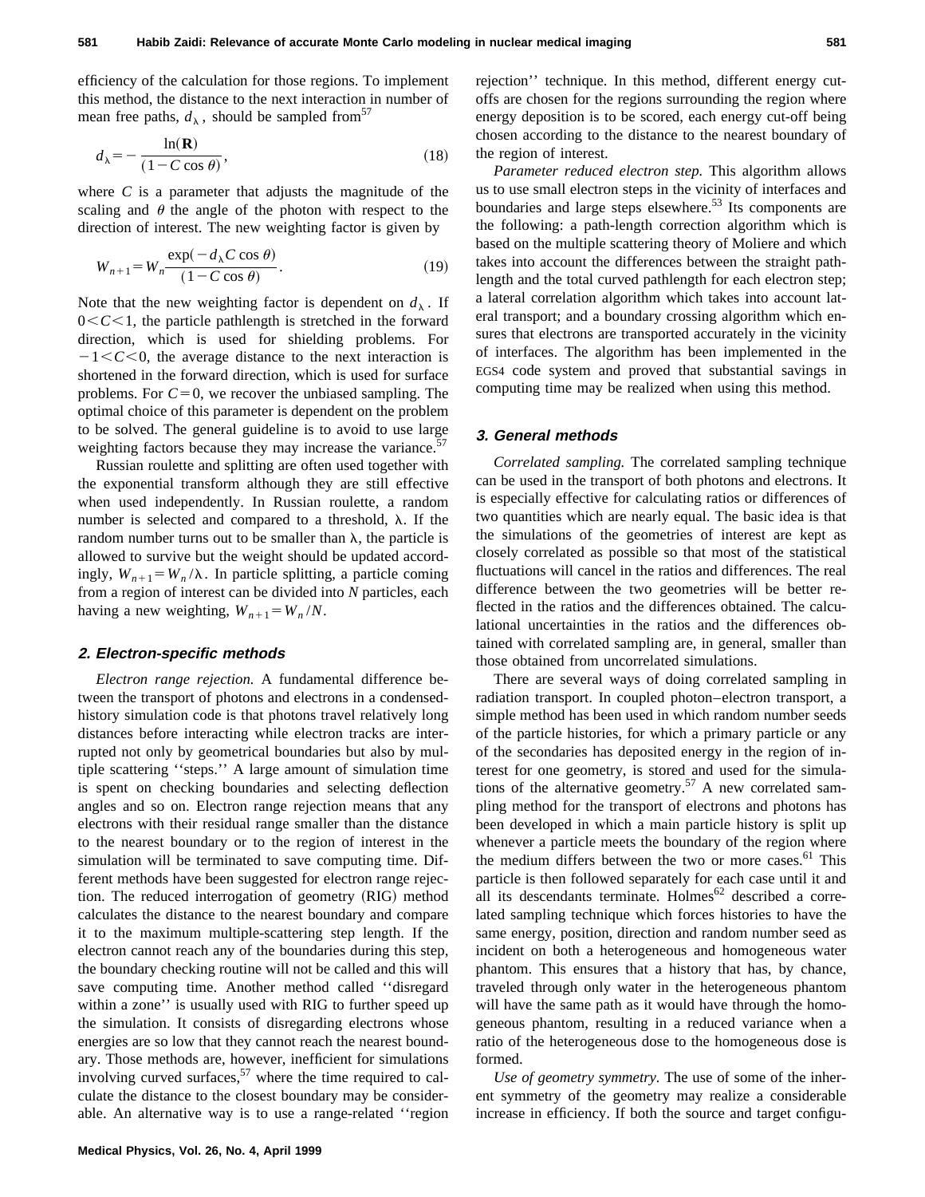efficiency of the calculation for those regions. To implement this method, the distance to the next interaction in number of mean free paths, $d_\lambda$, should be sampled from[57]

$$d_\lambda = -\frac{\ln(\mathbf{R})}{(1 - C\cos\theta)}, \tag{18}$$

where $C$ is a parameter that adjusts the magnitude of the scaling and $\theta$ the angle of the photon with respect to the direction of interest. The new weighting factor is given by

$$W_{n+1} = W_n \frac{\exp(-d_\lambda C\cos\theta)}{(1 - C\cos\theta)}. \tag{19}$$

Note that the new weighting factor is dependent on $d_\lambda$. If $0 < C < 1$, the particle pathlength is stretched in the forward direction, which is used for shielding problems. For $-1 < C < 0$, the average distance to the next interaction is shortened in the forward direction, which is used for surface problems. For $C = 0$, we recover the unbiased sampling. The optimal choice of this parameter is dependent on the problem to be solved. The general guideline is to avoid to use large weighting factors because they may increase the variance.[57]

Russian roulette and splitting are often used together with the exponential transform although they are still effective when used independently. In Russian roulette, a random number is selected and compared to a threshold, $\lambda$. If the random number turns out to be smaller than $\lambda$, the particle is allowed to survive but the weight should be updated accordingly, $W_{n+1} = W_n/\lambda$. In particle splitting, a particle coming from a region of interest can be divided into $N$ particles, each having a new weighting, $W_{n+1} = W_n/N$.

### 2. Electron-specific methods

*Electron range rejection.* A fundamental difference between the transport of photons and electrons in a condensed-history simulation code is that photons travel relatively long distances before interacting while electron tracks are interrupted not only by geometrical boundaries but also by multiple scattering ''steps.'' A large amount of simulation time is spent on checking boundaries and selecting deflection angles and so on. Electron range rejection means that any electrons with their residual range smaller than the distance to the nearest boundary or to the region of interest in the simulation will be terminated to save computing time. Different methods have been suggested for electron range rejection. The reduced interrogation of geometry (RIG) method calculates the distance to the nearest boundary and compare it to the maximum multiple-scattering step length. If the electron cannot reach any of the boundaries during this step, the boundary checking routine will not be called and this will save computing time. Another method called ''disregard within a zone'' is usually used with RIG to further speed up the simulation. It consists of disregarding electrons whose energies are so low that they cannot reach the nearest boundary. Those methods are, however, inefficient for simulations involving curved surfaces,[57] where the time required to calculate the distance to the closest boundary may be considerable. An alternative way is to use a range-related ''region rejection'' technique. In this method, different energy cut-offs are chosen for the regions surrounding the region where energy deposition is to be scored, each energy cut-off being chosen according to the distance to the nearest boundary of the region of interest.

*Parameter reduced electron step.* This algorithm allows us to use small electron steps in the vicinity of interfaces and boundaries and large steps elsewhere.[53] Its components are the following: a path-length correction algorithm which is based on the multiple scattering theory of Moliere and which takes into account the differences between the straight pathlength and the total curved pathlength for each electron step; a lateral correlation algorithm which takes into account lateral transport; and a boundary crossing algorithm which ensures that electrons are transported accurately in the vicinity of interfaces. The algorithm has been implemented in the EGS4 code system and proved that substantial savings in computing time may be realized when using this method.

### 3. General methods

*Correlated sampling.* The correlated sampling technique can be used in the transport of both photons and electrons. It is especially effective for calculating ratios or differences of two quantities which are nearly equal. The basic idea is that the simulations of the geometries of interest are kept as closely correlated as possible so that most of the statistical fluctuations will cancel in the ratios and differences. The real difference between the two geometries will be better reflected in the ratios and the differences obtained. The calculational uncertainties in the ratios and the differences obtained with correlated sampling are, in general, smaller than those obtained from uncorrelated simulations.

There are several ways of doing correlated sampling in radiation transport. In coupled photon–electron transport, a simple method has been used in which random number seeds of the particle histories, for which a primary particle or any of the secondaries has deposited energy in the region of interest for one geometry, is stored and used for the simulations of the alternative geometry.[57] A new correlated sampling method for the transport of electrons and photons has been developed in which a main particle history is split up whenever a particle meets the boundary of the region where the medium differs between the two or more cases.[61] This particle is then followed separately for each case until it and all its descendants terminate. Holmes[62] described a correlated sampling technique which forces histories to have the same energy, position, direction and random number seed as incident on both a heterogeneous and homogeneous water phantom. This ensures that a history that has, by chance, traveled through only water in the heterogeneous phantom will have the same path as it would have through the homogeneous phantom, resulting in a reduced variance when a ratio of the heterogeneous dose to the homogeneous dose is formed.

*Use of geometry symmetry.* The use of some of the inherent symmetry of the geometry may realize a considerable increase in efficiency. If both the source and target configu-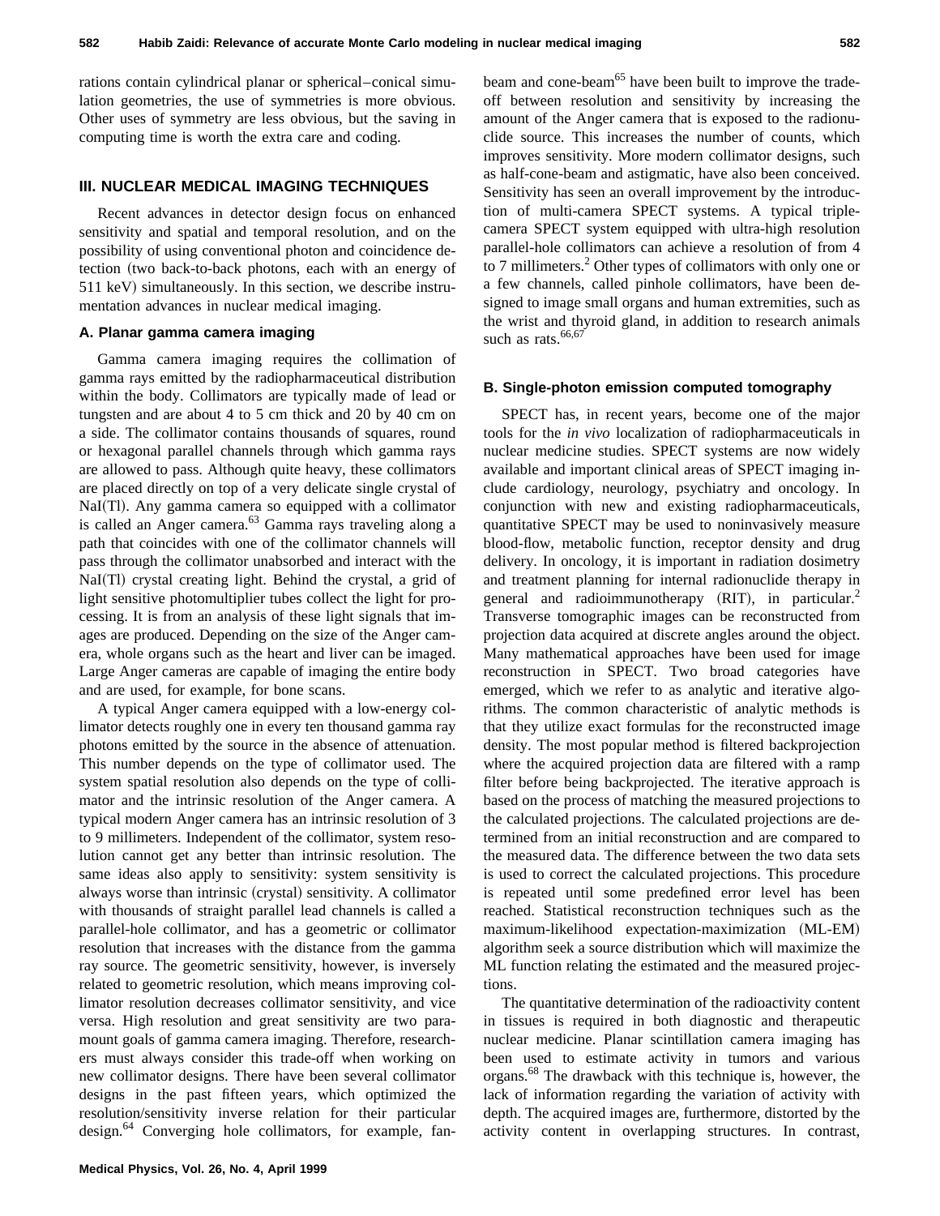rations contain cylindrical planar or spherical–conical simulation geometries, the use of symmetries is more obvious. Other uses of symmetry are less obvious, but the saving in computing time is worth the extra care and coding.

## III. NUCLEAR MEDICAL IMAGING TECHNIQUES

Recent advances in detector design focus on enhanced sensitivity and spatial and temporal resolution, and on the possibility of using conventional photon and coincidence detection (two back-to-back photons, each with an energy of 511 keV) simultaneously. In this section, we describe instrumentation advances in nuclear medical imaging.

### A. Planar gamma camera imaging

Gamma camera imaging requires the collimation of gamma rays emitted by the radiopharmaceutical distribution within the body. Collimators are typically made of lead or tungsten and are about 4 to 5 cm thick and 20 by 40 cm on a side. The collimator contains thousands of squares, round or hexagonal parallel channels through which gamma rays are allowed to pass. Although quite heavy, these collimators are placed directly on top of a very delicate single crystal of NaI(Tl). Any gamma camera so equipped with a collimator is called an Anger camera.[63] Gamma rays traveling along a path that coincides with one of the collimator channels will pass through the collimator unabsorbed and interact with the NaI(Tl) crystal creating light. Behind the crystal, a grid of light sensitive photomultiplier tubes collect the light for processing. It is from an analysis of these light signals that images are produced. Depending on the size of the Anger camera, whole organs such as the heart and liver can be imaged. Large Anger cameras are capable of imaging the entire body and are used, for example, for bone scans.

A typical Anger camera equipped with a low-energy collimator detects roughly one in every ten thousand gamma ray photons emitted by the source in the absence of attenuation. This number depends on the type of collimator used. The system spatial resolution also depends on the type of collimator and the intrinsic resolution of the Anger camera. A typical modern Anger camera has an intrinsic resolution of 3 to 9 millimeters. Independent of the collimator, system resolution cannot get any better than intrinsic resolution. The same ideas also apply to sensitivity: system sensitivity is always worse than intrinsic (crystal) sensitivity. A collimator with thousands of straight parallel lead channels is called a parallel-hole collimator, and has a geometric or collimator resolution that increases with the distance from the gamma ray source. The geometric sensitivity, however, is inversely related to geometric resolution, which means improving collimator resolution decreases collimator sensitivity, and vice versa. High resolution and great sensitivity are two paramount goals of gamma camera imaging. Therefore, researchers must always consider this trade-off when working on new collimator designs. There have been several collimator designs in the past fifteen years, which optimized the resolution/sensitivity inverse relation for their particular design.[64] Converging hole collimators, for example, fan-beam and cone-beam[65] have been built to improve the trade-off between resolution and sensitivity by increasing the amount of the Anger camera that is exposed to the radionuclide source. This increases the number of counts, which improves sensitivity. More modern collimator designs, such as half-cone-beam and astigmatic, have also been conceived. Sensitivity has seen an overall improvement by the introduction of multi-camera SPECT systems. A typical triple-camera SPECT system equipped with ultra-high resolution parallel-hole collimators can achieve a resolution of from 4 to 7 millimeters.[2] Other types of collimators with only one or a few channels, called pinhole collimators, have been designed to image small organs and human extremities, such as the wrist and thyroid gland, in addition to research animals such as rats.[66,67]

### B. Single-photon emission computed tomography

SPECT has, in recent years, become one of the major tools for the *in vivo* localization of radiopharmaceuticals in nuclear medicine studies. SPECT systems are now widely available and important clinical areas of SPECT imaging include cardiology, neurology, psychiatry and oncology. In conjunction with new and existing radiopharmaceuticals, quantitative SPECT may be used to noninvasively measure blood-flow, metabolic function, receptor density and drug delivery. In oncology, it is important in radiation dosimetry and treatment planning for internal radionuclide therapy in general and radioimmunotherapy (RIT), in particular.[2] Transverse tomographic images can be reconstructed from projection data acquired at discrete angles around the object. Many mathematical approaches have been used for image reconstruction in SPECT. Two broad categories have emerged, which we refer to as analytic and iterative algorithms. The common characteristic of analytic methods is that they utilize exact formulas for the reconstructed image density. The most popular method is filtered backprojection where the acquired projection data are filtered with a ramp filter before being backprojected. The iterative approach is based on the process of matching the measured projections to the calculated projections. The calculated projections are determined from an initial reconstruction and are compared to the measured data. The difference between the two data sets is used to correct the calculated projections. This procedure is repeated until some predefined error level has been reached. Statistical reconstruction techniques such as the maximum-likelihood expectation-maximization (ML-EM) algorithm seek a source distribution which will maximize the ML function relating the estimated and the measured projections.

The quantitative determination of the radioactivity content in tissues is required in both diagnostic and therapeutic nuclear medicine. Planar scintillation camera imaging has been used to estimate activity in tumors and various organs.[68] The drawback with this technique is, however, the lack of information regarding the variation of activity with depth. The acquired images are, furthermore, distorted by the activity content in overlapping structures. In contrast,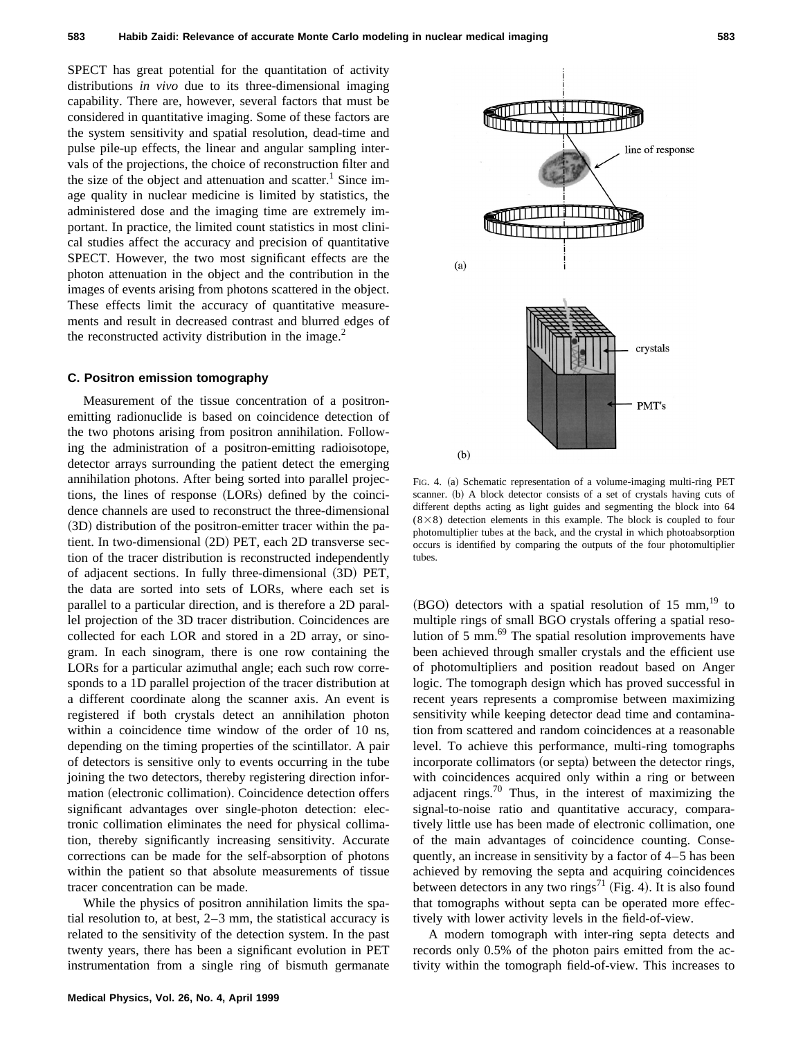SPECT has great potential for the quantitation of activity distributions *in vivo* due to its three-dimensional imaging capability. There are, however, several factors that must be considered in quantitative imaging. Some of these factors are the system sensitivity and spatial resolution, dead-time and pulse pile-up effects, the linear and angular sampling intervals of the projections, the choice of reconstruction filter and the size of the object and attenuation and scatter.[1] Since image quality in nuclear medicine is limited by statistics, the administered dose and the imaging time are extremely important. In practice, the limited count statistics in most clinical studies affect the accuracy and precision of quantitative SPECT. However, the two most significant effects are the photon attenuation in the object and the contribution in the images of events arising from photons scattered in the object. These effects limit the accuracy of quantitative measurements and result in decreased contrast and blurred edges of the reconstructed activity distribution in the image.[2]

### C. Positron emission tomography

Measurement of the tissue concentration of a positron-emitting radionuclide is based on coincidence detection of the two photons arising from positron annihilation. Following the administration of a positron-emitting radioisotope, detector arrays surrounding the patient detect the emerging annihilation photons. After being sorted into parallel projections, the lines of response (LORs) defined by the coincidence channels are used to reconstruct the three-dimensional (3D) distribution of the positron-emitter tracer within the patient. In two-dimensional (2D) PET, each 2D transverse section of the tracer distribution is reconstructed independently of adjacent sections. In fully three-dimensional (3D) PET, the data are sorted into sets of LORs, where each set is parallel to a particular direction, and is therefore a 2D parallel projection of the 3D tracer distribution. Coincidences are collected for each LOR and stored in a 2D array, or sinogram. In each sinogram, there is one row containing the LORs for a particular azimuthal angle; each such row corresponds to a 1D parallel projection of the tracer distribution at a different coordinate along the scanner axis. An event is registered if both crystals detect an annihilation photon within a coincidence time window of the order of 10 ns, depending on the timing properties of the scintillator. A pair of detectors is sensitive only to events occurring in the tube joining the two detectors, thereby registering direction information (electronic collimation). Coincidence detection offers significant advantages over single-photon detection: electronic collimation eliminates the need for physical collimation, thereby significantly increasing sensitivity. Accurate corrections can be made for the self-absorption of photons within the patient so that absolute measurements of tissue tracer concentration can be made.

While the physics of positron annihilation limits the spatial resolution to, at best, 2–3 mm, the statistical accuracy is related to the sensitivity of the detection system. In the past twenty years, there has been a significant evolution in PET instrumentation from a single ring of bismuth germanate (BGO) detectors with a spatial resolution of 15 mm,[19] to multiple rings of small BGO crystals offering a spatial resolution of 5 mm.[69] The spatial resolution improvements have been achieved through smaller crystals and the efficient use of photomultipliers and position readout based on Anger logic. The tomograph design which has proved successful in recent years represents a compromise between maximizing sensitivity while keeping detector dead time and contamination from scattered and random coincidences at a reasonable level. To achieve this performance, multi-ring tomographs incorporate collimators (or septa) between the detector rings, with coincidences acquired only within a ring or between adjacent rings.[70] Thus, in the interest of maximizing the signal-to-noise ratio and quantitative accuracy, comparatively little use has been made of electronic collimation, one of the main advantages of coincidence counting. Consequently, an increase in sensitivity by a factor of 4–5 has been achieved by removing the septa and acquiring coincidences between detectors in any two rings[71] (Fig. 4). It is also found that tomographs without septa can be operated more effectively with lower activity levels in the field-of-view.

FIG. 4. (a) Schematic representation of a volume-imaging multi-ring PET scanner. (b) A block detector consists of a set of crystals having cuts of different depths acting as light guides and segmenting the block into 64 ($8\times8$) detection elements in this example. The block is coupled to four photomultiplier tubes at the back, and the crystal in which photoabsorption occurs is identified by comparing the outputs of the four photomultiplier tubes.

A modern tomograph with inter-ring septa detects and records only 0.5% of the photon pairs emitted from the activity within the tomograph field-of-view. This increases to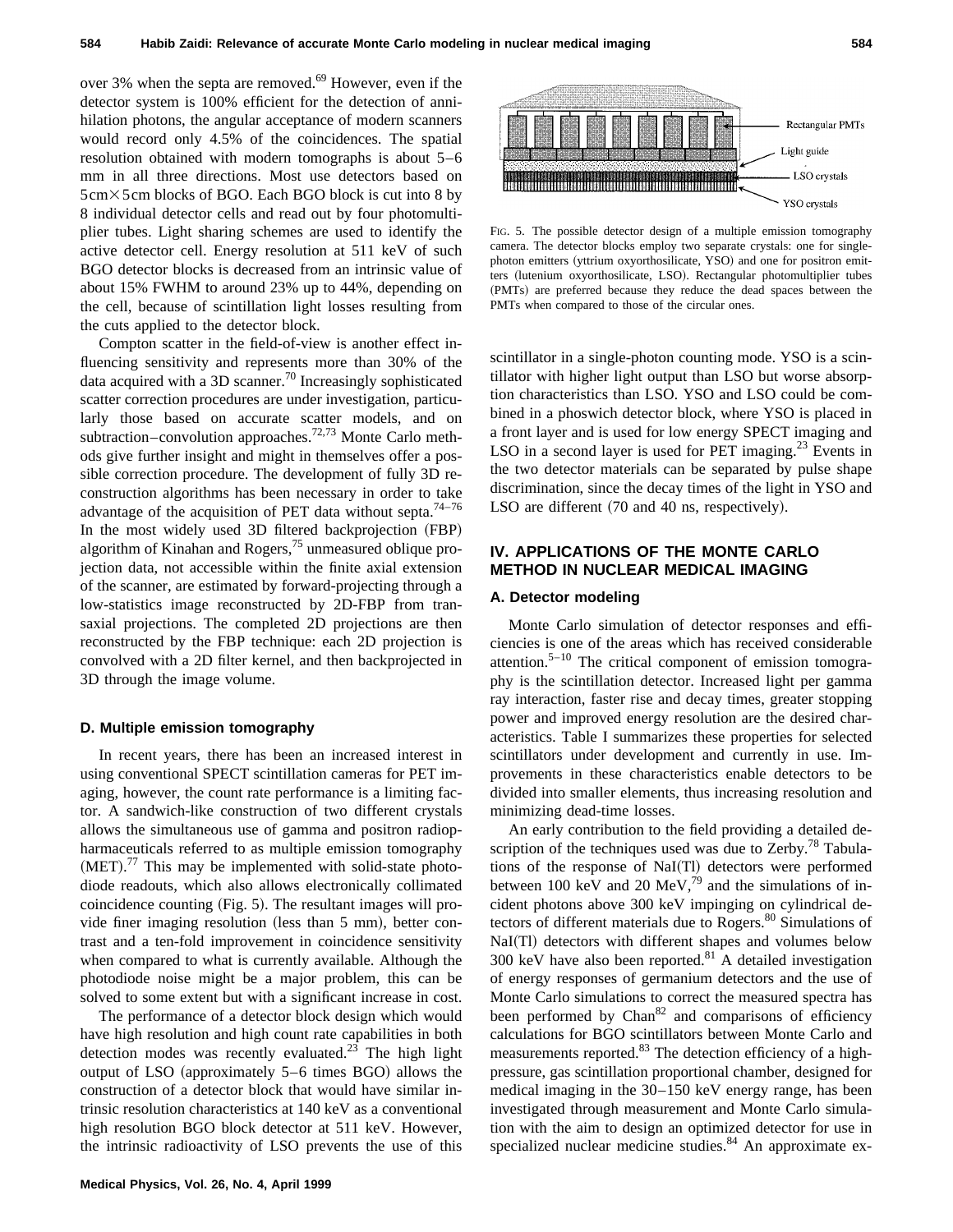over 3% when the septa are removed.[69] However, even if the detector system is 100% efficient for the detection of annihilation photons, the angular acceptance of modern scanners would record only 4.5% of the coincidences. The spatial resolution obtained with modern tomographs is about 5–6 mm in all three directions. Most use detectors based on 5cm×5cm blocks of BGO. Each BGO block is cut into 8 by 8 individual detector cells and read out by four photomultiplier tubes. Light sharing schemes are used to identify the active detector cell. Energy resolution at 511 keV of such BGO detector blocks is decreased from an intrinsic value of about 15% FWHM to around 23% up to 44%, depending on the cell, because of scintillation light losses resulting from the cuts applied to the detector block.

Compton scatter in the field-of-view is another effect influencing sensitivity and represents more than 30% of the data acquired with a 3D scanner.[70] Increasingly sophisticated scatter correction procedures are under investigation, particularly those based on accurate scatter models, and on subtraction–convolution approaches.[72,73] Monte Carlo methods give further insight and might in themselves offer a possible correction procedure. The development of fully 3D reconstruction algorithms has been necessary in order to take advantage of the acquisition of PET data without septa.[74–76] In the most widely used 3D filtered backprojection (FBP) algorithm of Kinahan and Rogers,[75] unmeasured oblique projection data, not accessible within the finite axial extension of the scanner, are estimated by forward-projecting through a low-statistics image reconstructed by 2D-FBP from transaxial projections. The completed 2D projections are then reconstructed by the FBP technique: each 2D projection is convolved with a 2D filter kernel, and then backprojected in 3D through the image volume.

### D. Multiple emission tomography

In recent years, there has been an increased interest in using conventional SPECT scintillation cameras for PET imaging, however, the count rate performance is a limiting factor. A sandwich-like construction of two different crystals allows the simultaneous use of gamma and positron radiopharmaceuticals referred to as multiple emission tomography (MET).[77] This may be implemented with solid-state photodiode readouts, which also allows electronically collimated coincidence counting (Fig. 5). The resultant images will provide finer imaging resolution (less than 5 mm), better contrast and a ten-fold improvement in coincidence sensitivity when compared to what is currently available. Although the photodiode noise might be a major problem, this can be solved to some extent but with a significant increase in cost.

The performance of a detector block design which would have high resolution and high count rate capabilities in both detection modes was recently evaluated.[23] The high light output of LSO (approximately 5–6 times BGO) allows the construction of a detector block that would have similar intrinsic resolution characteristics at 140 keV as a conventional high resolution BGO block detector at 511 keV. However, the intrinsic radioactivity of LSO prevents the use of this scintillator in a single-photon counting mode. YSO is a scintillator with higher light output than LSO but worse absorption characteristics than LSO. YSO and LSO could be combined in a phoswich detector block, where YSO is placed in a front layer and is used for low energy SPECT imaging and LSO in a second layer is used for PET imaging.[23] Events in the two detector materials can be separated by pulse shape discrimination, since the decay times of the light in YSO and LSO are different (70 and 40 ns, respectively).

Rectangular PMTs

Light guide

LSO crystals

YSO crystals

FIG. 5. The possible detector design of a multiple emission tomography camera. The detector blocks employ two separate crystals: one for single-photon emitters (yttrium oxyorthosilicate, YSO) and one for positron emitters (lutenium oxyorthosilicate, LSO). Rectangular photomultiplier tubes (PMTs) are preferred because they reduce the dead spaces between the PMTs when compared to those of the circular ones.

## IV. APPLICATIONS OF THE MONTE CARLO METHOD IN NUCLEAR MEDICAL IMAGING

### A. Detector modeling

Monte Carlo simulation of detector responses and efficiencies is one of the areas which has received considerable attention.[5–10] The critical component of emission tomography is the scintillation detector. Increased light per gamma ray interaction, faster rise and decay times, greater stopping power and improved energy resolution are the desired characteristics. Table I summarizes these properties for selected scintillators under development and currently in use. Improvements in these characteristics enable detectors to be divided into smaller elements, thus increasing resolution and minimizing dead-time losses.

An early contribution to the field providing a detailed description of the techniques used was due to Zerby.[78] Tabulations of the response of NaI(Tl) detectors were performed between 100 keV and 20 MeV,[79] and the simulations of incident photons above 300 keV impinging on cylindrical detectors of different materials due to Rogers.[80] Simulations of NaI(Tl) detectors with different shapes and volumes below 300 keV have also been reported.[81] A detailed investigation of energy responses of germanium detectors and the use of Monte Carlo simulations to correct the measured spectra has been performed by Chan[82] and comparisons of efficiency calculations for BGO scintillators between Monte Carlo and measurements reported.[83] The detection efficiency of a high-pressure, gas scintillation proportional chamber, designed for medical imaging in the 30–150 keV energy range, has been investigated through measurement and Monte Carlo simulation with the aim to design an optimized detector for use in specialized nuclear medicine studies.[84] An approximate ex-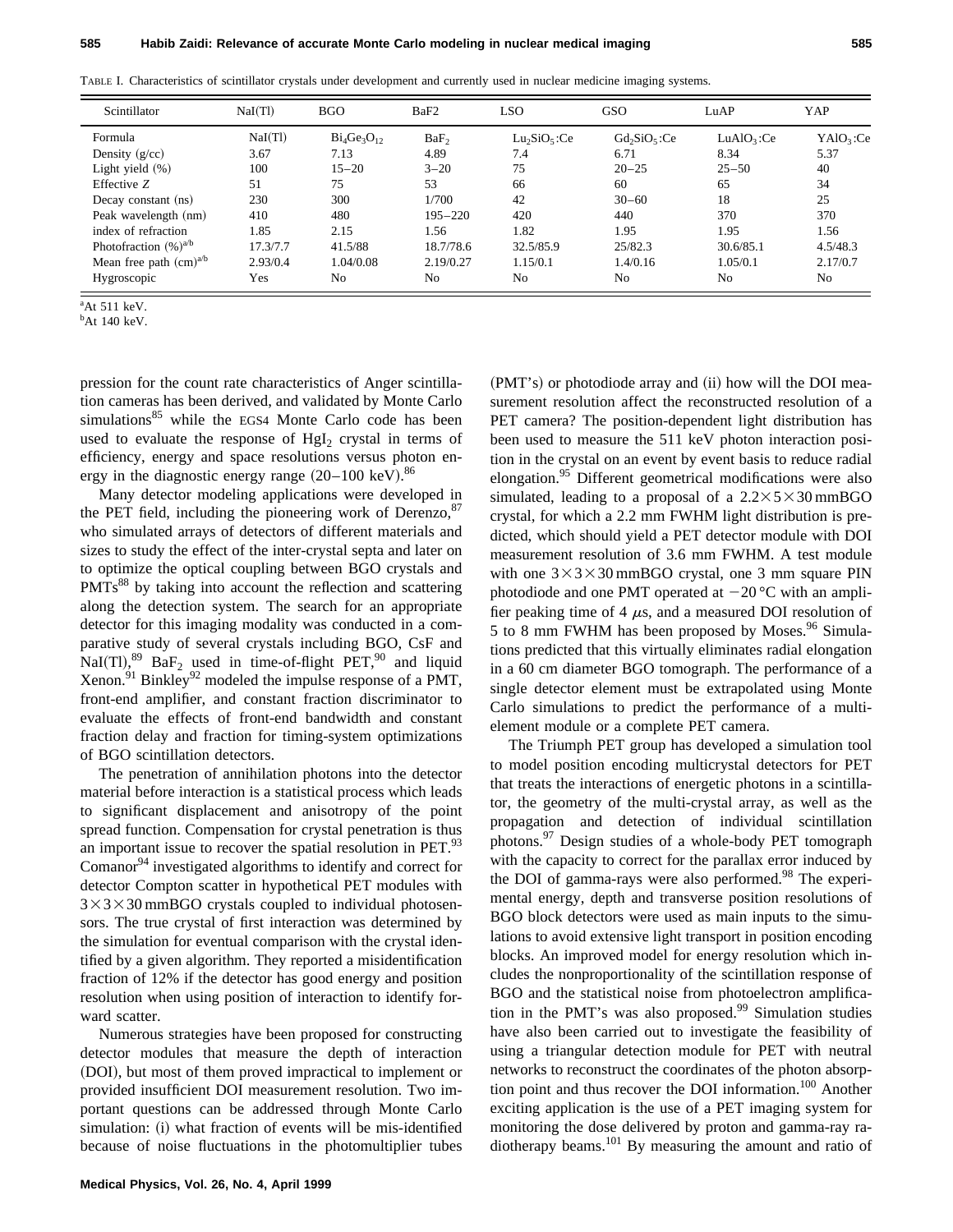TABLE I. Characteristics of scintillator crystals under development and currently used in nuclear medicine imaging systems.

| Scintillator | NaI(Tl) | BGO | BaF2 | LSO | GSO | LuAP | YAP |
|---|---|---|---|---|---|---|---|
| Formula | NaI(Tl) | $Bi_4Ge_3O_{12}$ | $BaF_2$ | $Lu_2SiO_5$:Ce | $Gd_2SiO_5$:Ce | $LuAlO_3$:Ce | $YAlO_3$:Ce |
| Density (g/cc) | 3.67 | 7.13 | 4.89 | 7.4 | 6.71 | 8.34 | 5.37 |
| Light yield (%) | 100 | 15–20 | 3–20 | 75 | 20–25 | 25–50 | 40 |
| Effective *Z* | 51 | 75 | 53 | 66 | 60 | 65 | 34 |
| Decay constant (ns) | 230 | 300 | 1/700 | 42 | 30–60 | 18 | 25 |
| Peak wavelength (nm) | 410 | 480 | 195–220 | 420 | 440 | 370 | 370 |
| index of refraction | 1.85 | 2.15 | 1.56 | 1.82 | 1.95 | 1.95 | 1.56 |
| Photofraction (%)[a/b] | 17.3/7.7 | 41.5/88 | 18.7/78.6 | 32.5/85.9 | 25/82.3 | 30.6/85.1 | 4.5/48.3 |
| Mean free path (cm)[a/b] | 2.93/0.4 | 1.04/0.08 | 2.19/0.27 | 1.15/0.1 | 1.4/0.16 | 1.05/0.1 | 2.17/0.7 |
| Hygroscopic | Yes | No | No | No | No | No | No |

[a]At 511 keV.
[b]At 140 keV.

pression for the count rate characteristics of Anger scintillation cameras has been derived, and validated by Monte Carlo simulations[85] while the EGS4 Monte Carlo code has been used to evaluate the response of $HgI_2$ crystal in terms of efficiency, energy and space resolutions versus photon energy in the diagnostic energy range (20–100 keV).[86]

Many detector modeling applications were developed in the PET field, including the pioneering work of Derenzo,[87] who simulated arrays of detectors of different materials and sizes to study the effect of the inter-crystal septa and later on to optimize the optical coupling between BGO crystals and PMTs[88] by taking into account the reflection and scattering along the detection system. The search for an appropriate detector for this imaging modality was conducted in a comparative study of several crystals including BGO, CsF and NaI(Tl),[89] $BaF_2$ used in time-of-flight PET,[90] and liquid Xenon.[91] Binkley[92] modeled the impulse response of a PMT, front-end amplifier, and constant fraction discriminator to evaluate the effects of front-end bandwidth and constant fraction delay and fraction for timing-system optimizations of BGO scintillation detectors.

The penetration of annihilation photons into the detector material before interaction is a statistical process which leads to significant displacement and anisotropy of the point spread function. Compensation for crystal penetration is thus an important issue to recover the spatial resolution in PET.[93] Comanor[94] investigated algorithms to identify and correct for detector Compton scatter in hypothetical PET modules with $3\times3\times30$ mmBGO crystals coupled to individual photosensors. The true crystal of first interaction was determined by the simulation for eventual comparison with the crystal identified by a given algorithm. They reported a misidentification fraction of 12% if the detector has good energy and position resolution when using position of interaction to identify forward scatter.

Numerous strategies have been proposed for constructing detector modules that measure the depth of interaction (DOI), but most of them proved impractical to implement or provided insufficient DOI measurement resolution. Two important questions can be addressed through Monte Carlo simulation: (i) what fraction of events will be mis-identified because of noise fluctuations in the photomultiplier tubes (PMT's) or photodiode array and (ii) how will the DOI measurement resolution affect the reconstructed resolution of a PET camera? The position-dependent light distribution has been used to measure the 511 keV photon interaction position in the crystal on an event by event basis to reduce radial elongation.[95] Different geometrical modifications were also simulated, leading to a proposal of a $2.2\times5\times30$ mmBGO crystal, for which a 2.2 mm FWHM light distribution is predicted, which should yield a PET detector module with DOI measurement resolution of 3.6 mm FWHM. A test module with one $3\times3\times30$ mmBGO crystal, one 3 mm square PIN photodiode and one PMT operated at $-20$ °C with an amplifier peaking time of 4 $\mu$s, and a measured DOI resolution of 5 to 8 mm FWHM has been proposed by Moses.[96] Simulations predicted that this virtually eliminates radial elongation in a 60 cm diameter BGO tomograph. The performance of a single detector element must be extrapolated using Monte Carlo simulations to predict the performance of a multi-element module or a complete PET camera.

The Triumph PET group has developed a simulation tool to model position encoding multicrystal detectors for PET that treats the interactions of energetic photons in a scintillator, the geometry of the multi-crystal array, as well as the propagation and detection of individual scintillation photons.[97] Design studies of a whole-body PET tomograph with the capacity to correct for the parallax error induced by the DOI of gamma-rays were also performed.[98] The experimental energy, depth and transverse position resolutions of BGO block detectors were used as main inputs to the simulations to avoid extensive light transport in position encoding blocks. An improved model for energy resolution which includes the nonproportionality of the scintillation response of BGO and the statistical noise from photoelectron amplification in the PMT's was also proposed.[99] Simulation studies have also been carried out to investigate the feasibility of using a triangular detection module for PET with neutral networks to reconstruct the coordinates of the photon absorption point and thus recover the DOI information.[100] Another exciting application is the use of a PET imaging system for monitoring the dose delivered by proton and gamma-ray radiotherapy beams.[101] By measuring the amount and ratio of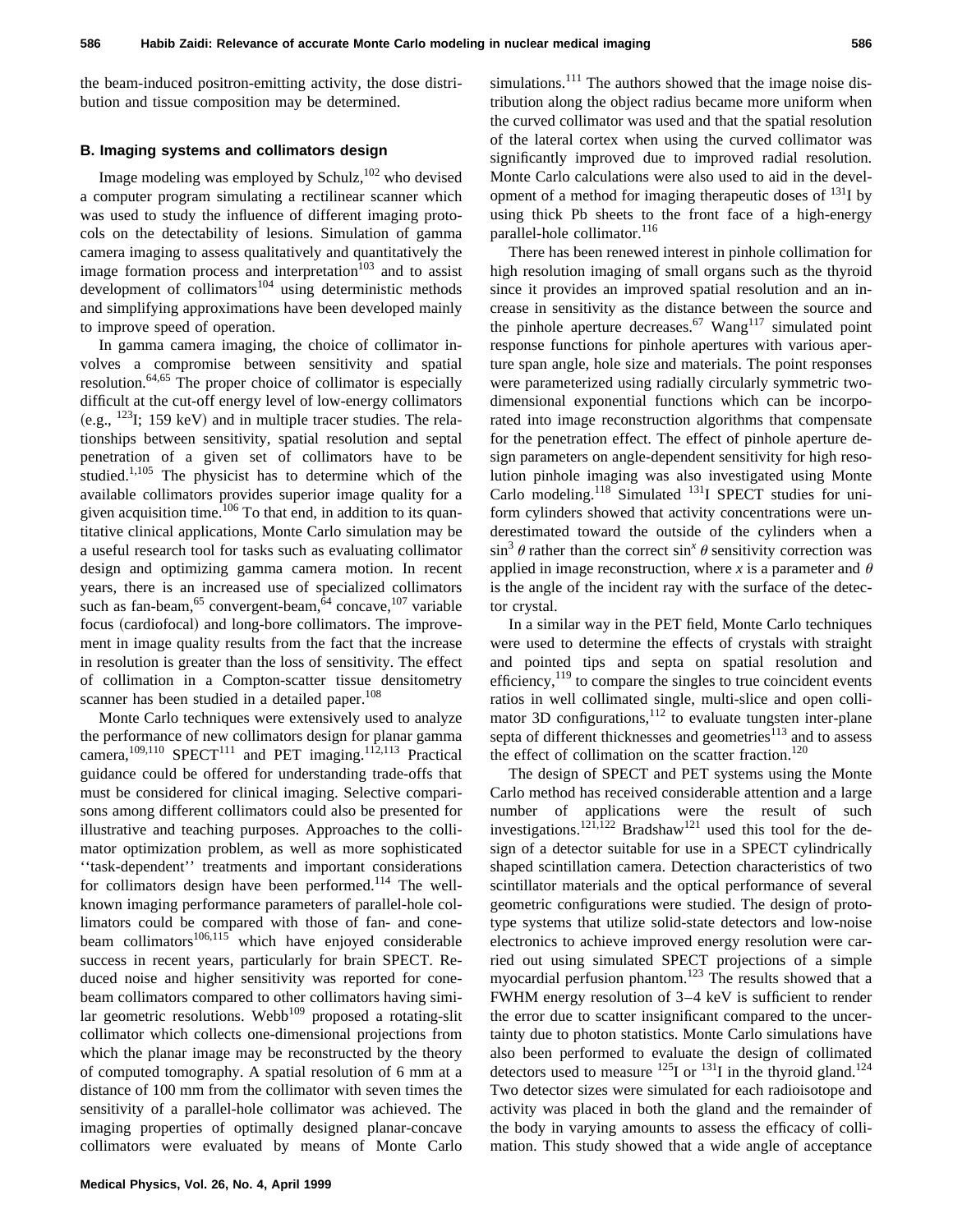the beam-induced positron-emitting activity, the dose distribution and tissue composition may be determined.

### B. Imaging systems and collimators design

Image modeling was employed by Schulz,[102] who devised a computer program simulating a rectilinear scanner which was used to study the influence of different imaging protocols on the detectability of lesions. Simulation of gamma camera imaging to assess qualitatively and quantitatively the image formation process and interpretation[103] and to assist development of collimators[104] using deterministic methods and simplifying approximations have been developed mainly to improve speed of operation.

In gamma camera imaging, the choice of collimator involves a compromise between sensitivity and spatial resolution.[64,65] The proper choice of collimator is especially difficult at the cut-off energy level of low-energy collimators (e.g., $^{123}$I; 159 keV) and in multiple tracer studies. The relationships between sensitivity, spatial resolution and septal penetration of a given set of collimators have to be studied.[1,105] The physicist has to determine which of the available collimators provides superior image quality for a given acquisition time.[106] To that end, in addition to its quantitative clinical applications, Monte Carlo simulation may be a useful research tool for tasks such as evaluating collimator design and optimizing gamma camera motion. In recent years, there is an increased use of specialized collimators such as fan-beam,[65] convergent-beam,[64] concave,[107] variable focus (cardiofocal) and long-bore collimators. The improvement in image quality results from the fact that the increase in resolution is greater than the loss of sensitivity. The effect of collimation in a Compton-scatter tissue densitometry scanner has been studied in a detailed paper.[108]

Monte Carlo techniques were extensively used to analyze the performance of new collimators design for planar gamma camera,[109,110] SPECT[111] and PET imaging.[112,113] Practical guidance could be offered for understanding trade-offs that must be considered for clinical imaging. Selective comparisons among different collimators could also be presented for illustrative and teaching purposes. Approaches to the collimator optimization problem, as well as more sophisticated ''task-dependent'' treatments and important considerations for collimators design have been performed.[114] The well-known imaging performance parameters of parallel-hole collimators could be compared with those of fan- and cone-beam collimators[106,115] which have enjoyed considerable success in recent years, particularly for brain SPECT. Reduced noise and higher sensitivity was reported for cone-beam collimators compared to other collimators having similar geometric resolutions. Webb[109] proposed a rotating-slit collimator which collects one-dimensional projections from which the planar image may be reconstructed by the theory of computed tomography. A spatial resolution of 6 mm at a distance of 100 mm from the collimator with seven times the sensitivity of a parallel-hole collimator was achieved. The imaging properties of optimally designed planar-concave collimators were evaluated by means of Monte Carlo simulations.[111] The authors showed that the image noise distribution along the object radius became more uniform when the curved collimator was used and that the spatial resolution of the lateral cortex when using the curved collimator was significantly improved due to improved radial resolution. Monte Carlo calculations were also used to aid in the development of a method for imaging therapeutic doses of $^{131}$I by using thick Pb sheets to the front face of a high-energy parallel-hole collimator.[116]

There has been renewed interest in pinhole collimation for high resolution imaging of small organs such as the thyroid since it provides an improved spatial resolution and an increase in sensitivity as the distance between the source and the pinhole aperture decreases.[67] Wang[117] simulated point response functions for pinhole apertures with various aperture span angle, hole size and materials. The point responses were parameterized using radially circularly symmetric two-dimensional exponential functions which can be incorporated into image reconstruction algorithms that compensate for the penetration effect. The effect of pinhole aperture design parameters on angle-dependent sensitivity for high resolution pinhole imaging was also investigated using Monte Carlo modeling.[118] Simulated $^{131}$I SPECT studies for uniform cylinders showed that activity concentrations were underestimated toward the outside of the cylinders when a $\sin^3\theta$ rather than the correct $\sin^x\theta$ sensitivity correction was applied in image reconstruction, where $x$ is a parameter and $\theta$ is the angle of the incident ray with the surface of the detector crystal.

In a similar way in the PET field, Monte Carlo techniques were used to determine the effects of crystals with straight and pointed tips and septa on spatial resolution and efficiency,[119] to compare the singles to true coincident events ratios in well collimated single, multi-slice and open collimator 3D configurations,[112] to evaluate tungsten inter-plane septa of different thicknesses and geometries[113] and to assess the effect of collimation on the scatter fraction.[120]

The design of SPECT and PET systems using the Monte Carlo method has received considerable attention and a large number of applications were the result of such investigations.[121,122] Bradshaw[121] used this tool for the design of a detector suitable for use in a SPECT cylindrically shaped scintillation camera. Detection characteristics of two scintillator materials and the optical performance of several geometric configurations were studied. The design of prototype systems that utilize solid-state detectors and low-noise electronics to achieve improved energy resolution were carried out using simulated SPECT projections of a simple myocardial perfusion phantom.[123] The results showed that a FWHM energy resolution of 3–4 keV is sufficient to render the error due to scatter insignificant compared to the uncertainty due to photon statistics. Monte Carlo simulations have also been performed to evaluate the design of collimated detectors used to measure $^{125}$I or $^{131}$I in the thyroid gland.[124] Two detector sizes were simulated for each radioisotope and activity was placed in both the gland and the remainder of the body in varying amounts to assess the efficacy of collimation. This study showed that a wide angle of acceptance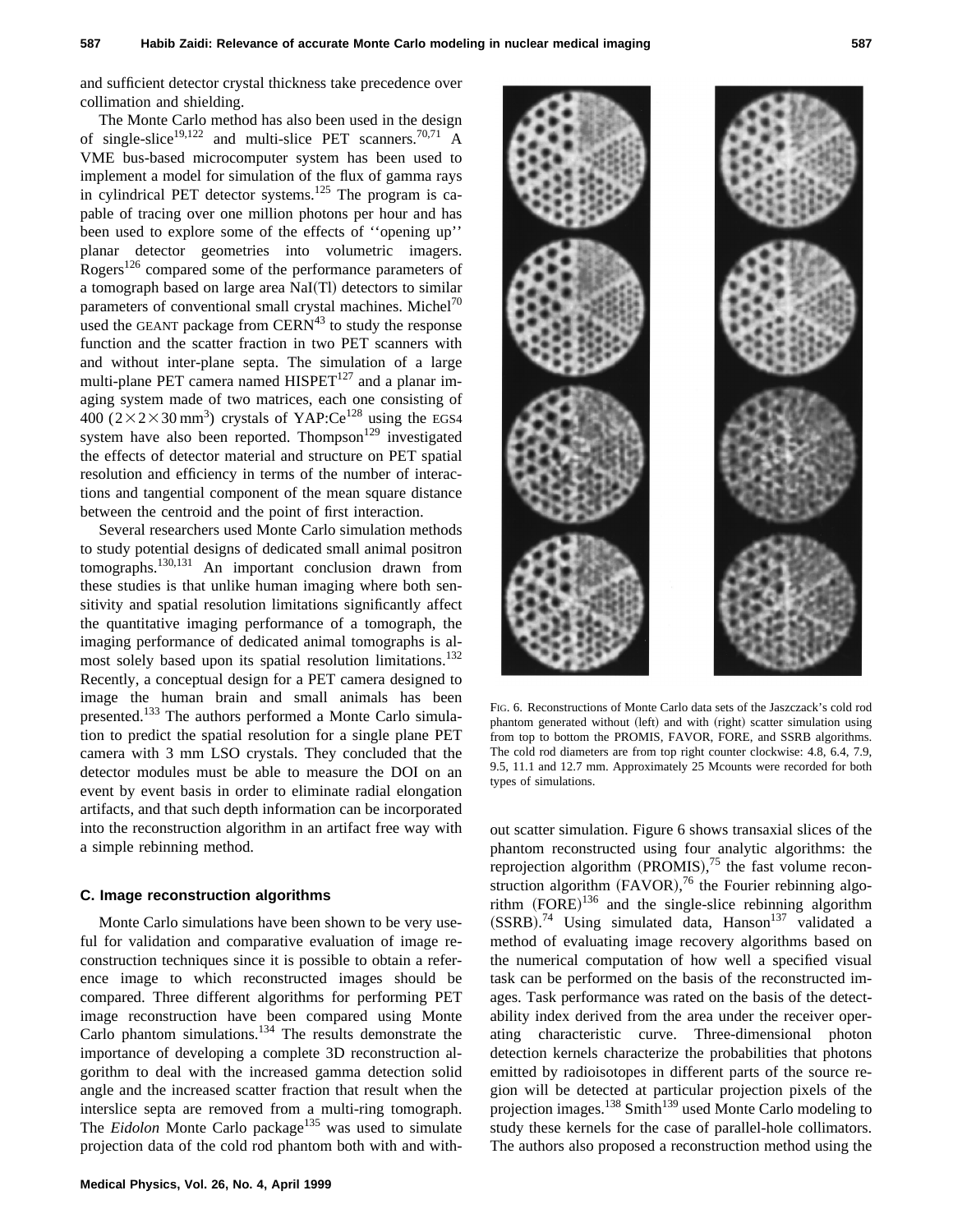and sufficient detector crystal thickness take precedence over collimation and shielding.

The Monte Carlo method has also been used in the design of single-slice[19,122] and multi-slice PET scanners.[70,71] A VME bus-based microcomputer system has been used to implement a model for simulation of the flux of gamma rays in cylindrical PET detector systems.[125] The program is capable of tracing over one million photons per hour and has been used to explore some of the effects of ''opening up'' planar detector geometries into volumetric imagers. Rogers[126] compared some of the performance parameters of a tomograph based on large area NaI(Tl) detectors to similar parameters of conventional small crystal machines. Michel[70] used the GEANT package from CERN[43] to study the response function and the scatter fraction in two PET scanners with and without inter-plane septa. The simulation of a large multi-plane PET camera named HISPET[127] and a planar imaging system made of two matrices, each one consisting of 400 ($2\times2\times30\,\text{mm}^3$) crystals of YAP:Ce[128] using the EGS4 system have also been reported. Thompson[129] investigated the effects of detector material and structure on PET spatial resolution and efficiency in terms of the number of interactions and tangential component of the mean square distance between the centroid and the point of first interaction.

Several researchers used Monte Carlo simulation methods to study potential designs of dedicated small animal positron tomographs.[130,131] An important conclusion drawn from these studies is that unlike human imaging where both sensitivity and spatial resolution limitations significantly affect the quantitative imaging performance of a tomograph, the imaging performance of dedicated animal tomographs is almost solely based upon its spatial resolution limitations.[132] Recently, a conceptual design for a PET camera designed to image the human brain and small animals has been presented.[133] The authors performed a Monte Carlo simulation to predict the spatial resolution for a single plane PET camera with 3 mm LSO crystals. They concluded that the detector modules must be able to measure the DOI on an event by event basis in order to eliminate radial elongation artifacts, and that such depth information can be incorporated into the reconstruction algorithm in an artifact free way with a simple rebinning method.

### C. Image reconstruction algorithms

Monte Carlo simulations have been shown to be very useful for validation and comparative evaluation of image reconstruction techniques since it is possible to obtain a reference image to which reconstructed images should be compared. Three different algorithms for performing PET image reconstruction have been compared using Monte Carlo phantom simulations.[134] The results demonstrate the importance of developing a complete 3D reconstruction algorithm to deal with the increased gamma detection solid angle and the increased scatter fraction that result when the interslice septa are removed from a multi-ring tomograph. The *Eidolon* Monte Carlo package[135] was used to simulate projection data of the cold rod phantom both with and without scatter simulation. Figure 6 shows transaxial slices of the phantom reconstructed using four analytic algorithms: the reprojection algorithm (PROMIS),[75] the fast volume reconstruction algorithm (FAVOR),[76] the Fourier rebinning algorithm (FORE)[136] and the single-slice rebinning algorithm (SSRB).[74] Using simulated data, Hanson[137] validated a method of evaluating image recovery algorithms based on the numerical computation of how well a specified visual task can be performed on the basis of the reconstructed images. Task performance was rated on the basis of the detectability index derived from the area under the receiver operating characteristic curve. Three-dimensional photon detection kernels characterize the probabilities that photons emitted by radioisotopes in different parts of the source region will be detected at particular projection pixels of the projection images.[138] Smith[139] used Monte Carlo modeling to study these kernels for the case of parallel-hole collimators. The authors also proposed a reconstruction method using the

FIG. 6. Reconstructions of Monte Carlo data sets of the Jaszczack's cold rod phantom generated without (left) and with (right) scatter simulation using from top to bottom the PROMIS, FAVOR, FORE, and SSRB algorithms. The cold rod diameters are from top right counter clockwise: 4.8, 6.4, 7.9, 9.5, 11.1 and 12.7 mm. Approximately 25 Mcounts were recorded for both types of simulations.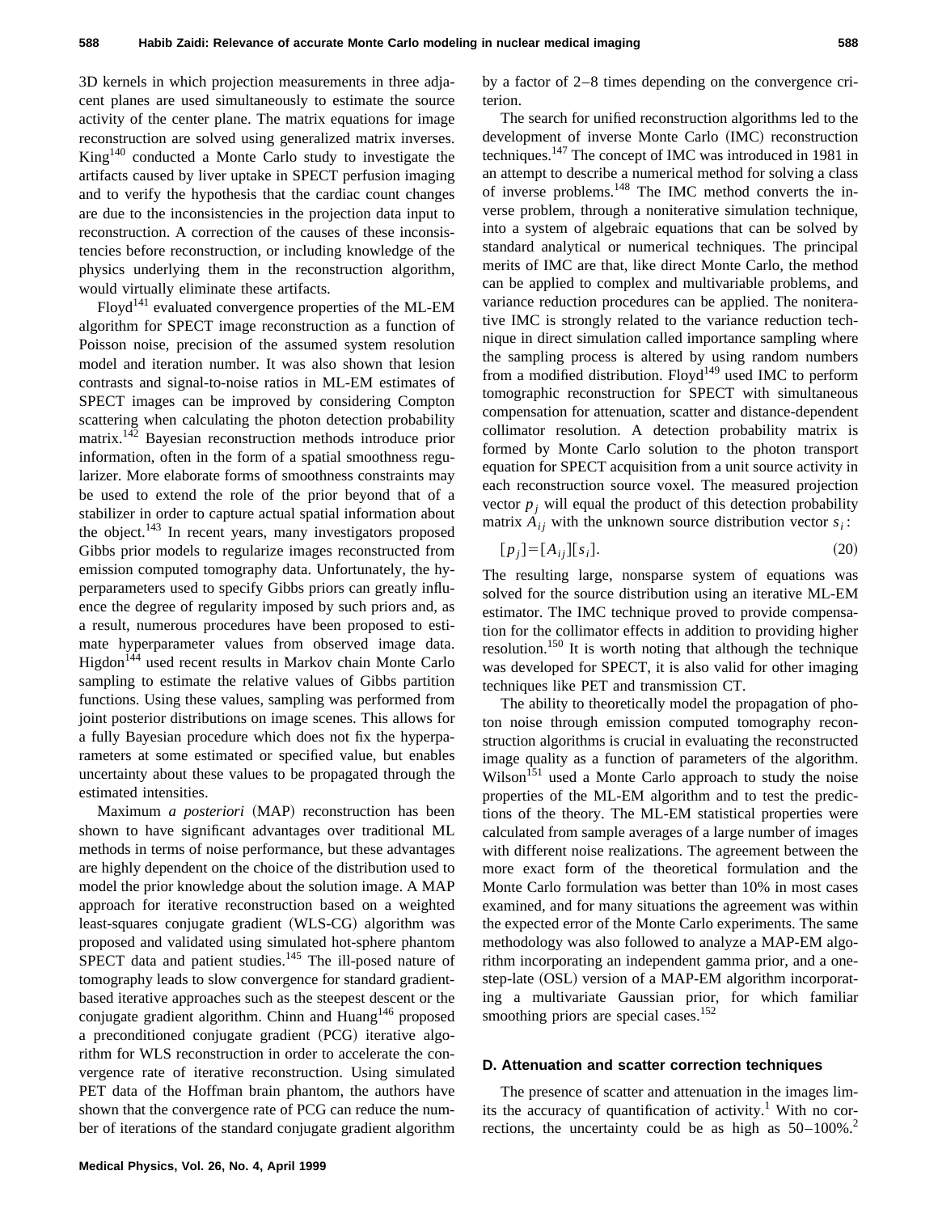3D kernels in which projection measurements in three adjacent planes are used simultaneously to estimate the source activity of the center plane. The matrix equations for image reconstruction are solved using generalized matrix inverses. King[140] conducted a Monte Carlo study to investigate the artifacts caused by liver uptake in SPECT perfusion imaging and to verify the hypothesis that the cardiac count changes are due to the inconsistencies in the projection data input to reconstruction. A correction of the causes of these inconsistencies before reconstruction, or including knowledge of the physics underlying them in the reconstruction algorithm, would virtually eliminate these artifacts.

Floyd[141] evaluated convergence properties of the ML-EM algorithm for SPECT image reconstruction as a function of Poisson noise, precision of the assumed system resolution model and iteration number. It was also shown that lesion contrasts and signal-to-noise ratios in ML-EM estimates of SPECT images can be improved by considering Compton scattering when calculating the photon detection probability matrix.[142] Bayesian reconstruction methods introduce prior information, often in the form of a spatial smoothness regularizer. More elaborate forms of smoothness constraints may be used to extend the role of the prior beyond that of a stabilizer in order to capture actual spatial information about the object.[143] In recent years, many investigators proposed Gibbs prior models to regularize images reconstructed from emission computed tomography data. Unfortunately, the hyperparameters used to specify Gibbs priors can greatly influence the degree of regularity imposed by such priors and, as a result, numerous procedures have been proposed to estimate hyperparameter values from observed image data. Higdon[144] used recent results in Markov chain Monte Carlo sampling to estimate the relative values of Gibbs partition functions. Using these values, sampling was performed from joint posterior distributions on image scenes. This allows for a fully Bayesian procedure which does not fix the hyperparameters at some estimated or specified value, but enables uncertainty about these values to be propagated through the estimated intensities.

Maximum *a posteriori* (MAP) reconstruction has been shown to have significant advantages over traditional ML methods in terms of noise performance, but these advantages are highly dependent on the choice of the distribution used to model the prior knowledge about the solution image. A MAP approach for iterative reconstruction based on a weighted least-squares conjugate gradient (WLS-CG) algorithm was proposed and validated using simulated hot-sphere phantom SPECT data and patient studies.[145] The ill-posed nature of tomography leads to slow convergence for standard gradient-based iterative approaches such as the steepest descent or the conjugate gradient algorithm. Chinn and Huang[146] proposed a preconditioned conjugate gradient (PCG) iterative algorithm for WLS reconstruction in order to accelerate the convergence rate of iterative reconstruction. Using simulated PET data of the Hoffman brain phantom, the authors have shown that the convergence rate of PCG can reduce the number of iterations of the standard conjugate gradient algorithm by a factor of 2–8 times depending on the convergence criterion.

The search for unified reconstruction algorithms led to the development of inverse Monte Carlo (IMC) reconstruction techniques.[147] The concept of IMC was introduced in 1981 in an attempt to describe a numerical method for solving a class of inverse problems.[148] The IMC method converts the inverse problem, through a noniterative simulation technique, into a system of algebraic equations that can be solved by standard analytical or numerical techniques. The principal merits of IMC are that, like direct Monte Carlo, the method can be applied to complex and multivariable problems, and variance reduction procedures can be applied. The noniterative IMC is strongly related to the variance reduction technique in direct simulation called importance sampling where the sampling process is altered by using random numbers from a modified distribution. Floyd[149] used IMC to perform tomographic reconstruction for SPECT with simultaneous compensation for attenuation, scatter and distance-dependent collimator resolution. A detection probability matrix is formed by Monte Carlo solution to the photon transport equation for SPECT acquisition from a unit source activity in each reconstruction source voxel. The measured projection vector $p_j$ will equal the product of this detection probability matrix $A_{ij}$ with the unknown source distribution vector $s_i$:

$$[p_j]=[A_{ij}][s_i]. \tag{20}$$

The resulting large, nonsparse system of equations was solved for the source distribution using an iterative ML-EM estimator. The IMC technique proved to provide compensation for the collimator effects in addition to providing higher resolution.[150] It is worth noting that although the technique was developed for SPECT, it is also valid for other imaging techniques like PET and transmission CT.

The ability to theoretically model the propagation of photon noise through emission computed tomography reconstruction algorithms is crucial in evaluating the reconstructed image quality as a function of parameters of the algorithm. Wilson[151] used a Monte Carlo approach to study the noise properties of the ML-EM algorithm and to test the predictions of the theory. The ML-EM statistical properties were calculated from sample averages of a large number of images with different noise realizations. The agreement between the more exact form of the theoretical formulation and the Monte Carlo formulation was better than 10% in most cases examined, and for many situations the agreement was within the expected error of the Monte Carlo experiments. The same methodology was also followed to analyze a MAP-EM algorithm incorporating an independent gamma prior, and a one-step-late (OSL) version of a MAP-EM algorithm incorporating a multivariate Gaussian prior, for which familiar smoothing priors are special cases.[152]

### D. Attenuation and scatter correction techniques

The presence of scatter and attenuation in the images limits the accuracy of quantification of activity.[1] With no corrections, the uncertainty could be as high as 50–100%.[2]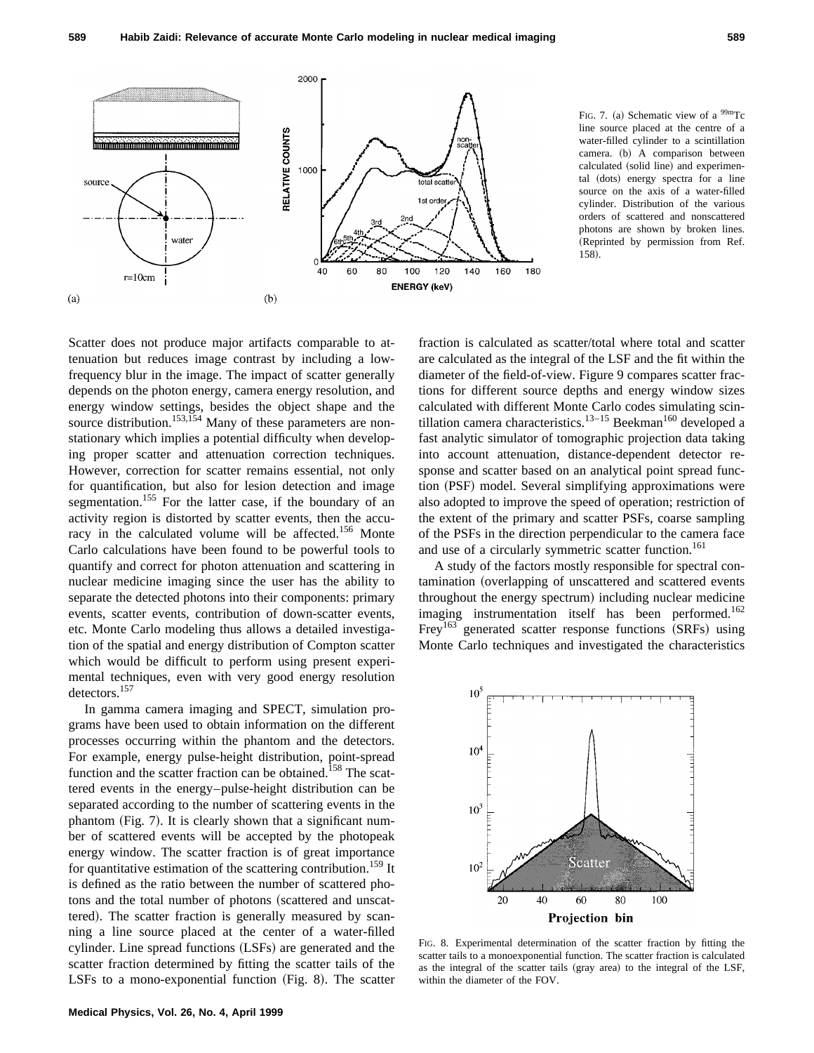FIG. 7. (a) Schematic view of a $^{99m}$Tc line source placed at the centre of a water-filled cylinder to a scintillation camera. (b) A comparison between calculated (solid line) and experimental (dots) energy spectra for a line source on the axis of a water-filled cylinder. Distribution of the various orders of scattered and nonscattered photons are shown by broken lines. (Reprinted by permission from Ref. 158).

Scatter does not produce major artifacts comparable to attenuation but reduces image contrast by including a low-frequency blur in the image. The impact of scatter generally depends on the photon energy, camera energy resolution, and energy window settings, besides the object shape and the source distribution.[153,154] Many of these parameters are nonstationary which implies a potential difficulty when developing proper scatter and attenuation correction techniques. However, correction for scatter remains essential, not only for quantification, but also for lesion detection and image segmentation.[155] For the latter case, if the boundary of an activity region is distorted by scatter events, then the accuracy in the calculated volume will be affected.[156] Monte Carlo calculations have been found to be powerful tools to quantify and correct for photon attenuation and scattering in nuclear medicine imaging since the user has the ability to separate the detected photons into their components: primary events, scatter events, contribution of down-scatter events, etc. Monte Carlo modeling thus allows a detailed investigation of the spatial and energy distribution of Compton scatter which would be difficult to perform using present experimental techniques, even with very good energy resolution detectors.[157]

In gamma camera imaging and SPECT, simulation programs have been used to obtain information on the different processes occurring within the phantom and the detectors. For example, energy pulse-height distribution, point-spread function and the scatter fraction can be obtained.[158] The scattered events in the energy–pulse-height distribution can be separated according to the number of scattering events in the phantom (Fig. 7). It is clearly shown that a significant number of scattered events will be accepted by the photopeak energy window. The scatter fraction is of great importance for quantitative estimation of the scattering contribution.[159] It is defined as the ratio between the number of scattered photons and the total number of photons (scattered and unscattered). The scatter fraction is generally measured by scanning a line source placed at the center of a water-filled cylinder. Line spread functions (LSFs) are generated and the scatter fraction determined by fitting the scatter tails of the LSFs to a mono-exponential function (Fig. 8). The scatter fraction is calculated as scatter/total where total and scatter are calculated as the integral of the LSF and the fit within the diameter of the field-of-view. Figure 9 compares scatter fractions for different source depths and energy window sizes calculated with different Monte Carlo codes simulating scintillation camera characteristics.[13–15] Beekman[160] developed a fast analytic simulator of tomographic projection data taking into account attenuation, distance-dependent detector response and scatter based on an analytical point spread function (PSF) model. Several simplifying approximations were also adopted to improve the speed of operation; restriction of the extent of the primary and scatter PSFs, coarse sampling of the PSFs in the direction perpendicular to the camera face and use of a circularly symmetric scatter function.[161]

A study of the factors mostly responsible for spectral contamination (overlapping of unscattered and scattered events throughout the energy spectrum) including nuclear medicine imaging instrumentation itself has been performed.[162] Frey[163] generated scatter response functions (SRFs) using Monte Carlo techniques and investigated the characteristics

FIG. 8. Experimental determination of the scatter fraction by fitting the scatter tails to a monoexponential function. The scatter fraction is calculated as the integral of the scatter tails (gray area) to the integral of the LSF, within the diameter of the FOV.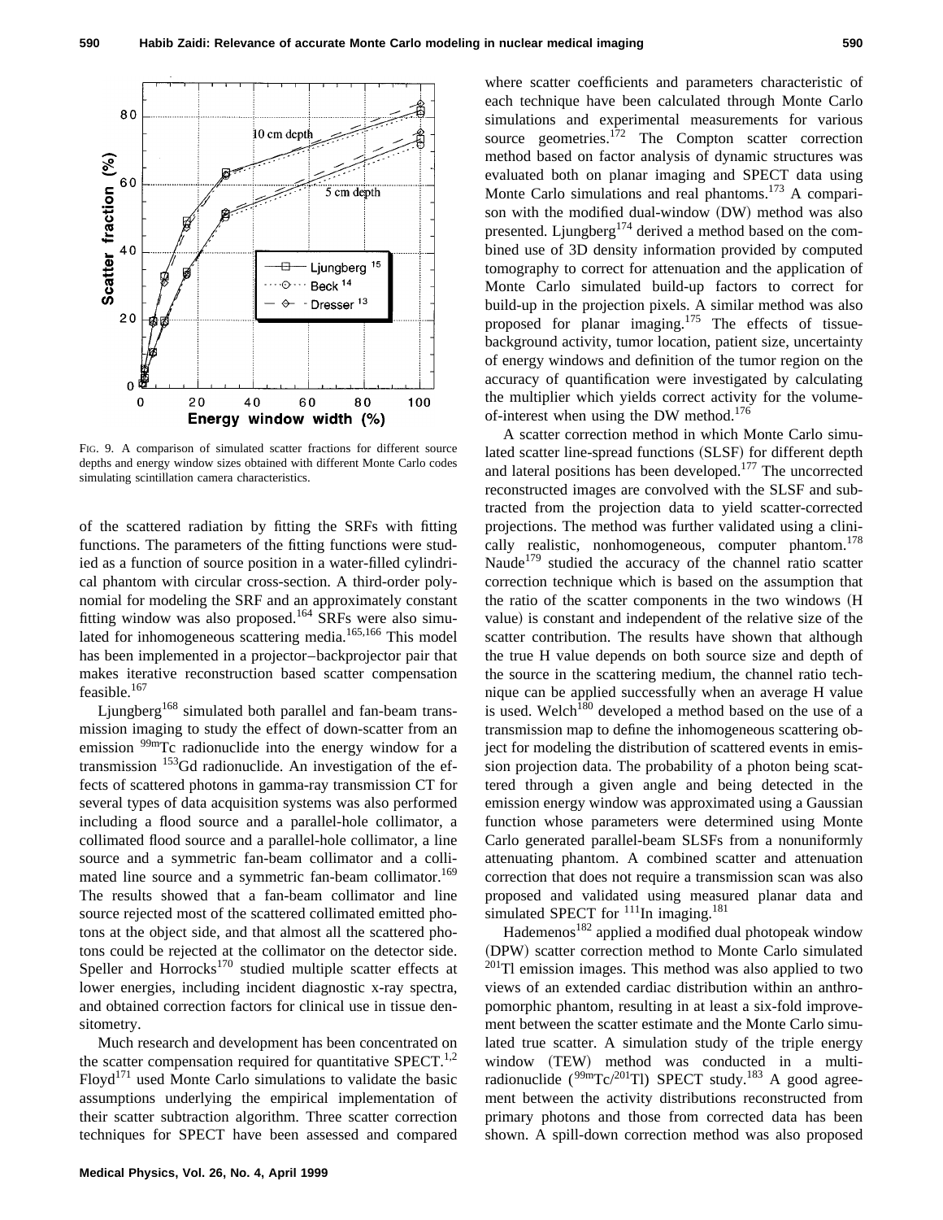FIG. 9. A comparison of simulated scatter fractions for different source depths and energy window sizes obtained with different Monte Carlo codes simulating scintillation camera characteristics.

of the scattered radiation by fitting the SRFs with fitting functions. The parameters of the fitting functions were studied as a function of source position in a water-filled cylindrical phantom with circular cross-section. A third-order polynomial for modeling the SRF and an approximately constant fitting window was also proposed.[164] SRFs were also simulated for inhomogeneous scattering media.[165,166] This model has been implemented in a projector–backprojector pair that makes iterative reconstruction based scatter compensation feasible.[167]

Ljungberg[168] simulated both parallel and fan-beam transmission imaging to study the effect of down-scatter from an emission $^{99m}$Tc radionuclide into the energy window for a transmission $^{153}$Gd radionuclide. An investigation of the effects of scattered photons in gamma-ray transmission CT for several types of data acquisition systems was also performed including a flood source and a parallel-hole collimator, a collimated flood source and a parallel-hole collimator, a line source and a symmetric fan-beam collimator and a collimated line source and a symmetric fan-beam collimator.[169] The results showed that a fan-beam collimator and line source rejected most of the scattered collimated emitted photons at the object side, and that almost all the scattered photons could be rejected at the collimator on the detector side. Speller and Horrocks[170] studied multiple scatter effects at lower energies, including incident diagnostic x-ray spectra, and obtained correction factors for clinical use in tissue densitometry.

Much research and development has been concentrated on the scatter compensation required for quantitative SPECT.[1,2] Floyd[171] used Monte Carlo simulations to validate the basic assumptions underlying the empirical implementation of their scatter subtraction algorithm. Three scatter correction techniques for SPECT have been assessed and compared where scatter coefficients and parameters characteristic of each technique have been calculated through Monte Carlo simulations and experimental measurements for various source geometries.[172] The Compton scatter correction method based on factor analysis of dynamic structures was evaluated both on planar imaging and SPECT data using Monte Carlo simulations and real phantoms.[173] A comparison with the modified dual-window (DW) method was also presented. Ljungberg[174] derived a method based on the combined use of 3D density information provided by computed tomography to correct for attenuation and the application of Monte Carlo simulated build-up factors to correct for build-up in the projection pixels. A similar method was also proposed for planar imaging.[175] The effects of tissue-background activity, tumor location, patient size, uncertainty of energy windows and definition of the tumor region on the accuracy of quantification were investigated by calculating the multiplier which yields correct activity for the volume-of-interest when using the DW method.[176]

A scatter correction method in which Monte Carlo simulated scatter line-spread functions (SLSF) for different depth and lateral positions has been developed.[177] The uncorrected reconstructed images are convolved with the SLSF and subtracted from the projection data to yield scatter-corrected projections. The method was further validated using a clinically realistic, nonhomogeneous, computer phantom.[178] Naude[179] studied the accuracy of the channel ratio scatter correction technique which is based on the assumption that the ratio of the scatter components in the two windows (H value) is constant and independent of the relative size of the scatter contribution. The results have shown that although the true H value depends on both source size and depth of the source in the scattering medium, the channel ratio technique can be applied successfully when an average H value is used. Welch[180] developed a method based on the use of a transmission map to define the inhomogeneous scattering object for modeling the distribution of scattered events in emission projection data. The probability of a photon being scattered through a given angle and being detected in the emission energy window was approximated using a Gaussian function whose parameters were determined using Monte Carlo generated parallel-beam SLSFs from a nonuniformly attenuating phantom. A combined scatter and attenuation correction that does not require a transmission scan was also proposed and validated using measured planar data and simulated SPECT for $^{111}$In imaging.[181]

Hademenos[182] applied a modified dual photopeak window (DPW) scatter correction method to Monte Carlo simulated $^{201}$Tl emission images. This method was also applied to two views of an extended cardiac distribution within an anthropomorphic phantom, resulting in at least a six-fold improvement between the scatter estimate and the Monte Carlo simulated true scatter. A simulation study of the triple energy window (TEW) method was conducted in a multi-radionuclide ($^{99m}$Tc/$^{201}$Tl) SPECT study.[183] A good agreement between the activity distributions reconstructed from primary photons and those from corrected data has been shown. A spill-down correction method was also proposed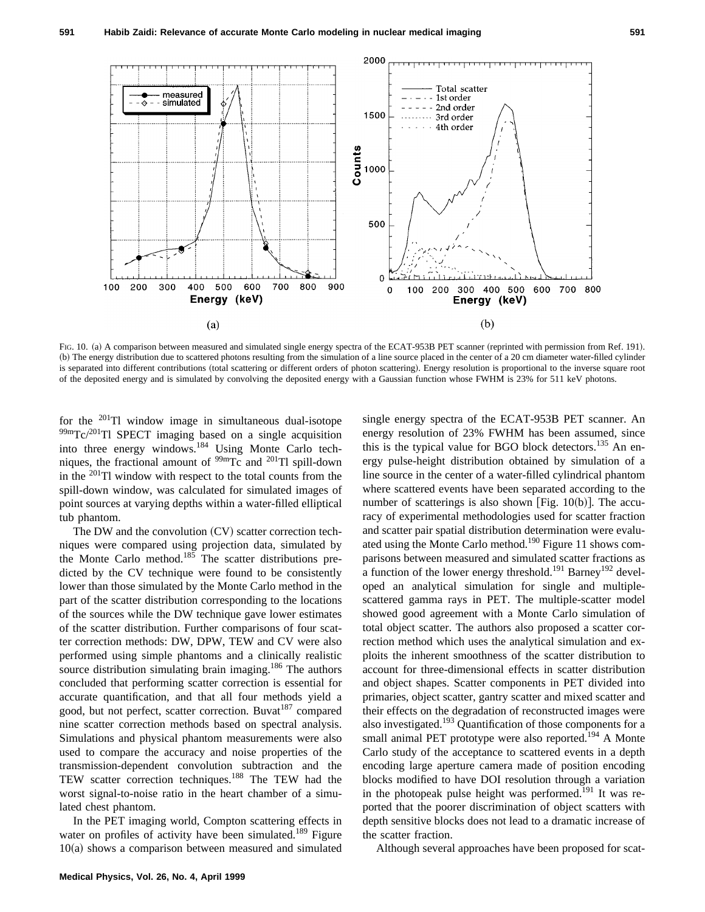FIG. 10. (a) A comparison between measured and simulated single energy spectra of the ECAT-953B PET scanner (reprinted with permission from Ref. 191). (b) The energy distribution due to scattered photons resulting from the simulation of a line source placed in the center of a 20 cm diameter water-filled cylinder is separated into different contributions (total scattering or different orders of photon scattering). Energy resolution is proportional to the inverse square root of the deposited energy and is simulated by convolving the deposited energy with a Gaussian function whose FWHM is 23% for 511 keV photons.

for the $^{201}$Tl window image in simultaneous dual-isotope $^{99m}$Tc/$^{201}$Tl SPECT imaging based on a single acquisition into three energy windows.[184] Using Monte Carlo techniques, the fractional amount of $^{99m}$Tc and $^{201}$Tl spill-down in the $^{201}$Tl window with respect to the total counts from the spill-down window, was calculated for simulated images of point sources at varying depths within a water-filled elliptical tub phantom.

The DW and the convolution (CV) scatter correction techniques were compared using projection data, simulated by the Monte Carlo method.[185] The scatter distributions predicted by the CV technique were found to be consistently lower than those simulated by the Monte Carlo method in the part of the scatter distribution corresponding to the locations of the sources while the DW technique gave lower estimates of the scatter distribution. Further comparisons of four scatter correction methods: DW, DPW, TEW and CV were also performed using simple phantoms and a clinically realistic source distribution simulating brain imaging.[186] The authors concluded that performing scatter correction is essential for accurate quantification, and that all four methods yield a good, but not perfect, scatter correction. Buvat[187] compared nine scatter correction methods based on spectral analysis. Simulations and physical phantom measurements were also used to compare the accuracy and noise properties of the transmission-dependent convolution subtraction and the TEW scatter correction techniques.[188] The TEW had the worst signal-to-noise ratio in the heart chamber of a simulated chest phantom.

In the PET imaging world, Compton scattering effects in water on profiles of activity have been simulated.[189] Figure 10(a) shows a comparison between measured and simulated single energy spectra of the ECAT-953B PET scanner. An energy resolution of 23% FWHM has been assumed, since this is the typical value for BGO block detectors.[135] An energy pulse-height distribution obtained by simulation of a line source in the center of a water-filled cylindrical phantom where scattered events have been separated according to the number of scatterings is also shown [Fig. 10(b)]. The accuracy of experimental methodologies used for scatter fraction and scatter pair spatial distribution determination were evaluated using the Monte Carlo method.[190] Figure 11 shows comparisons between measured and simulated scatter fractions as a function of the lower energy threshold.[191] Barney[192] developed an analytical simulation for single and multiple-scattered gamma rays in PET. The multiple-scatter model showed good agreement with a Monte Carlo simulation of total object scatter. The authors also proposed a scatter correction method which uses the analytical simulation and exploits the inherent smoothness of the scatter distribution to account for three-dimensional effects in scatter distribution and object shapes. Scatter components in PET divided into primaries, object scatter, gantry scatter and mixed scatter and their effects on the degradation of reconstructed images were also investigated.[193] Quantification of those components for a small animal PET prototype were also reported.[194] A Monte Carlo study of the acceptance to scattered events in a depth encoding large aperture camera made of position encoding blocks modified to have DOI resolution through a variation in the photopeak pulse height was performed.[191] It was reported that the poorer discrimination of object scatters with depth sensitive blocks does not lead to a dramatic increase of the scatter fraction.

Although several approaches have been proposed for scat-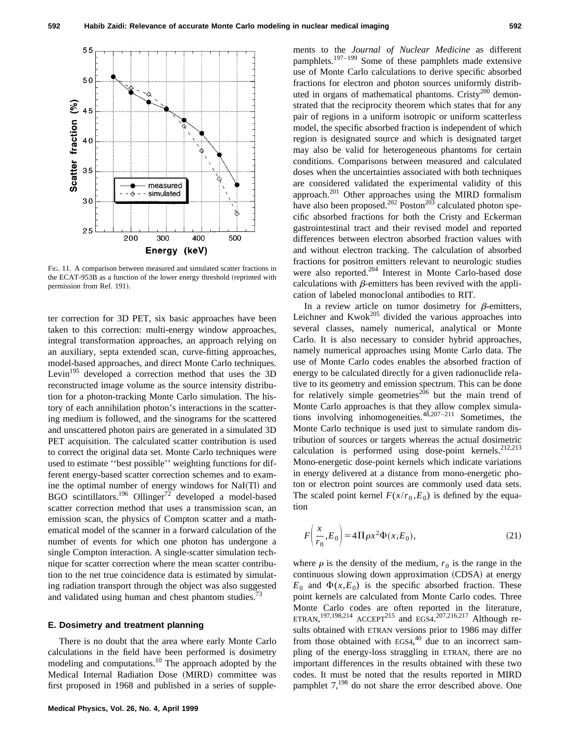FIG. 11. A comparison between measured and simulated scatter fractions in the ECAT-953B as a function of the lower energy threshold (reprinted with permission from Ref. 191).

ter correction for 3D PET, six basic approaches have been taken to this correction: multi-energy window approaches, integral transformation approaches, an approach relying on an auxiliary, septa extended scan, curve-fitting approaches, model-based approaches, and direct Monte Carlo techniques. Levin[195] developed a correction method that uses the 3D reconstructed image volume as the source intensity distribution for a photon-tracking Monte Carlo simulation. The history of each annihilation photon's interactions in the scattering medium is followed, and the sinograms for the scattered and unscattered photon pairs are generated in a simulated 3D PET acquisition. The calculated scatter contribution is used to correct the original data set. Monte Carlo techniques were used to estimate ''best possible'' weighting functions for different energy-based scatter correction schemes and to examine the optimal number of energy windows for NaI(Tl) and BGO scintillators.[196] Ollinger[72] developed a model-based scatter correction method that uses a transmission scan, an emission scan, the physics of Compton scatter and a mathematical model of the scanner in a forward calculation of the number of events for which one photon has undergone a single Compton interaction. A single-scatter simulation technique for scatter correction where the mean scatter contribution to the net true coincidence data is estimated by simulating radiation transport through the object was also suggested and validated using human and chest phantom studies.[73]

### E. Dosimetry and treatment planning

There is no doubt that the area where early Monte Carlo calculations in the field have been performed is dosimetry modeling and computations.[10] The approach adopted by the Medical Internal Radiation Dose (MIRD) committee was first proposed in 1968 and published in a series of supplements to the *Journal of Nuclear Medicine* as different pamphlets.[197–199] Some of these pamphlets made extensive use of Monte Carlo calculations to derive specific absorbed fractions for electron and photon sources uniformly distributed in organs of mathematical phantoms. Cristy[200] demonstrated that the reciprocity theorem which states that for any pair of regions in a uniform isotropic or uniform scatterless model, the specific absorbed fraction is independent of which region is designated source and which is designated target may also be valid for heterogeneous phantoms for certain conditions. Comparisons between measured and calculated doses when the uncertainties associated with both techniques are considered validated the experimental validity of this approach.[201] Other approaches using the MIRD formalism have also been proposed.[202] Poston[203] calculated photon specific absorbed fractions for both the Cristy and Eckerman gastrointestinal tract and their revised model and reported differences between electron absorbed fraction values with and without electron tracking. The calculation of absorbed fractions for positron emitters relevant to neurologic studies were also reported.[204] Interest in Monte Carlo-based dose calculations with $\beta$-emitters has been revived with the application of labeled monoclonal antibodies to RIT.

In a review article on tumor dosimetry for $\beta$-emitters, Leichner and Kwok[205] divided the various approaches into several classes, namely numerical, analytical or Monte Carlo. It is also necessary to consider hybrid approaches, namely numerical approaches using Monte Carlo data. The use of Monte Carlo codes enables the absorbed fraction of energy to be calculated directly for a given radionuclide relative to its geometry and emission spectrum. This can be done for relatively simple geometries[206] but the main trend of Monte Carlo approaches is that they allow complex simulations involving inhomogeneities.[48,207–211] Sometimes, the Monte Carlo technique is used just to simulate random distribution of sources or targets whereas the actual dosimetric calculation is performed using dose-point kernels.[212,213] Mono-energetic dose-point kernels which indicate variations in energy delivered at a distance from mono-energetic photon or electron point sources are commonly used data sets. The scaled point kernel $F(x/r_0, E_0)$ is defined by the equation

$$F\left(\frac{x}{r_0}, E_0\right) = 4\Pi\rho x^2 \Phi(x, E_0), \tag{21}$$

where $\rho$ is the density of the medium, $r_0$ is the range in the continuous slowing down approximation (CDSA) at energy $E_0$ and $\Phi(x, E_0)$ is the specific absorbed fraction. These point kernels are calculated from Monte Carlo codes. Three Monte Carlo codes are often reported in the literature, ETRAN,[197,198,214] ACCEPT[215] and EGS4.[207,216,217] Although results obtained with ETRAN versions prior to 1986 may differ from those obtained with EGS4,[40] due to an incorrect sampling of the energy-loss straggling in ETRAN, there are no important differences in the results obtained with these two codes. It must be noted that the results reported in MIRD pamphlet 7,[198] do not share the error described above. One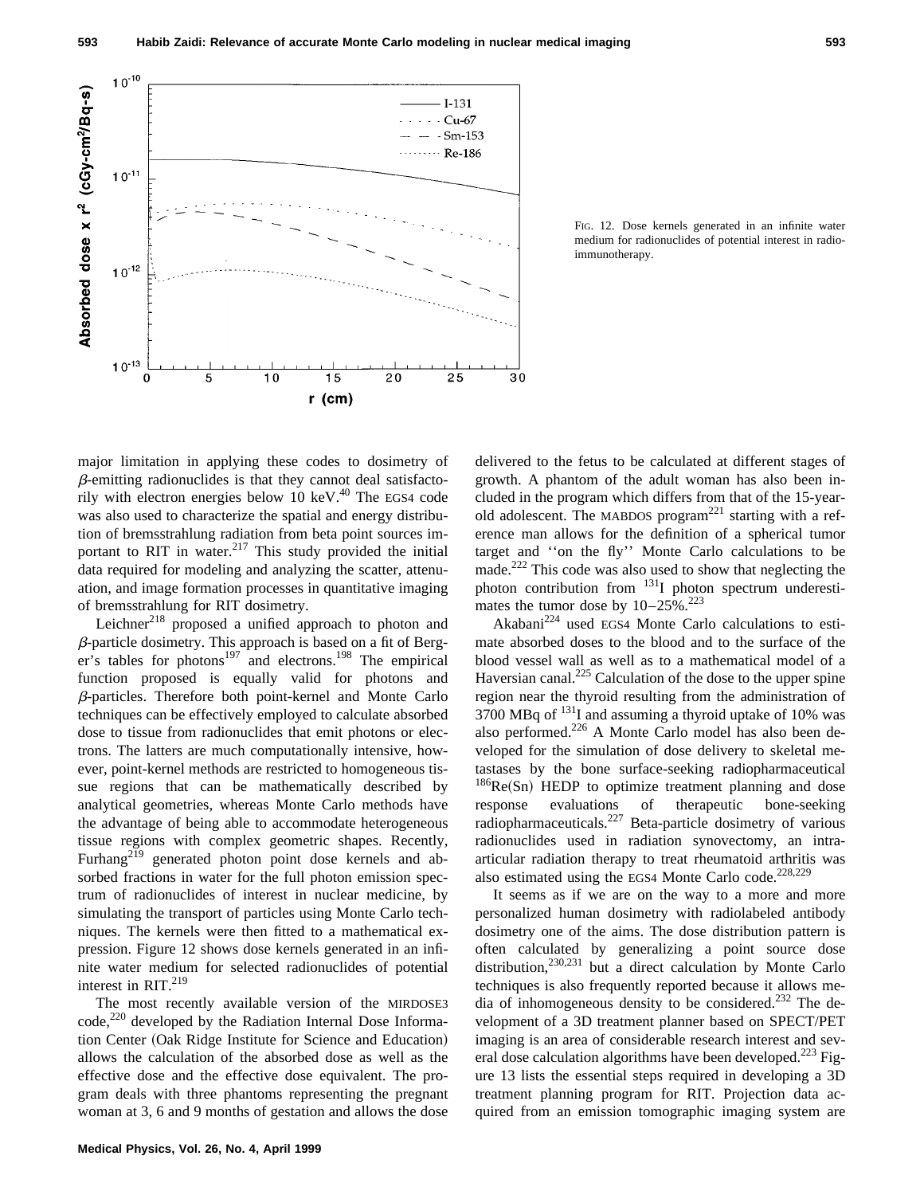FIG. 12. Dose kernels generated in an infinite water medium for radionuclides of potential interest in radioimmunotherapy.

major limitation in applying these codes to dosimetry of $\beta$-emitting radionuclides is that they cannot deal satisfactorily with electron energies below 10 keV.[40] The EGS4 code was also used to characterize the spatial and energy distribution of bremsstrahlung radiation from beta point sources important to RIT in water.[217] This study provided the initial data required for modeling and analyzing the scatter, attenuation, and image formation processes in quantitative imaging of bremsstrahlung for RIT dosimetry.

Leichner[218] proposed a unified approach to photon and $\beta$-particle dosimetry. This approach is based on a fit of Berger's tables for photons[197] and electrons.[198] The empirical function proposed is equally valid for photons and $\beta$-particles. Therefore both point-kernel and Monte Carlo techniques can be effectively employed to calculate absorbed dose to tissue from radionuclides that emit photons or electrons. The latters are much computationally intensive, however, point-kernel methods are restricted to homogeneous tissue regions that can be mathematically described by analytical geometries, whereas Monte Carlo methods have the advantage of being able to accommodate heterogeneous tissue regions with complex geometric shapes. Recently, Furhang[219] generated photon point dose kernels and absorbed fractions in water for the full photon emission spectrum of radionuclides of interest in nuclear medicine, by simulating the transport of particles using Monte Carlo techniques. The kernels were then fitted to a mathematical expression. Figure 12 shows dose kernels generated in an infinite water medium for selected radionuclides of potential interest in RIT.[219]

The most recently available version of the MIRDOSE3 code,[220] developed by the Radiation Internal Dose Information Center (Oak Ridge Institute for Science and Education) allows the calculation of the absorbed dose as well as the effective dose and the effective dose equivalent. The program deals with three phantoms representing the pregnant woman at 3, 6 and 9 months of gestation and allows the dose delivered to the fetus to be calculated at different stages of growth. A phantom of the adult woman has also been included in the program which differs from that of the 15-year-old adolescent. The MABDOS program[221] starting with a reference man allows for the definition of a spherical tumor target and ''on the fly'' Monte Carlo calculations to be made.[222] This code was also used to show that neglecting the photon contribution from $^{131}$I photon spectrum underestimates the tumor dose by 10–25%.[223]

Akabani[224] used EGS4 Monte Carlo calculations to estimate absorbed doses to the blood and to the surface of the blood vessel wall as well as to a mathematical model of a Haversian canal.[225] Calculation of the dose to the upper spine region near the thyroid resulting from the administration of 3700 MBq of $^{131}$I and assuming a thyroid uptake of 10% was also performed.[226] A Monte Carlo model has also been developed for the simulation of dose delivery to skeletal metastases by the bone surface-seeking radiopharmaceutical $^{186}$Re(Sn) HEDP to optimize treatment planning and dose response evaluations of therapeutic bone-seeking radiopharmaceuticals.[227] Beta-particle dosimetry of various radionuclides used in radiation synovectomy, an intra-articular radiation therapy to treat rheumatoid arthritis was also estimated using the EGS4 Monte Carlo code.[228,229]

It seems as if we are on the way to a more and more personalized human dosimetry with radiolabeled antibody dosimetry one of the aims. The dose distribution pattern is often calculated by generalizing a point source dose distribution,[230,231] but a direct calculation by Monte Carlo techniques is also frequently reported because it allows media of inhomogeneous density to be considered.[232] The development of a 3D treatment planner based on SPECT/PET imaging is an area of considerable research interest and several dose calculation algorithms have been developed.[223] Figure 13 lists the essential steps required in developing a 3D treatment planning program for RIT. Projection data acquired from an emission tomographic imaging system are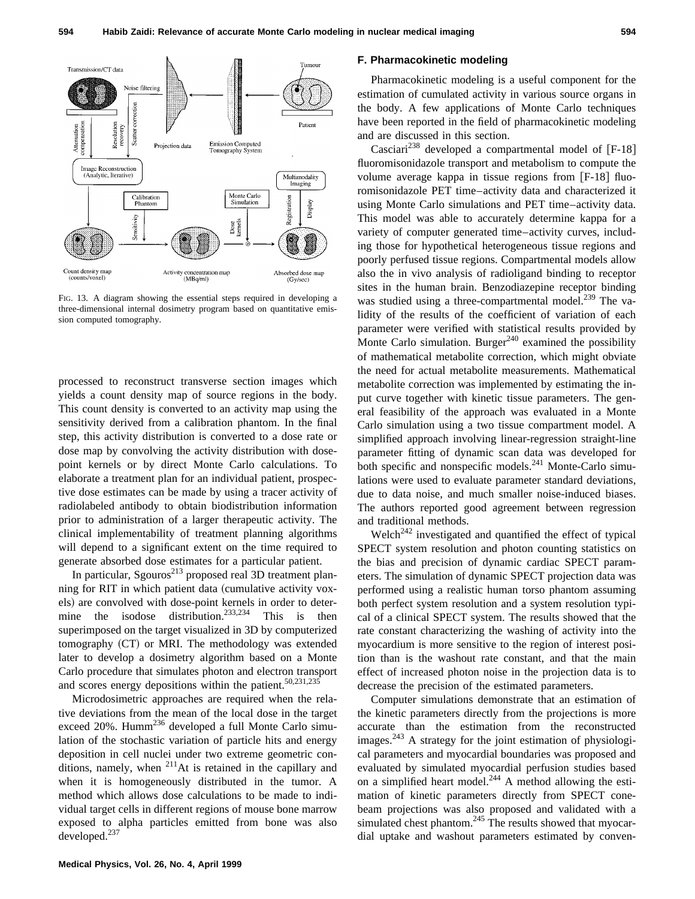FIG. 13. A diagram showing the essential steps required in developing a three-dimensional internal dosimetry program based on quantitative emission computed tomography.

processed to reconstruct transverse section images which yields a count density map of source regions in the body. This count density is converted to an activity map using the sensitivity derived from a calibration phantom. In the final step, this activity distribution is converted to a dose rate or dose map by convolving the activity distribution with dose-point kernels or by direct Monte Carlo calculations. To elaborate a treatment plan for an individual patient, prospective dose estimates can be made by using a tracer activity of radiolabeled antibody to obtain biodistribution information prior to administration of a larger therapeutic activity. The clinical implementability of treatment planning algorithms will depend to a significant extent on the time required to generate absorbed dose estimates for a particular patient.

In particular, Sgouros[213] proposed real 3D treatment planning for RIT in which patient data (cumulative activity voxels) are convolved with dose-point kernels in order to determine the isodose distribution.[233,234] This is then superimposed on the target visualized in 3D by computerized tomography (CT) or MRI. The methodology was extended later to develop a dosimetry algorithm based on a Monte Carlo procedure that simulates photon and electron transport and scores energy depositions within the patient.[50,231,235]

Microdosimetric approaches are required when the relative deviations from the mean of the local dose in the target exceed 20%. Humm[236] developed a full Monte Carlo simulation of the stochastic variation of particle hits and energy deposition in cell nuclei under two extreme geometric conditions, namely, when $^{211}$At is retained in the capillary and when it is homogeneously distributed in the tumor. A method which allows dose calculations to be made to individual target cells in different regions of mouse bone marrow exposed to alpha particles emitted from bone was also developed.[237]

### F. Pharmacokinetic modeling

Pharmacokinetic modeling is a useful component for the estimation of cumulated activity in various source organs in the body. A few applications of Monte Carlo techniques have been reported in the field of pharmacokinetic modeling and are discussed in this section.

Casciari[238] developed a compartmental model of [F-18] fluoromisonidazole transport and metabolism to compute the volume average kappa in tissue regions from [F-18] fluoromisonidazole PET time–activity data and characterized it using Monte Carlo simulations and PET time–activity data. This model was able to accurately determine kappa for a variety of computer generated time–activity curves, including those for hypothetical heterogeneous tissue regions and poorly perfused tissue regions. Compartmental models allow also the in vivo analysis of radioligand binding to receptor sites in the human brain. Benzodiazepine receptor binding was studied using a three-compartmental model.[239] The validity of the results of the coefficient of variation of each parameter were verified with statistical results provided by Monte Carlo simulation. Burger[240] examined the possibility of mathematical metabolite correction, which might obviate the need for actual metabolite measurements. Mathematical metabolite correction was implemented by estimating the input curve together with kinetic tissue parameters. The general feasibility of the approach was evaluated in a Monte Carlo simulation using a two tissue compartment model. A simplified approach involving linear-regression straight-line parameter fitting of dynamic scan data was developed for both specific and nonspecific models.[241] Monte-Carlo simulations were used to evaluate parameter standard deviations, due to data noise, and much smaller noise-induced biases. The authors reported good agreement between regression and traditional methods.

Welch[242] investigated and quantified the effect of typical SPECT system resolution and photon counting statistics on the bias and precision of dynamic cardiac SPECT parameters. The simulation of dynamic SPECT projection data was performed using a realistic human torso phantom assuming both perfect system resolution and a system resolution typical of a clinical SPECT system. The results showed that the rate constant characterizing the washing of activity into the myocardium is more sensitive to the region of interest position than is the washout rate constant, and that the main effect of increased photon noise in the projection data is to decrease the precision of the estimated parameters.

Computer simulations demonstrate that an estimation of the kinetic parameters directly from the projections is more accurate than the estimation from the reconstructed images.[243] A strategy for the joint estimation of physiological parameters and myocardial boundaries was proposed and evaluated by simulated myocardial perfusion studies based on a simplified heart model.[244] A method allowing the estimation of kinetic parameters directly from SPECT cone-beam projections was also proposed and validated with a simulated chest phantom.[245] The results showed that myocardial uptake and washout parameters estimated by conven-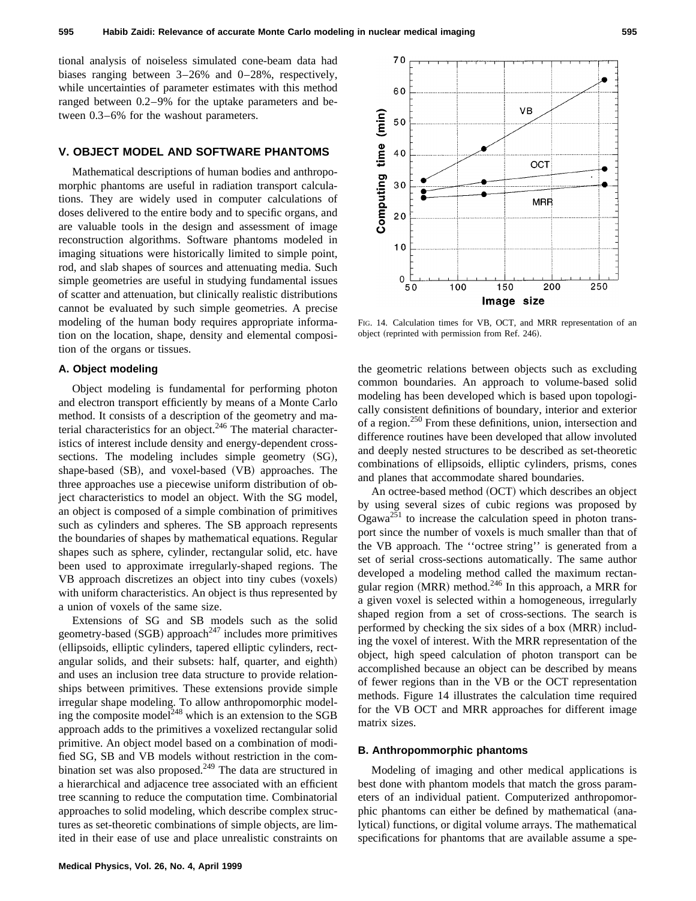tional analysis of noiseless simulated cone-beam data had biases ranging between 3–26% and 0–28%, respectively, while uncertainties of parameter estimates with this method ranged between 0.2–9% for the uptake parameters and between 0.3–6% for the washout parameters.

## V. OBJECT MODEL AND SOFTWARE PHANTOMS

Mathematical descriptions of human bodies and anthropomorphic phantoms are useful in radiation transport calculations. They are widely used in computer calculations of doses delivered to the entire body and to specific organs, and are valuable tools in the design and assessment of image reconstruction algorithms. Software phantoms modeled in imaging situations were historically limited to simple point, rod, and slab shapes of sources and attenuating media. Such simple geometries are useful in studying fundamental issues of scatter and attenuation, but clinically realistic distributions cannot be evaluated by such simple geometries. A precise modeling of the human body requires appropriate information on the location, shape, density and elemental composition of the organs or tissues.

### A. Object modeling

Object modeling is fundamental for performing photon and electron transport efficiently by means of a Monte Carlo method. It consists of a description of the geometry and material characteristics for an object.[246] The material characteristics of interest include density and energy-dependent cross-sections. The modeling includes simple geometry (SG), shape-based (SB), and voxel-based (VB) approaches. The three approaches use a piecewise uniform distribution of object characteristics to model an object. With the SG model, an object is composed of a simple combination of primitives such as cylinders and spheres. The SB approach represents the boundaries of shapes by mathematical equations. Regular shapes such as sphere, cylinder, rectangular solid, etc. have been used to approximate irregularly-shaped regions. The VB approach discretizes an object into tiny cubes (voxels) with uniform characteristics. An object is thus represented by a union of voxels of the same size.

Extensions of SG and SB models such as the solid geometry-based (SGB) approach[247] includes more primitives (ellipsoids, elliptic cylinders, tapered elliptic cylinders, rectangular solids, and their subsets: half, quarter, and eighth) and uses an inclusion tree data structure to provide relationships between primitives. These extensions provide simple irregular shape modeling. To allow anthropomorphic modeling the composite model[248] which is an extension to the SGB approach adds to the primitives a voxelized rectangular solid primitive. An object model based on a combination of modified SG, SB and VB models without restriction in the combination set was also proposed.[249] The data are structured in a hierarchical and adjacence tree associated with an efficient tree scanning to reduce the computation time. Combinatorial approaches to solid modeling, which describe complex structures as set-theoretic combinations of simple objects, are limited in their ease of use and place unrealistic constraints on the geometric relations between objects such as excluding common boundaries. An approach to volume-based solid modeling has been developed which is based upon topologically consistent definitions of boundary, interior and exterior of a region.[250] From these definitions, union, intersection and difference routines have been developed that allow involuted and deeply nested structures to be described as set-theoretic combinations of ellipsoids, elliptic cylinders, prisms, cones and planes that accommodate shared boundaries.

FIG. 14. Calculation times for VB, OCT, and MRR representation of an object (reprinted with permission from Ref. 246).

An octree-based method (OCT) which describes an object by using several sizes of cubic regions was proposed by Ogawa[251] to increase the calculation speed in photon transport since the number of voxels is much smaller than that of the VB approach. The ''octree string'' is generated from a set of serial cross-sections automatically. The same author developed a modeling method called the maximum rectangular region (MRR) method.[246] In this approach, a MRR for a given voxel is selected within a homogeneous, irregularly shaped region from a set of cross-sections. The search is performed by checking the six sides of a box (MRR) including the voxel of interest. With the MRR representation of the object, high speed calculation of photon transport can be accomplished because an object can be described by means of fewer regions than in the VB or the OCT representation methods. Figure 14 illustrates the calculation time required for the VB OCT and MRR approaches for different image matrix sizes.

### B. Anthropommorphic phantoms

Modeling of imaging and other medical applications is best done with phantom models that match the gross parameters of an individual patient. Computerized anthropomorphic phantoms can either be defined by mathematical (analytical) functions, or digital volume arrays. The mathematical specifications for phantoms that are available assume a spe-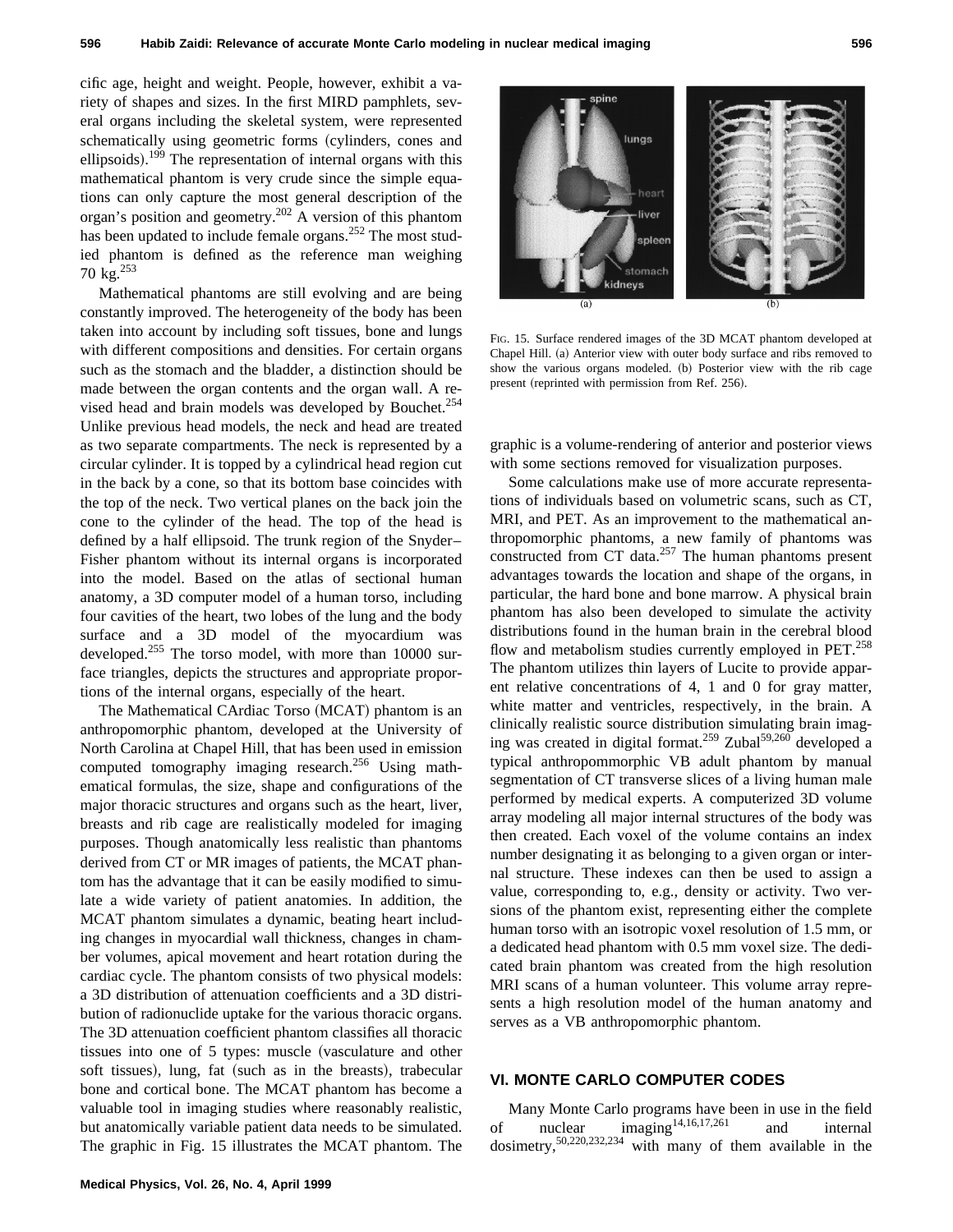cific age, height and weight. People, however, exhibit a variety of shapes and sizes. In the first MIRD pamphlets, several organs including the skeletal system, were represented schematically using geometric forms (cylinders, cones and ellipsoids).[199] The representation of internal organs with this mathematical phantom is very crude since the simple equations can only capture the most general description of the organ's position and geometry.[202] A version of this phantom has been updated to include female organs.[252] The most studied phantom is defined as the reference man weighing 70 kg.[253]

Mathematical phantoms are still evolving and are being constantly improved. The heterogeneity of the body has been taken into account by including soft tissues, bone and lungs with different compositions and densities. For certain organs such as the stomach and the bladder, a distinction should be made between the organ contents and the organ wall. A revised head and brain models was developed by Bouchet.[254] Unlike previous head models, the neck and head are treated as two separate compartments. The neck is represented by a circular cylinder. It is topped by a cylindrical head region cut in the back by a cone, so that its bottom base coincides with the top of the neck. Two vertical planes on the back join the cone to the cylinder of the head. The top of the head is defined by a half ellipsoid. The trunk region of the Snyder–Fisher phantom without its internal organs is incorporated into the model. Based on the atlas of sectional human anatomy, a 3D computer model of a human torso, including four cavities of the heart, two lobes of the lung and the body surface and a 3D model of the myocardium was developed.[255] The torso model, with more than 10000 surface triangles, depicts the structures and appropriate proportions of the internal organs, especially of the heart.

The Mathematical CArdiac Torso (MCAT) phantom is an anthropomorphic phantom, developed at the University of North Carolina at Chapel Hill, that has been used in emission computed tomography imaging research.[256] Using mathematical formulas, the size, shape and configurations of the major thoracic structures and organs such as the heart, liver, breasts and rib cage are realistically modeled for imaging purposes. Though anatomically less realistic than phantoms derived from CT or MR images of patients, the MCAT phantom has the advantage that it can be easily modified to simulate a wide variety of patient anatomies. In addition, the MCAT phantom simulates a dynamic, beating heart including changes in myocardial wall thickness, changes in chamber volumes, apical movement and heart rotation during the cardiac cycle. The phantom consists of two physical models: a 3D distribution of attenuation coefficients and a 3D distribution of radionuclide uptake for the various thoracic organs. The 3D attenuation coefficient phantom classifies all thoracic tissues into one of 5 types: muscle (vasculature and other soft tissues), lung, fat (such as in the breasts), trabecular bone and cortical bone. The MCAT phantom has become a valuable tool in imaging studies where reasonably realistic, but anatomically variable patient data needs to be simulated. The graphic in Fig. 15 illustrates the MCAT phantom. The graphic is a volume-rendering of anterior and posterior views with some sections removed for visualization purposes.

FIG. 15. Surface rendered images of the 3D MCAT phantom developed at Chapel Hill. (a) Anterior view with outer body surface and ribs removed to show the various organs modeled. (b) Posterior view with the rib cage present (reprinted with permission from Ref. 256).

Some calculations make use of more accurate representations of individuals based on volumetric scans, such as CT, MRI, and PET. As an improvement to the mathematical anthropomorphic phantoms, a new family of phantoms was constructed from CT data.[257] The human phantoms present advantages towards the location and shape of the organs, in particular, the hard bone and bone marrow. A physical brain phantom has also been developed to simulate the activity distributions found in the human brain in the cerebral blood flow and metabolism studies currently employed in PET.[258] The phantom utilizes thin layers of Lucite to provide apparent relative concentrations of 4, 1 and 0 for gray matter, white matter and ventricles, respectively, in the brain. A clinically realistic source distribution simulating brain imaging was created in digital format.[259] Zubal[59,260] developed a typical anthropommorphic VB adult phantom by manual segmentation of CT transverse slices of a living human male performed by medical experts. A computerized 3D volume array modeling all major internal structures of the body was then created. Each voxel of the volume contains an index number designating it as belonging to a given organ or internal structure. These indexes can then be used to assign a value, corresponding to, e.g., density or activity. Two versions of the phantom exist, representing either the complete human torso with an isotropic voxel resolution of 1.5 mm, or a dedicated head phantom with 0.5 mm voxel size. The dedicated brain phantom was created from the high resolution MRI scans of a human volunteer. This volume array represents a high resolution model of the human anatomy and serves as a VB anthropomorphic phantom.

## VI. MONTE CARLO COMPUTER CODES

Many Monte Carlo programs have been in use in the field of nuclear imaging[14,16,17,261] and internal dosimetry,[50,220,232,234] with many of them available in the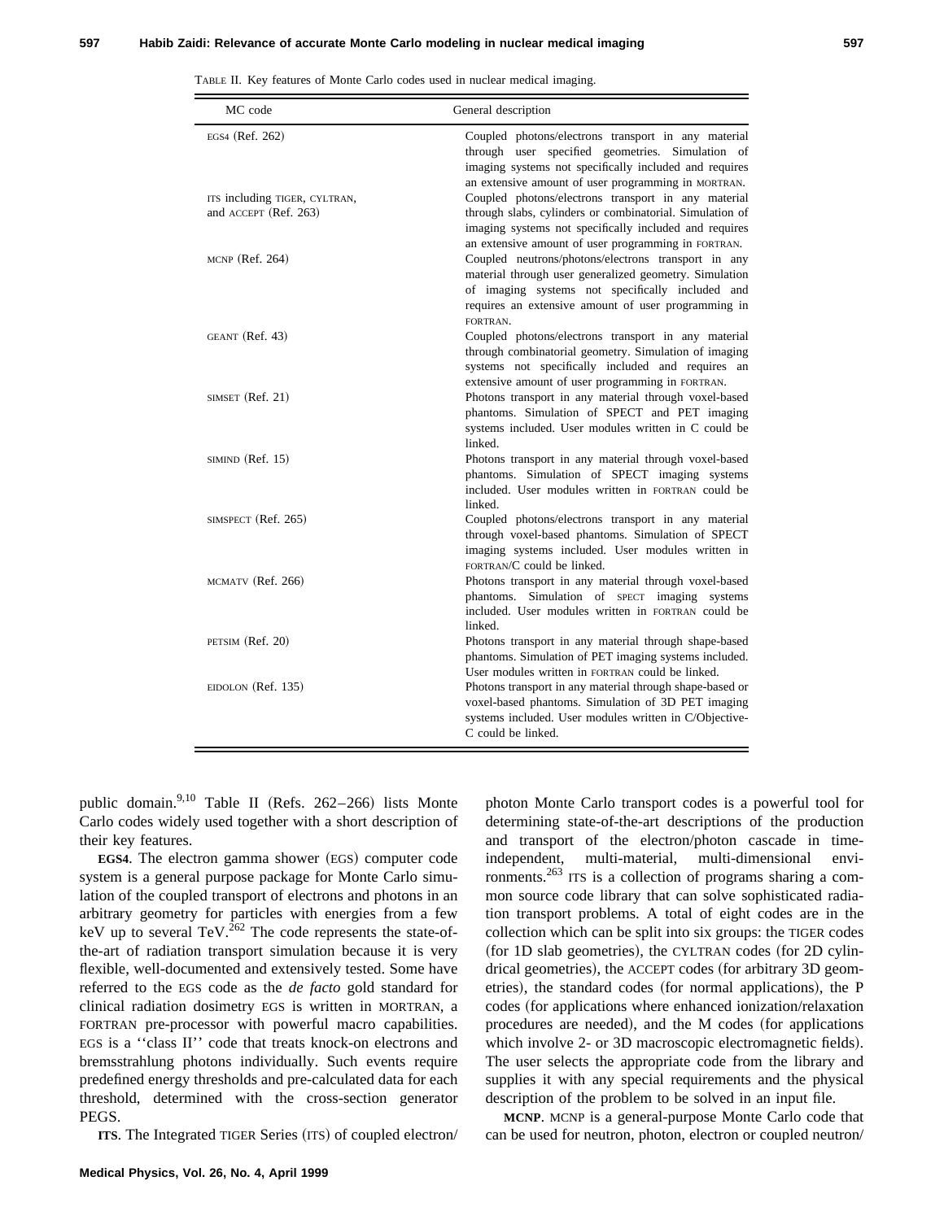TABLE II. Key features of Monte Carlo codes used in nuclear medical imaging.

| MC code | General description |
|---|---|
| EGS4 (Ref. 262) | Coupled photons/electrons transport in any material through user specified geometries. Simulation of imaging systems not specifically included and requires an extensive amount of user programming in MORTRAN. |
| ITS including TIGER, CYLTRAN, and ACCEPT (Ref. 263) | Coupled photons/electrons transport in any material through slabs, cylinders or combinatorial. Simulation of imaging systems not specifically included and requires an extensive amount of user programming in FORTRAN. |
| MCNP (Ref. 264) | Coupled neutrons/photons/electrons transport in any material through user generalized geometry. Simulation of imaging systems not specifically included and requires an extensive amount of user programming in FORTRAN. |
| GEANT (Ref. 43) | Coupled photons/electrons transport in any material through combinatorial geometry. Simulation of imaging systems not specifically included and requires an extensive amount of user programming in FORTRAN. |
| SIMSET (Ref. 21) | Photons transport in any material through voxel-based phantoms. Simulation of SPECT and PET imaging systems included. User modules written in C could be linked. |
| SIMIND (Ref. 15) | Photons transport in any material through voxel-based phantoms. Simulation of SPECT imaging systems included. User modules written in FORTRAN could be linked. |
| SIMSPECT (Ref. 265) | Coupled photons/electrons transport in any material through voxel-based phantoms. Simulation of SPECT imaging systems included. User modules written in FORTRAN/C could be linked. |
| MCMATV (Ref. 266) | Photons transport in any material through voxel-based phantoms. Simulation of SPECT imaging systems included. User modules written in FORTRAN could be linked. |
| PETSIM (Ref. 20) | Photons transport in any material through shape-based phantoms. Simulation of PET imaging systems included. User modules written in FORTRAN could be linked. |
| EIDOLON (Ref. 135) | Photons transport in any material through shape-based or voxel-based phantoms. Simulation of 3D PET imaging systems included. User modules written in C/Objective-C could be linked. |

public domain.[9,10] Table II (Refs. 262–266) lists Monte Carlo codes widely used together with a short description of their key features.

**EGS4**. The electron gamma shower (EGS) computer code system is a general purpose package for Monte Carlo simulation of the coupled transport of electrons and photons in an arbitrary geometry for particles with energies from a few keV up to several TeV.[262] The code represents the state-of-the-art of radiation transport simulation because it is very flexible, well-documented and extensively tested. Some have referred to the EGS code as the *de facto* gold standard for clinical radiation dosimetry EGS is written in MORTRAN, a FORTRAN pre-processor with powerful macro capabilities. EGS is a ''class II'' code that treats knock-on electrons and bremsstrahlung photons individually. Such events require predefined energy thresholds and pre-calculated data for each threshold, determined with the cross-section generator PEGS.

**ITS**. The Integrated TIGER Series (ITS) of coupled electron/photon Monte Carlo transport codes is a powerful tool for determining state-of-the-art descriptions of the production and transport of the electron/photon cascade in time-independent, multi-material, multi-dimensional environments.[263] ITS is a collection of programs sharing a common source code library that can solve sophisticated radiation transport problems. A total of eight codes are in the collection which can be split into six groups: the TIGER codes (for 1D slab geometries), the CYLTRAN codes (for 2D cylindrical geometries), the ACCEPT codes (for arbitrary 3D geometries), the standard codes (for normal applications), the P codes (for applications where enhanced ionization/relaxation procedures are needed), and the M codes (for applications which involve 2- or 3D macroscopic electromagnetic fields). The user selects the appropriate code from the library and supplies it with any special requirements and the physical description of the problem to be solved in an input file.

**MCNP**. MCNP is a general-purpose Monte Carlo code that can be used for neutron, photon, electron or coupled neutron/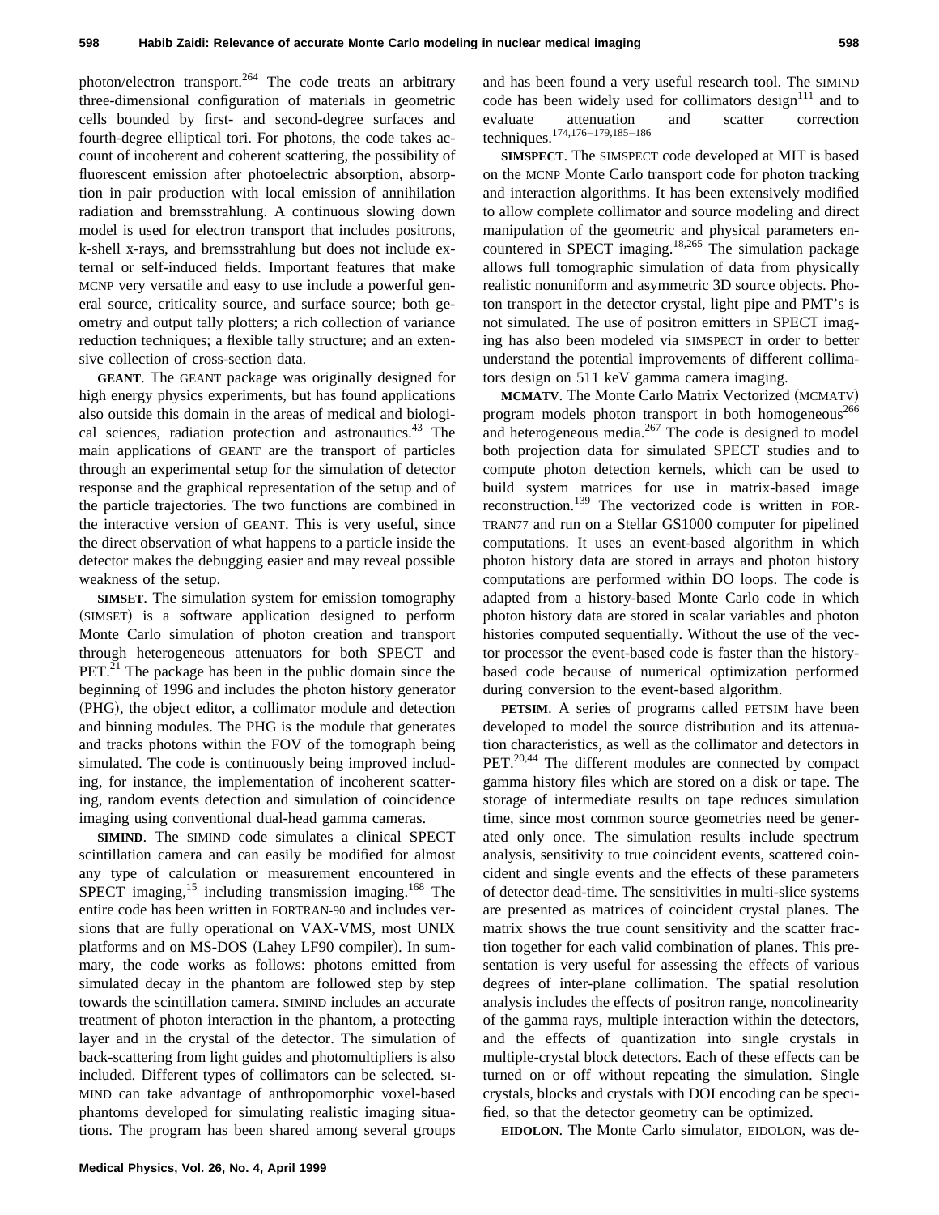photon/electron transport.[264] The code treats an arbitrary three-dimensional configuration of materials in geometric cells bounded by first- and second-degree surfaces and fourth-degree elliptical tori. For photons, the code takes account of incoherent and coherent scattering, the possibility of fluorescent emission after photoelectric absorption, absorption in pair production with local emission of annihilation radiation and bremsstrahlung. A continuous slowing down model is used for electron transport that includes positrons, k-shell x-rays, and bremsstrahlung but does not include external or self-induced fields. Important features that make MCNP very versatile and easy to use include a powerful general source, criticality source, and surface source; both geometry and output tally plotters; a rich collection of variance reduction techniques; a flexible tally structure; and an extensive collection of cross-section data.

**GEANT**. The GEANT package was originally designed for high energy physics experiments, but has found applications also outside this domain in the areas of medical and biological sciences, radiation protection and astronautics.[43] The main applications of GEANT are the transport of particles through an experimental setup for the simulation of detector response and the graphical representation of the setup and of the particle trajectories. The two functions are combined in the interactive version of GEANT. This is very useful, since the direct observation of what happens to a particle inside the detector makes the debugging easier and may reveal possible weakness of the setup.

**SIMSET**. The simulation system for emission tomography (SIMSET) is a software application designed to perform Monte Carlo simulation of photon creation and transport through heterogeneous attenuators for both SPECT and PET.[21] The package has been in the public domain since the beginning of 1996 and includes the photon history generator (PHG), the object editor, a collimator module and detection and binning modules. The PHG is the module that generates and tracks photons within the FOV of the tomograph being simulated. The code is continuously being improved including, for instance, the implementation of incoherent scattering, random events detection and simulation of coincidence imaging using conventional dual-head gamma cameras.

**SIMIND**. The SIMIND code simulates a clinical SPECT scintillation camera and can easily be modified for almost any type of calculation or measurement encountered in SPECT imaging,[15] including transmission imaging.[168] The entire code has been written in FORTRAN-90 and includes versions that are fully operational on VAX-VMS, most UNIX platforms and on MS-DOS (Lahey LF90 compiler). In summary, the code works as follows: photons emitted from simulated decay in the phantom are followed step by step towards the scintillation camera. SIMIND includes an accurate treatment of photon interaction in the phantom, a protecting layer and in the crystal of the detector. The simulation of back-scattering from light guides and photomultipliers is also included. Different types of collimators can be selected. SIMIND can take advantage of anthropomorphic voxel-based phantoms developed for simulating realistic imaging situations. The program has been shared among several groups and has been found a very useful research tool. The SIMIND code has been widely used for collimators design[111] and to evaluate attenuation and scatter correction techniques.[174,176–179,185–186]

**SIMSPECT**. The SIMSPECT code developed at MIT is based on the MCNP Monte Carlo transport code for photon tracking and interaction algorithms. It has been extensively modified to allow complete collimator and source modeling and direct manipulation of the geometric and physical parameters encountered in SPECT imaging.[18,265] The simulation package allows full tomographic simulation of data from physically realistic nonuniform and asymmetric 3D source objects. Photon transport in the detector crystal, light pipe and PMT's is not simulated. The use of positron emitters in SPECT imaging has also been modeled via SIMSPECT in order to better understand the potential improvements of different collimators design on 511 keV gamma camera imaging.

**MCMATV**. The Monte Carlo Matrix Vectorized (MCMATV) program models photon transport in both homogeneous[266] and heterogeneous media.[267] The code is designed to model both projection data for simulated SPECT studies and to compute photon detection kernels, which can be used to build system matrices for use in matrix-based image reconstruction.[139] The vectorized code is written in FORTRAN77 and run on a Stellar GS1000 computer for pipelined computations. It uses an event-based algorithm in which photon history data are stored in arrays and photon history computations are performed within DO loops. The code is adapted from a history-based Monte Carlo code in which photon history data are stored in scalar variables and photon histories computed sequentially. Without the use of the vector processor the event-based code is faster than the history-based code because of numerical optimization performed during conversion to the event-based algorithm.

**PETSIM**. A series of programs called PETSIM have been developed to model the source distribution and its attenuation characteristics, as well as the collimator and detectors in PET.[20,44] The different modules are connected by compact gamma history files which are stored on a disk or tape. The storage of intermediate results on tape reduces simulation time, since most common source geometries need be generated only once. The simulation results include spectrum analysis, sensitivity to true coincident events, scattered coincident and single events and the effects of these parameters of detector dead-time. The sensitivities in multi-slice systems are presented as matrices of coincident crystal planes. The matrix shows the true count sensitivity and the scatter fraction together for each valid combination of planes. This presentation is very useful for assessing the effects of various degrees of inter-plane collimation. The spatial resolution analysis includes the effects of positron range, noncolinearity of the gamma rays, multiple interaction within the detectors, and the effects of quantization into single crystals in multiple-crystal block detectors. Each of these effects can be turned on or off without repeating the simulation. Single crystals, blocks and crystals with DOI encoding can be specified, so that the detector geometry can be optimized.

**EIDOLON**. The Monte Carlo simulator, EIDOLON, was de-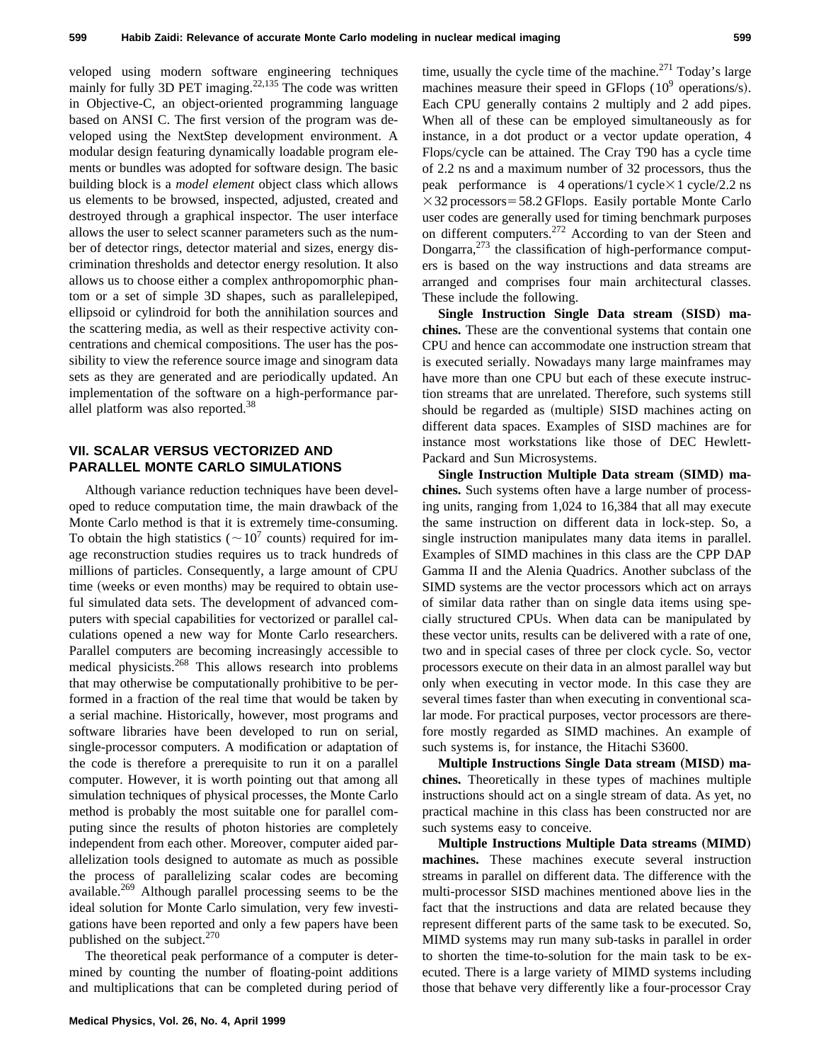veloped using modern software engineering techniques mainly for fully 3D PET imaging.[22,135] The code was written in Objective-C, an object-oriented programming language based on ANSI C. The first version of the program was developed using the NextStep development environment. A modular design featuring dynamically loadable program elements or bundles was adopted for software design. The basic building block is a *model element* object class which allows us elements to be browsed, inspected, adjusted, created and destroyed through a graphical inspector. The user interface allows the user to select scanner parameters such as the number of detector rings, detector material and sizes, energy discrimination thresholds and detector energy resolution. It also allows us to choose either a complex anthropomorphic phantom or a set of simple 3D shapes, such as parallelepiped, ellipsoid or cylindroid for both the annihilation sources and the scattering media, as well as their respective activity concentrations and chemical compositions. The user has the possibility to view the reference source image and sinogram data sets as they are generated and are periodically updated. An implementation of the software on a high-performance parallel platform was also reported.[38]

## VII. SCALAR VERSUS VECTORIZED AND PARALLEL MONTE CARLO SIMULATIONS

Although variance reduction techniques have been developed to reduce computation time, the main drawback of the Monte Carlo method is that it is extremely time-consuming. To obtain the high statistics ($\sim 10^7$ counts) required for image reconstruction studies requires us to track hundreds of millions of particles. Consequently, a large amount of CPU time (weeks or even months) may be required to obtain useful simulated data sets. The development of advanced computers with special capabilities for vectorized or parallel calculations opened a new way for Monte Carlo researchers. Parallel computers are becoming increasingly accessible to medical physicists.[268] This allows research into problems that may otherwise be computationally prohibitive to be performed in a fraction of the real time that would be taken by a serial machine. Historically, however, most programs and software libraries have been developed to run on serial, single-processor computers. A modification or adaptation of the code is therefore a prerequisite to run it on a parallel computer. However, it is worth pointing out that among all simulation techniques of physical processes, the Monte Carlo method is probably the most suitable one for parallel computing since the results of photon histories are completely independent from each other. Moreover, computer aided parallelization tools designed to automate as much as possible the process of parallelizing scalar codes are becoming available.[269] Although parallel processing seems to be the ideal solution for Monte Carlo simulation, very few investigations have been reported and only a few papers have been published on the subject.[270]

The theoretical peak performance of a computer is determined by counting the number of floating-point additions and multiplications that can be completed during period of time, usually the cycle time of the machine.[271] Today's large machines measure their speed in GFlops ($10^9$ operations/s). Each CPU generally contains 2 multiply and 2 add pipes. When all of these can be employed simultaneously as for instance, in a dot product or a vector update operation, 4 Flops/cycle can be attained. The Cray T90 has a cycle time of 2.2 ns and a maximum number of 32 processors, thus the peak performance is $4\ \text{operations}/1\ \text{cycle} \times 1\ \text{cycle}/2.2\ \text{ns} \times 32\ \text{processors} = 58.2\ \text{GFlops}$. Easily portable Monte Carlo user codes are generally used for timing benchmark purposes on different computers.[272] According to van der Steen and Dongarra,[273] the classification of high-performance computers is based on the way instructions and data streams are arranged and comprises four main architectural classes. These include the following.

**Single Instruction Single Data stream (SISD) machines.** These are the conventional systems that contain one CPU and hence can accommodate one instruction stream that is executed serially. Nowadays many large mainframes may have more than one CPU but each of these execute instruction streams that are unrelated. Therefore, such systems still should be regarded as (multiple) SISD machines acting on different data spaces. Examples of SISD machines are for instance most workstations like those of DEC Hewlett-Packard and Sun Microsystems.

**Single Instruction Multiple Data stream (SIMD) machines.** Such systems often have a large number of processing units, ranging from 1,024 to 16,384 that all may execute the same instruction on different data in lock-step. So, a single instruction manipulates many data items in parallel. Examples of SIMD machines in this class are the CPP DAP Gamma II and the Alenia Quadrics. Another subclass of the SIMD systems are the vector processors which act on arrays of similar data rather than on single data items using specially structured CPUs. When data can be manipulated by these vector units, results can be delivered with a rate of one, two and in special cases of three per clock cycle. So, vector processors execute on their data in an almost parallel way but only when executing in vector mode. In this case they are several times faster than when executing in conventional scalar mode. For practical purposes, vector processors are therefore mostly regarded as SIMD machines. An example of such systems is, for instance, the Hitachi S3600.

**Multiple Instructions Single Data stream (MISD) machines.** Theoretically in these types of machines multiple instructions should act on a single stream of data. As yet, no practical machine in this class has been constructed nor are such systems easy to conceive.

**Multiple Instructions Multiple Data streams (MIMD) machines.** These machines execute several instruction streams in parallel on different data. The difference with the multi-processor SISD machines mentioned above lies in the fact that the instructions and data are related because they represent different parts of the same task to be executed. So, MIMD systems may run many sub-tasks in parallel in order to shorten the time-to-solution for the main task to be executed. There is a large variety of MIMD systems including those that behave very differently like a four-processor Cray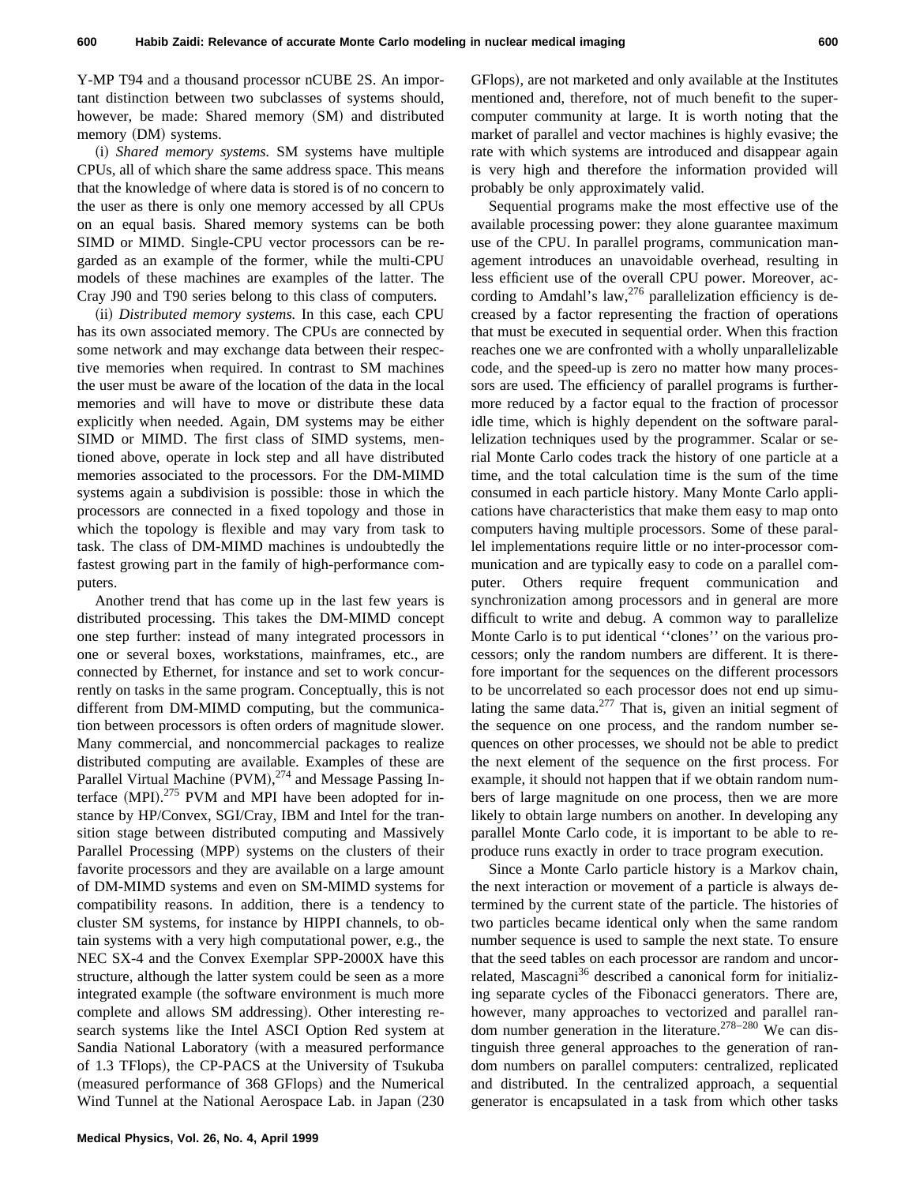Y-MP T94 and a thousand processor nCUBE 2S. An important distinction between two subclasses of systems should, however, be made: Shared memory (SM) and distributed memory (DM) systems.

(i) *Shared memory systems.* SM systems have multiple CPUs, all of which share the same address space. This means that the knowledge of where data is stored is of no concern to the user as there is only one memory accessed by all CPUs on an equal basis. Shared memory systems can be both SIMD or MIMD. Single-CPU vector processors can be regarded as an example of the former, while the multi-CPU models of these machines are examples of the latter. The Cray J90 and T90 series belong to this class of computers.

(ii) *Distributed memory systems.* In this case, each CPU has its own associated memory. The CPUs are connected by some network and may exchange data between their respective memories when required. In contrast to SM machines the user must be aware of the location of the data in the local memories and will have to move or distribute these data explicitly when needed. Again, DM systems may be either SIMD or MIMD. The first class of SIMD systems, mentioned above, operate in lock step and all have distributed memories associated to the processors. For the DM-MIMD systems again a subdivision is possible: those in which the processors are connected in a fixed topology and those in which the topology is flexible and may vary from task to task. The class of DM-MIMD machines is undoubtedly the fastest growing part in the family of high-performance computers.

Another trend that has come up in the last few years is distributed processing. This takes the DM-MIMD concept one step further: instead of many integrated processors in one or several boxes, workstations, mainframes, etc., are connected by Ethernet, for instance and set to work concurrently on tasks in the same program. Conceptually, this is not different from DM-MIMD computing, but the communication between processors is often orders of magnitude slower. Many commercial, and noncommercial packages to realize distributed computing are available. Examples of these are Parallel Virtual Machine (PVM),[274] and Message Passing Interface (MPI).[275] PVM and MPI have been adopted for instance by HP/Convex, SGI/Cray, IBM and Intel for the transition stage between distributed computing and Massively Parallel Processing (MPP) systems on the clusters of their favorite processors and they are available on a large amount of DM-MIMD systems and even on SM-MIMD systems for compatibility reasons. In addition, there is a tendency to cluster SM systems, for instance by HIPPI channels, to obtain systems with a very high computational power, e.g., the NEC SX-4 and the Convex Exemplar SPP-2000X have this structure, although the latter system could be seen as a more integrated example (the software environment is much more complete and allows SM addressing). Other interesting research systems like the Intel ASCI Option Red system at Sandia National Laboratory (with a measured performance of 1.3 TFlops), the CP-PACS at the University of Tsukuba (measured performance of 368 GFlops) and the Numerical Wind Tunnel at the National Aerospace Lab. in Japan (230 GFlops), are not marketed and only available at the Institutes mentioned and, therefore, not of much benefit to the supercomputer community at large. It is worth noting that the market of parallel and vector machines is highly evasive; the rate with which systems are introduced and disappear again is very high and therefore the information provided will probably be only approximately valid.

Sequential programs make the most effective use of the available processing power: they alone guarantee maximum use of the CPU. In parallel programs, communication management introduces an unavoidable overhead, resulting in less efficient use of the overall CPU power. Moreover, according to Amdahl's law,[276] parallelization efficiency is decreased by a factor representing the fraction of operations that must be executed in sequential order. When this fraction reaches one we are confronted with a wholly unparallelizable code, and the speed-up is zero no matter how many processors are used. The efficiency of parallel programs is furthermore reduced by a factor equal to the fraction of processor idle time, which is highly dependent on the software parallelization techniques used by the programmer. Scalar or serial Monte Carlo codes track the history of one particle at a time, and the total calculation time is the sum of the time consumed in each particle history. Many Monte Carlo applications have characteristics that make them easy to map onto computers having multiple processors. Some of these parallel implementations require little or no inter-processor communication and are typically easy to code on a parallel computer. Others require frequent communication and synchronization among processors and in general are more difficult to write and debug. A common way to parallelize Monte Carlo is to put identical ''clones'' on the various processors; only the random numbers are different. It is therefore important for the sequences on the different processors to be uncorrelated so each processor does not end up simulating the same data.[277] That is, given an initial segment of the sequence on one process, and the random number sequences on other processes, we should not be able to predict the next element of the sequence on the first process. For example, it should not happen that if we obtain random numbers of large magnitude on one process, then we are more likely to obtain large numbers on another. In developing any parallel Monte Carlo code, it is important to be able to reproduce runs exactly in order to trace program execution.

Since a Monte Carlo particle history is a Markov chain, the next interaction or movement of a particle is always determined by the current state of the particle. The histories of two particles became identical only when the same random number sequence is used to sample the next state. To ensure that the seed tables on each processor are random and uncorrelated, Mascagni[36] described a canonical form for initializing separate cycles of the Fibonacci generators. There are, however, many approaches to vectorized and parallel random number generation in the literature.[278–280] We can distinguish three general approaches to the generation of random numbers on parallel computers: centralized, replicated and distributed. In the centralized approach, a sequential generator is encapsulated in a task from which other tasks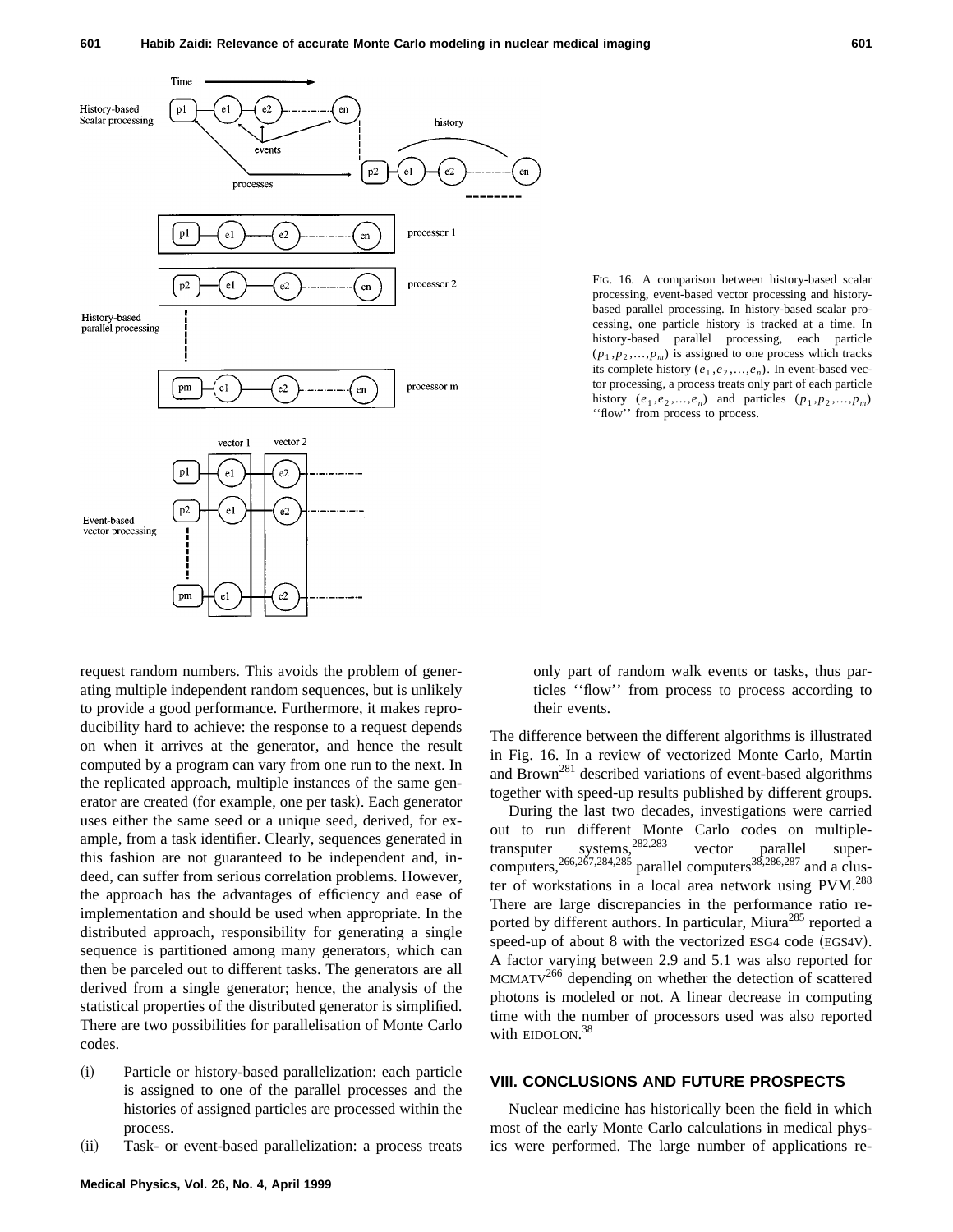FIG. 16. A comparison between history-based scalar processing, event-based vector processing and history-based parallel processing. In history-based scalar processing, one particle history is tracked at a time. In history-based parallel processing, each particle $(p_1, p_2, \ldots, p_m)$ is assigned to one process which tracks its complete history $(e_1, e_2, \ldots, e_n)$. In event-based vector processing, a process treats only part of each particle history $(e_1, e_2, \ldots, e_n)$ and particles $(p_1, p_2, \ldots, p_m)$ ''flow'' from process to process.

request random numbers. This avoids the problem of generating multiple independent random sequences, but is unlikely to provide a good performance. Furthermore, it makes reproducibility hard to achieve: the response to a request depends on when it arrives at the generator, and hence the result computed by a program can vary from one run to the next. In the replicated approach, multiple instances of the same generator are created (for example, one per task). Each generator uses either the same seed or a unique seed, derived, for example, from a task identifier. Clearly, sequences generated in this fashion are not guaranteed to be independent and, indeed, can suffer from serious correlation problems. However, the approach has the advantages of efficiency and ease of implementation and should be used when appropriate. In the distributed approach, responsibility for generating a single sequence is partitioned among many generators, which can then be parceled out to different tasks. The generators are all derived from a single generator; hence, the analysis of the statistical properties of the distributed generator is simplified. There are two possibilities for parallelisation of Monte Carlo codes.

(i) Particle or history-based parallelization: each particle is assigned to one of the parallel processes and the histories of assigned particles are processed within the process.

(ii) Task- or event-based parallelization: a process treats only part of random walk events or tasks, thus particles ''flow'' from process to process according to their events.

The difference between the different algorithms is illustrated in Fig. 16. In a review of vectorized Monte Carlo, Martin and Brown[281] described variations of event-based algorithms together with speed-up results published by different groups.

During the last two decades, investigations were carried out to run different Monte Carlo codes on multiple-transputer systems,[282,283] vector parallel supercomputers,[266,267,284,285] parallel computers[38,286,287] and a cluster of workstations in a local area network using PVM.[288] There are large discrepancies in the performance ratio reported by different authors. In particular, Miura[285] reported a speed-up of about 8 with the vectorized ESG4 code (EGS4V). A factor varying between 2.9 and 5.1 was also reported for MCMATV[266] depending on whether the detection of scattered photons is modeled or not. A linear decrease in computing time with the number of processors used was also reported with EIDOLON.[38]

## VIII. CONCLUSIONS AND FUTURE PROSPECTS

Nuclear medicine has historically been the field in which most of the early Monte Carlo calculations in medical physics were performed. The large number of applications re-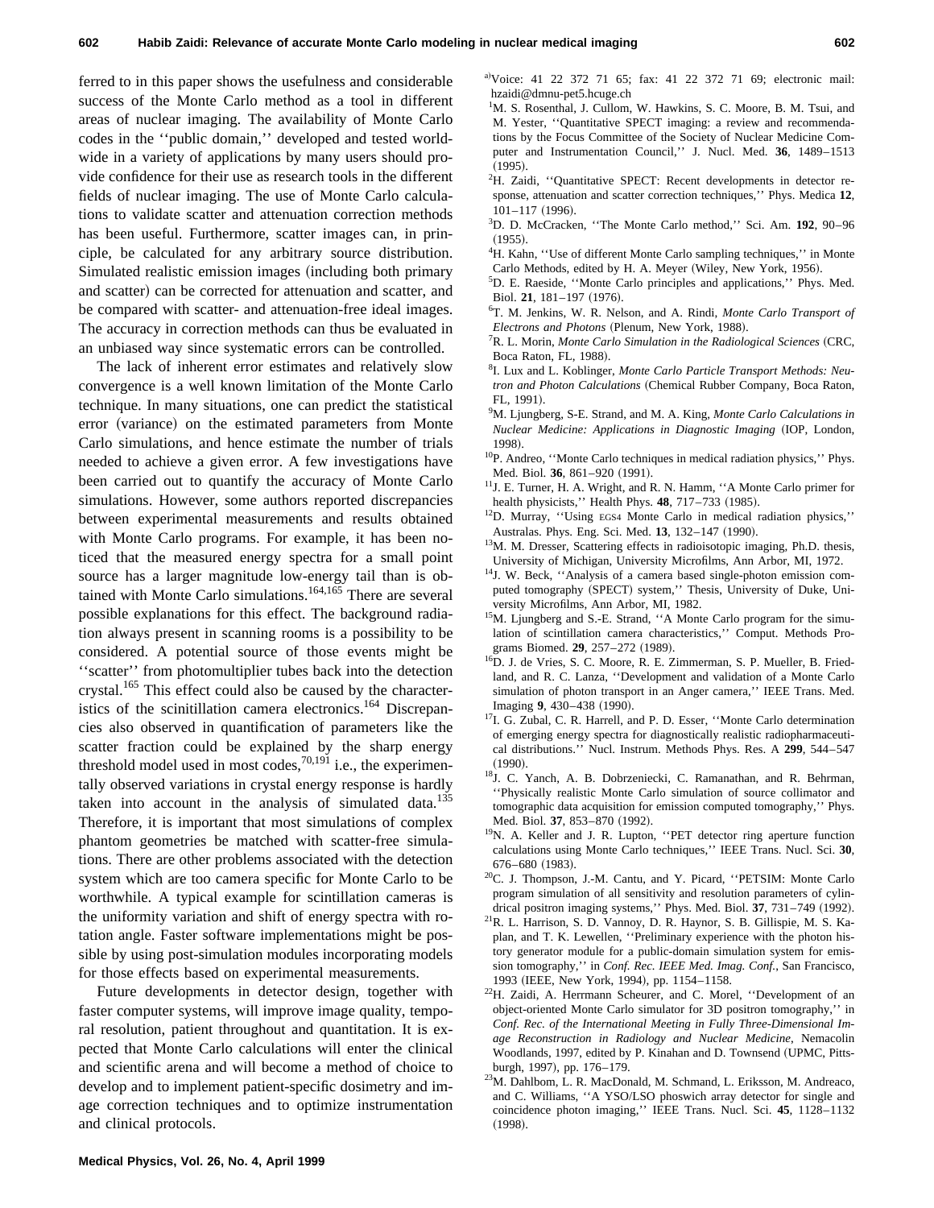ferred to in this paper shows the usefulness and considerable success of the Monte Carlo method as a tool in different areas of nuclear imaging. The availability of Monte Carlo codes in the ''public domain,'' developed and tested worldwide in a variety of applications by many users should provide confidence for their use as research tools in the different fields of nuclear imaging. The use of Monte Carlo calculations to validate scatter and attenuation correction methods has been useful. Furthermore, scatter images can, in principle, be calculated for any arbitrary source distribution. Simulated realistic emission images (including both primary and scatter) can be corrected for attenuation and scatter, and be compared with scatter- and attenuation-free ideal images. The accuracy in correction methods can thus be evaluated in an unbiased way since systematic errors can be controlled.

The lack of inherent error estimates and relatively slow convergence is a well known limitation of the Monte Carlo technique. In many situations, one can predict the statistical error (variance) on the estimated parameters from Monte Carlo simulations, and hence estimate the number of trials needed to achieve a given error. A few investigations have been carried out to quantify the accuracy of Monte Carlo simulations. However, some authors reported discrepancies between experimental measurements and results obtained with Monte Carlo programs. For example, it has been noticed that the measured energy spectra for a small point source has a larger magnitude low-energy tail than is obtained with Monte Carlo simulations.[164,165] There are several possible explanations for this effect. The background radiation always present in scanning rooms is a possibility to be considered. A potential source of those events might be ''scatter'' from photomultiplier tubes back into the detection crystal.[165] This effect could also be caused by the characteristics of the scinitillation camera electronics.[164] Discrepancies also observed in quantification of parameters like the scatter fraction could be explained by the sharp energy threshold model used in most codes,[70,191] i.e., the experimentally observed variations in crystal energy response is hardly taken into account in the analysis of simulated data.[135] Therefore, it is important that most simulations of complex phantom geometries be matched with scatter-free simulations. There are other problems associated with the detection system which are too camera specific for Monte Carlo to be worthwhile. A typical example for scintillation cameras is the uniformity variation and shift of energy spectra with rotation angle. Faster software implementations might be possible by using post-simulation modules incorporating models for those effects based on experimental measurements.

Future developments in detector design, together with faster computer systems, will improve image quality, temporal resolution, patient throughout and quantitation. It is expected that Monte Carlo calculations will enter the clinical and scientific arena and will become a method of choice to develop and to implement patient-specific dosimetry and image correction techniques and to optimize instrumentation and clinical protocols.

[a]Voice: 41 22 372 71 65; fax: 41 22 372 71 69; electronic mail: hzaidi@dmnu-pet5.hcuge.ch

[1]M. S. Rosenthal, J. Cullom, W. Hawkins, S. C. Moore, B. M. Tsui, and M. Yester, ''Quantitative SPECT imaging: a review and recommendations by the Focus Committee of the Society of Nuclear Medicine Computer and Instrumentation Council,'' J. Nucl. Med. **36**, 1489–1513 (1995).

[2]H. Zaidi, ''Quantitative SPECT: Recent developments in detector response, attenuation and scatter correction techniques,'' Phys. Medica **12**, 101–117 (1996).

[3]D. D. McCracken, ''The Monte Carlo method,'' Sci. Am. **192**, 90–96 (1955).

[4]H. Kahn, ''Use of different Monte Carlo sampling techniques,'' in Monte Carlo Methods, edited by H. A. Meyer (Wiley, New York, 1956).

[5]D. E. Raeside, ''Monte Carlo principles and applications,'' Phys. Med. Biol. **21**, 181–197 (1976).

[6]T. M. Jenkins, W. R. Nelson, and A. Rindi, *Monte Carlo Transport of Electrons and Photons* (Plenum, New York, 1988).

[7]R. L. Morin, *Monte Carlo Simulation in the Radiological Sciences* (CRC, Boca Raton, FL, 1988).

[8]I. Lux and L. Koblinger, *Monte Carlo Particle Transport Methods: Neutron and Photon Calculations* (Chemical Rubber Company, Boca Raton, FL, 1991).

[9]M. Ljungberg, S-E. Strand, and M. A. King, *Monte Carlo Calculations in Nuclear Medicine: Applications in Diagnostic Imaging* (IOP, London, 1998).

[10]P. Andreo, ''Monte Carlo techniques in medical radiation physics,'' Phys. Med. Biol. **36**, 861–920 (1991).

[11]J. E. Turner, H. A. Wright, and R. N. Hamm, ''A Monte Carlo primer for health physicists,'' Health Phys. **48**, 717–733 (1985).

[12]D. Murray, ''Using EGS4 Monte Carlo in medical radiation physics,'' Australas. Phys. Eng. Sci. Med. **13**, 132–147 (1990).

[13]M. M. Dresser, Scattering effects in radioisotopic imaging, Ph.D. thesis, University of Michigan, University Microfilms, Ann Arbor, MI, 1972.

[14]J. W. Beck, ''Analysis of a camera based single-photon emission computed tomography (SPECT) system,'' Thesis, University of Duke, University Microfilms, Ann Arbor, MI, 1982.

[15]M. Ljungberg and S.-E. Strand, ''A Monte Carlo program for the simulation of scintillation camera characteristics,'' Comput. Methods Programs Biomed. **29**, 257–272 (1989).

[16]D. J. de Vries, S. C. Moore, R. E. Zimmerman, S. P. Mueller, B. Friedland, and R. C. Lanza, ''Development and validation of a Monte Carlo simulation of photon transport in an Anger camera,'' IEEE Trans. Med. Imaging **9**, 430–438 (1990).

[17]I. G. Zubal, C. R. Harrell, and P. D. Esser, ''Monte Carlo determination of emerging energy spectra for diagnostically realistic radiopharmaceutical distributions.'' Nucl. Instrum. Methods Phys. Res. A **299**, 544–547 (1990).

[18]J. C. Yanch, A. B. Dobrzeniecki, C. Ramanathan, and R. Behrman, ''Physically realistic Monte Carlo simulation of source collimator and tomographic data acquisition for emission computed tomography,'' Phys. Med. Biol. **37**, 853–870 (1992).

[19]N. A. Keller and J. R. Lupton, ''PET detector ring aperture function calculations using Monte Carlo techniques,'' IEEE Trans. Nucl. Sci. **30**, 676–680 (1983).

[20]C. J. Thompson, J.-M. Cantu, and Y. Picard, ''PETSIM: Monte Carlo program simulation of all sensitivity and resolution parameters of cylindrical positron imaging systems,'' Phys. Med. Biol. **37**, 731–749 (1992).

[21]R. L. Harrison, S. D. Vannoy, D. R. Haynor, S. B. Gillispie, M. S. Kaplan, and T. K. Lewellen, ''Preliminary experience with the photon history generator module for a public-domain simulation system for emission tomography,'' in *Conf. Rec. IEEE Med. Imag. Conf.*, San Francisco, 1993 (IEEE, New York, 1994), pp. 1154–1158.

[22]H. Zaidi, A. Herrmann Scheurer, and C. Morel, ''Development of an object-oriented Monte Carlo simulator for 3D positron tomography,'' in *Conf. Rec. of the International Meeting in Fully Three-Dimensional Image Reconstruction in Radiology and Nuclear Medicine*, Nemacolin Woodlands, 1997, edited by P. Kinahan and D. Townsend (UPMC, Pittsburgh, 1997), pp. 176–179.

[23]M. Dahlbom, L. R. MacDonald, M. Schmand, L. Eriksson, M. Andreaco, and C. Williams, ''A YSO/LSO phoswich array detector for single and coincidence photon imaging,'' IEEE Trans. Nucl. Sci. **45**, 1128–1132 (1998).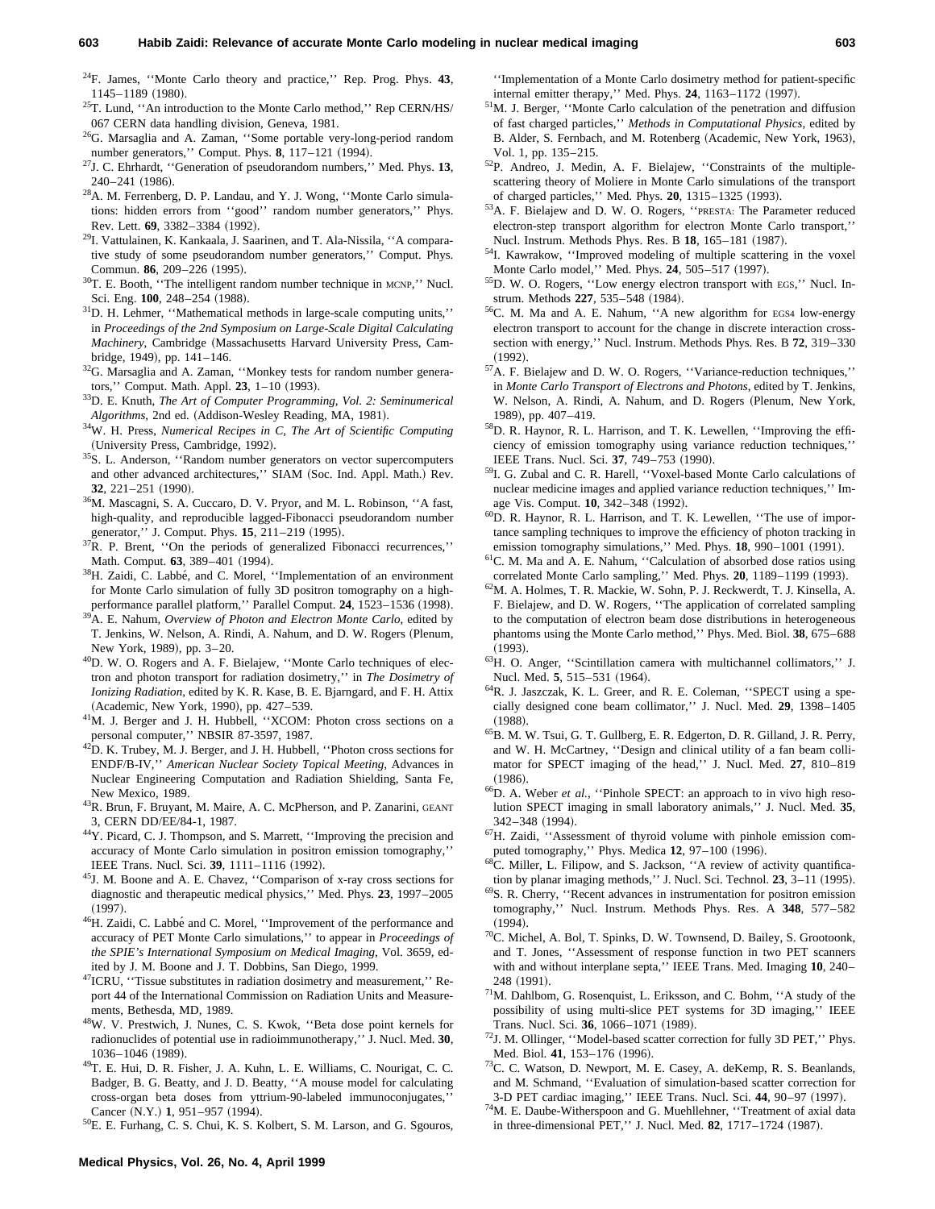[24]F. James, ''Monte Carlo theory and practice,'' Rep. Prog. Phys. **43**, 1145–1189 (1980).

[25]T. Lund, ''An introduction to the Monte Carlo method,'' Rep CERN/HS/067 CERN data handling division, Geneva, 1981.

[26]G. Marsaglia and A. Zaman, ''Some portable very-long-period random number generators,'' Comput. Phys. **8**, 117–121 (1994).

[27]J. C. Ehrhardt, ''Generation of pseudorandom numbers,'' Med. Phys. **13**, 240–241 (1986).

[28]A. M. Ferrenberg, D. P. Landau, and Y. J. Wong, ''Monte Carlo simulations: hidden errors from ''good'' random number generators,'' Phys. Rev. Lett. **69**, 3382–3384 (1992).

[29]I. Vattulainen, K. Kankaala, J. Saarinen, and T. Ala-Nissila, ''A comparative study of some pseudorandom number generators,'' Comput. Phys. Commun. **86**, 209–226 (1995).

[30]T. E. Booth, ''The intelligent random number technique in MCNP,'' Nucl. Sci. Eng. **100**, 248–254 (1988).

[31]D. H. Lehmer, ''Mathematical methods in large-scale computing units,'' in *Proceedings of the 2nd Symposium on Large-Scale Digital Calculating Machinery*, Cambridge (Massachusetts Harvard University Press, Cambridge, 1949), pp. 141–146.

[32]G. Marsaglia and A. Zaman, ''Monkey tests for random number generators,'' Comput. Math. Appl. **23**, 1–10 (1993).

[33]D. E. Knuth, *The Art of Computer Programming, Vol. 2: Seminumerical Algorithms*, 2nd ed. (Addison-Wesley Reading, MA, 1981).

[34]W. H. Press, *Numerical Recipes in C, The Art of Scientific Computing* (University Press, Cambridge, 1992).

[35]S. L. Anderson, ''Random number generators on vector supercomputers and other advanced architectures,'' SIAM (Soc. Ind. Appl. Math.) Rev. **32**, 221–251 (1990).

[36]M. Mascagni, S. A. Cuccaro, D. V. Pryor, and M. L. Robinson, ''A fast, high-quality, and reproducible lagged-Fibonacci pseudorandom number generator,'' J. Comput. Phys. **15**, 211–219 (1995).

[37]R. P. Brent, ''On the periods of generalized Fibonacci recurrences,'' Math. Comput. **63**, 389–401 (1994).

[38]H. Zaidi, C. Labbé, and C. Morel, ''Implementation of an environment for Monte Carlo simulation of fully 3D positron tomography on a high-performance parallel platform,'' Parallel Comput. **24**, 1523–1536 (1998).

[39]A. E. Nahum, *Overview of Photon and Electron Monte Carlo*, edited by T. Jenkins, W. Nelson, A. Rindi, A. Nahum, and D. W. Rogers (Plenum, New York, 1989), pp. 3–20.

[40]D. W. O. Rogers and A. F. Bielajew, ''Monte Carlo techniques of electron and photon transport for radiation dosimetry,'' in *The Dosimetry of Ionizing Radiation*, edited by K. R. Kase, B. E. Bjarngard, and F. H. Attix (Academic, New York, 1990), pp. 427–539.

[41]M. J. Berger and J. H. Hubbell, ''XCOM: Photon cross sections on a personal computer,'' NBSIR 87-3597, 1987.

[42]D. K. Trubey, M. J. Berger, and J. H. Hubbell, ''Photon cross sections for ENDF/B-IV,'' *American Nuclear Society Topical Meeting*, Advances in Nuclear Engineering Computation and Radiation Shielding, Santa Fe, New Mexico, 1989.

[43]R. Brun, F. Bruyant, M. Maire, A. C. McPherson, and P. Zanarini, GEANT 3, CERN DD/EE/84-1, 1987.

[44]Y. Picard, C. J. Thompson, and S. Marrett, ''Improving the precision and accuracy of Monte Carlo simulation in positron emission tomography,'' IEEE Trans. Nucl. Sci. **39**, 1111–1116 (1992).

[45]J. M. Boone and A. E. Chavez, ''Comparison of x-ray cross sections for diagnostic and therapeutic medical physics,'' Med. Phys. **23**, 1997–2005 (1997).

[46]H. Zaidi, C. Labbé and C. Morel, ''Improvement of the performance and accuracy of PET Monte Carlo simulations,'' to appear in *Proceedings of the SPIE's International Symposium on Medical Imaging*, Vol. 3659, edited by J. M. Boone and J. T. Dobbins, San Diego, 1999.

[47]ICRU, ''Tissue substitutes in radiation dosimetry and measurement,'' Report 44 of the International Commission on Radiation Units and Measurements, Bethesda, MD, 1989.

[48]W. V. Prestwich, J. Nunes, C. S. Kwok, ''Beta dose point kernels for radionuclides of potential use in radioimmunotherapy,'' J. Nucl. Med. **30**, 1036–1046 (1989).

[49]T. E. Hui, D. R. Fisher, J. A. Kuhn, L. E. Williams, C. Nourigat, C. C. Badger, B. G. Beatty, and J. D. Beatty, ''A mouse model for calculating cross-organ beta doses from yttrium-90-labeled immunoconjugates,'' Cancer (N.Y.) **1**, 951–957 (1994).

[50]E. E. Furhang, C. S. Chui, K. S. Kolbert, S. M. Larson, and G. Sgouros, ''Implementation of a Monte Carlo dosimetry method for patient-specific internal emitter therapy,'' Med. Phys. **24**, 1163–1172 (1997).

[51]M. J. Berger, ''Monte Carlo calculation of the penetration and diffusion of fast charged particles,'' *Methods in Computational Physics*, edited by B. Alder, S. Fernbach, and M. Rotenberg (Academic, New York, 1963), Vol. 1, pp. 135–215.

[52]P. Andreo, J. Medin, A. F. Bielajew, ''Constraints of the multiple-scattering theory of Moliere in Monte Carlo simulations of the transport of charged particles,'' Med. Phys. **20**, 1315–1325 (1993).

[53]A. F. Bielajew and D. W. O. Rogers, ''PRESTA: The Parameter reduced electron-step transport algorithm for electron Monte Carlo transport,'' Nucl. Instrum. Methods Phys. Res. B **18**, 165–181 (1987).

[54]I. Kawrakow, ''Improved modeling of multiple scattering in the voxel Monte Carlo model,'' Med. Phys. **24**, 505–517 (1997).

[55]D. W. O. Rogers, ''Low energy electron transport with EGS,'' Nucl. Instrum. Methods **227**, 535–548 (1984).

[56]C. M. Ma and A. E. Nahum, ''A new algorithm for EGS4 low-energy electron transport to account for the change in discrete interaction cross-section with energy,'' Nucl. Instrum. Methods Phys. Res. B **72**, 319–330 (1992).

[57]A. F. Bielajew and D. W. O. Rogers, ''Variance-reduction techniques,'' in *Monte Carlo Transport of Electrons and Photons*, edited by T. Jenkins, W. Nelson, A. Rindi, A. Nahum, and D. Rogers (Plenum, New York, 1989), pp. 407–419.

[58]D. R. Haynor, R. L. Harrison, and T. K. Lewellen, ''Improving the efficiency of emission tomography using variance reduction techniques,'' IEEE Trans. Nucl. Sci. **37**, 749–753 (1990).

[59]I. G. Zubal and C. R. Harell, ''Voxel-based Monte Carlo calculations of nuclear medicine images and applied variance reduction techniques,'' Image Vis. Comput. **10**, 342–348 (1992).

[60]D. R. Haynor, R. L. Harrison, and T. K. Lewellen, ''The use of importance sampling techniques to improve the efficiency of photon tracking in emission tomography simulations,'' Med. Phys. **18**, 990–1001 (1991).

[61]C. M. Ma and A. E. Nahum, ''Calculation of absorbed dose ratios using correlated Monte Carlo sampling,'' Med. Phys. **20**, 1189–1199 (1993).

[62]M. A. Holmes, T. R. Mackie, W. Sohn, P. J. Reckwerdt, T. J. Kinsella, A. F. Bielajew, and D. W. Rogers, ''The application of correlated sampling to the computation of electron beam dose distributions in heterogeneous phantoms using the Monte Carlo method,'' Phys. Med. Biol. **38**, 675–688 (1993).

[63]H. O. Anger, ''Scintillation camera with multichannel collimators,'' J. Nucl. Med. **5**, 515–531 (1964).

[64]R. J. Jaszczak, K. L. Greer, and R. E. Coleman, ''SPECT using a specially designed cone beam collimator,'' J. Nucl. Med. **29**, 1398–1405 (1988).

[65]B. M. W. Tsui, G. T. Gullberg, E. R. Edgerton, D. R. Gilland, J. R. Perry, and W. H. McCartney, ''Design and clinical utility of a fan beam collimator for SPECT imaging of the head,'' J. Nucl. Med. **27**, 810–819 (1986).

[66]D. A. Weber *et al.*, ''Pinhole SPECT: an approach to in vivo high resolution SPECT imaging in small laboratory animals,'' J. Nucl. Med. **35**, 342–348 (1994).

[67]H. Zaidi, ''Assessment of thyroid volume with pinhole emission computed tomography,'' Phys. Medica **12**, 97–100 (1996).

[68]C. Miller, L. Filipow, and S. Jackson, ''A review of activity quantification by planar imaging methods,'' J. Nucl. Sci. Technol. **23**, 3–11 (1995).

[69]S. R. Cherry, ''Recent advances in instrumentation for positron emission tomography,'' Nucl. Instrum. Methods Phys. Res. A **348**, 577–582 (1994).

[70]C. Michel, A. Bol, T. Spinks, D. W. Townsend, D. Bailey, S. Grootoonk, and T. Jones, ''Assessment of response function in two PET scanners with and without interplane septa,'' IEEE Trans. Med. Imaging **10**, 240–248 (1991).

[71]M. Dahlbom, G. Rosenquist, L. Eriksson, and C. Bohm, ''A study of the possibility of using multi-slice PET systems for 3D imaging,'' IEEE Trans. Nucl. Sci. **36**, 1066–1071 (1989).

[72]J. M. Ollinger, ''Model-based scatter correction for fully 3D PET,'' Phys. Med. Biol. **41**, 153–176 (1996).

[73]C. C. Watson, D. Newport, M. E. Casey, A. deKemp, R. S. Beanlands, and M. Schmand, ''Evaluation of simulation-based scatter correction for 3-D PET cardiac imaging,'' IEEE Trans. Nucl. Sci. **44**, 90–97 (1997).

[74]M. E. Daube-Witherspoon and G. Muehllehner, ''Treatment of axial data in three-dimensional PET,'' J. Nucl. Med. **82**, 1717–1724 (1987).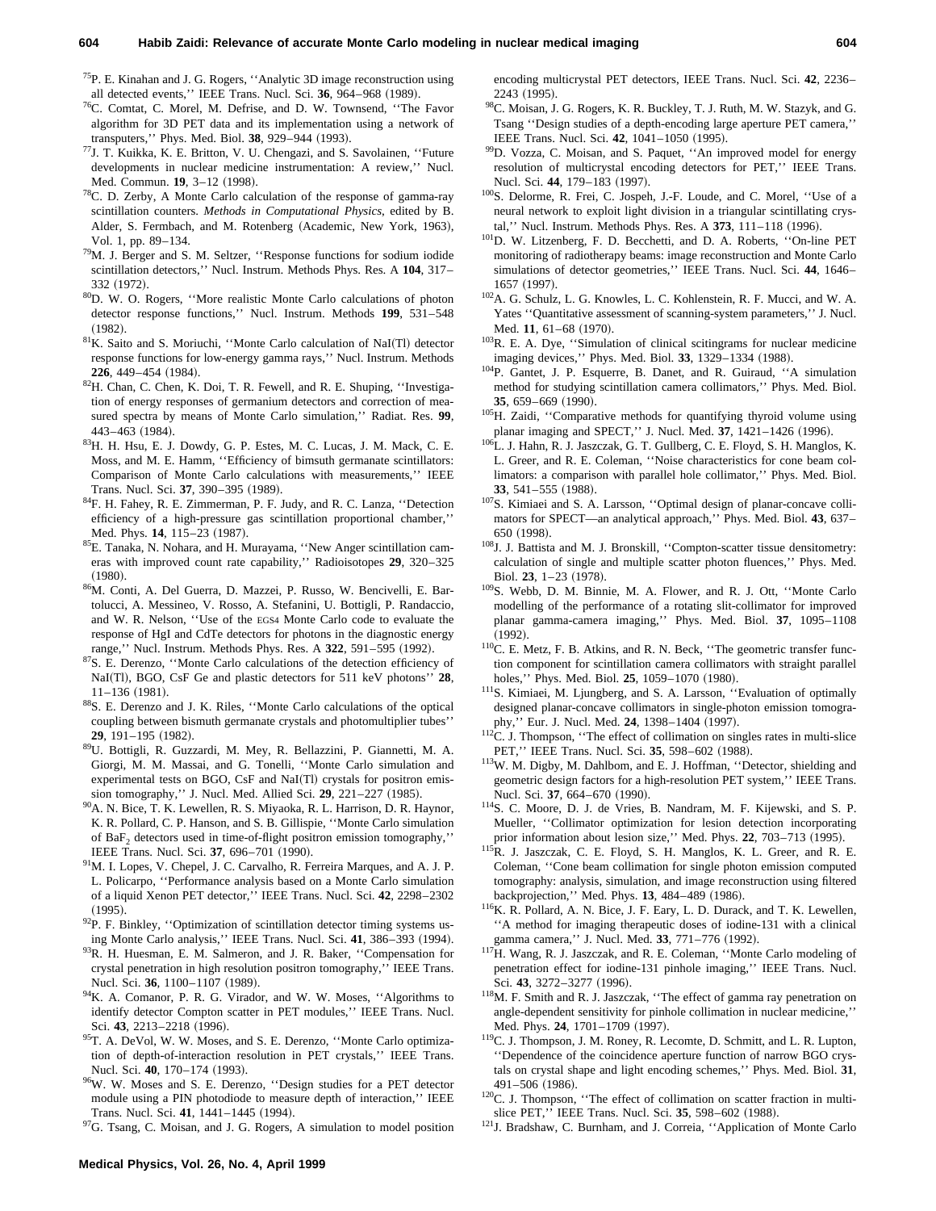[75]P. E. Kinahan and J. G. Rogers, ''Analytic 3D image reconstruction using all detected events,'' IEEE Trans. Nucl. Sci. **36**, 964–968 (1989).

[76]C. Comtat, C. Morel, M. Defrise, and D. W. Townsend, ''The Favor algorithm for 3D PET data and its implementation using a network of transputers,'' Phys. Med. Biol. **38**, 929–944 (1993).

[77]J. T. Kuikka, K. E. Britton, V. U. Chengazi, and S. Savolainen, ''Future developments in nuclear medicine instrumentation: A review,'' Nucl. Med. Commun. **19**, 3–12 (1998).

[78]C. D. Zerby, A Monte Carlo calculation of the response of gamma-ray scintillation counters. *Methods in Computational Physics*, edited by B. Alder, S. Fermbach, and M. Rotenberg (Academic, New York, 1963), Vol. 1, pp. 89–134.

[79]M. J. Berger and S. M. Seltzer, ''Response functions for sodium iodide scintillation detectors,'' Nucl. Instrum. Methods Phys. Res. A **104**, 317–332 (1972).

[80]D. W. O. Rogers, ''More realistic Monte Carlo calculations of photon detector response functions,'' Nucl. Instrum. Methods **199**, 531–548 (1982).

[81]K. Saito and S. Moriuchi, ''Monte Carlo calculation of NaI(Tl) detector response functions for low-energy gamma rays,'' Nucl. Instrum. Methods **226**, 449–454 (1984).

[82]H. Chan, C. Chen, K. Doi, T. R. Fewell, and R. E. Shuping, ''Investigation of energy responses of germanium detectors and correction of measured spectra by means of Monte Carlo simulation,'' Radiat. Res. **99**, 443–463 (1984).

[83]H. H. Hsu, E. J. Dowdy, G. P. Estes, M. C. Lucas, J. M. Mack, C. E. Moss, and M. E. Hamm, ''Efficiency of bimsuth germanate scintillators: Comparison of Monte Carlo calculations with measurements,'' IEEE Trans. Nucl. Sci. **37**, 390–395 (1989).

[84]F. H. Fahey, R. E. Zimmerman, P. F. Judy, and R. C. Lanza, ''Detection efficiency of a high-pressure gas scintillation proportional chamber,'' Med. Phys. **14**, 115–23 (1987).

[85]E. Tanaka, N. Nohara, and H. Murayama, ''New Anger scintillation cameras with improved count rate capability,'' Radioisotopes **29**, 320–325 (1980).

[86]M. Conti, A. Del Guerra, D. Mazzei, P. Russo, W. Bencivelli, E. Bartolucci, A. Messineo, V. Rosso, A. Stefanini, U. Bottigli, P. Randaccio, and W. R. Nelson, ''Use of the EGS4 Monte Carlo code to evaluate the response of HgI and CdTe detectors for photons in the diagnostic energy range,'' Nucl. Instrum. Methods Phys. Res. A **322**, 591–595 (1992).

[87]S. E. Derenzo, ''Monte Carlo calculations of the detection efficiency of NaI(Tl), BGO, CsF Ge and plastic detectors for 511 keV photons'' **28**, 11–136 (1981).

[88]S. E. Derenzo and J. K. Riles, ''Monte Carlo calculations of the optical coupling between bismuth germanate crystals and photomultiplier tubes'' **29**, 191–195 (1982).

[89]U. Bottigli, R. Guzzardi, M. Mey, R. Bellazzini, P. Giannetti, M. A. Giorgi, M. M. Massai, and G. Tonelli, ''Monte Carlo simulation and experimental tests on BGO, CsF and NaI(Tl) crystals for positron emission tomography,'' J. Nucl. Med. Allied Sci. **29**, 221–227 (1985).

[90]A. N. Bice, T. K. Lewellen, R. S. Miyaoka, R. L. Harrison, D. R. Haynor, K. R. Pollard, C. P. Hanson, and S. B. Gillispie, ''Monte Carlo simulation of $BaF_2$ detectors used in time-of-flight positron emission tomography,'' IEEE Trans. Nucl. Sci. **37**, 696–701 (1990).

[91]M. I. Lopes, V. Chepel, J. C. Carvalho, R. Ferreira Marques, and A. J. P. L. Policarpo, ''Performance analysis based on a Monte Carlo simulation of a liquid Xenon PET detector,'' IEEE Trans. Nucl. Sci. **42**, 2298–2302 (1995).

[92]P. F. Binkley, ''Optimization of scintillation detector timing systems using Monte Carlo analysis,'' IEEE Trans. Nucl. Sci. **41**, 386–393 (1994).

[93]R. H. Huesman, E. M. Salmeron, and J. R. Baker, ''Compensation for crystal penetration in high resolution positron tomography,'' IEEE Trans. Nucl. Sci. **36**, 1100–1107 (1989).

[94]K. A. Comanor, P. R. G. Virador, and W. W. Moses, ''Algorithms to identify detector Compton scatter in PET modules,'' IEEE Trans. Nucl. Sci. **43**, 2213–2218 (1996).

[95]T. A. DeVol, W. W. Moses, and S. E. Derenzo, ''Monte Carlo optimization of depth-of-interaction resolution in PET crystals,'' IEEE Trans. Nucl. Sci. **40**, 170–174 (1993).

[96]W. W. Moses and S. E. Derenzo, ''Design studies for a PET detector module using a PIN photodiode to measure depth of interaction,'' IEEE Trans. Nucl. Sci. **41**, 1441–1445 (1994).

[97]G. Tsang, C. Moisan, and J. G. Rogers, A simulation to model position encoding multicrystal PET detectors, IEEE Trans. Nucl. Sci. **42**, 2236–2243 (1995).

[98]C. Moisan, J. G. Rogers, K. R. Buckley, T. J. Ruth, M. W. Stazyk, and G. Tsang ''Design studies of a depth-encoding large aperture PET camera,'' IEEE Trans. Nucl. Sci. **42**, 1041–1050 (1995).

[99]D. Vozza, C. Moisan, and S. Paquet, ''An improved model for energy resolution of multicrystal encoding detectors for PET,'' IEEE Trans. Nucl. Sci. **44**, 179–183 (1997).

[100]S. Delorme, R. Frei, C. Jospeh, J.-F. Loude, and C. Morel, ''Use of a neural network to exploit light division in a triangular scintillating crystal,'' Nucl. Instrum. Methods Phys. Res. A **373**, 111–118 (1996).

[101]D. W. Litzenberg, F. D. Becchetti, and D. A. Roberts, ''On-line PET monitoring of radiotherapy beams: image reconstruction and Monte Carlo simulations of detector geometries,'' IEEE Trans. Nucl. Sci. **44**, 1646–1657 (1997).

[102]A. G. Schulz, L. G. Knowles, L. C. Kohlenstein, R. F. Mucci, and W. A. Yates ''Quantitative assessment of scanning-system parameters,'' J. Nucl. Med. **11**, 61–68 (1970).

[103]R. E. A. Dye, ''Simulation of clinical scitingrams for nuclear medicine imaging devices,'' Phys. Med. Biol. **33**, 1329–1334 (1988).

[104]P. Gantet, J. P. Esquerre, B. Danet, and R. Guiraud, ''A simulation method for studying scintillation camera collimators,'' Phys. Med. Biol. **35**, 659–669 (1990).

[105]H. Zaidi, ''Comparative methods for quantifying thyroid volume using planar imaging and SPECT,'' J. Nucl. Med. **37**, 1421–1426 (1996).

[106]L. J. Hahn, R. J. Jaszczak, G. T. Gullberg, C. E. Floyd, S. H. Manglos, K. L. Greer, and R. E. Coleman, ''Noise characteristics for cone beam collimators: a comparison with parallel hole collimator,'' Phys. Med. Biol. **33**, 541–555 (1988).

[107]S. Kimiaei and S. A. Larsson, ''Optimal design of planar-concave collimators for SPECT—an analytical approach,'' Phys. Med. Biol. **43**, 637–650 (1998).

[108]J. J. Battista and M. J. Bronskill, ''Compton-scatter tissue densitometry: calculation of single and multiple scatter photon fluences,'' Phys. Med. Biol. **23**, 1–23 (1978).

[109]S. Webb, D. M. Binnie, M. A. Flower, and R. J. Ott, ''Monte Carlo modelling of the performance of a rotating slit-collimator for improved planar gamma-camera imaging,'' Phys. Med. Biol. **37**, 1095–1108 (1992).

[110]C. E. Metz, F. B. Atkins, and R. N. Beck, ''The geometric transfer function component for scintillation camera collimators with straight parallel holes,'' Phys. Med. Biol. **25**, 1059–1070 (1980).

[111]S. Kimiaei, M. Ljungberg, and S. A. Larsson, ''Evaluation of optimally designed planar-concave collimators in single-photon emission tomography,'' Eur. J. Nucl. Med. **24**, 1398–1404 (1997).

[112]C. J. Thompson, ''The effect of collimation on singles rates in multi-slice PET,'' IEEE Trans. Nucl. Sci. **35**, 598–602 (1988).

[113]W. M. Digby, M. Dahlbom, and E. J. Hoffman, ''Detector, shielding and geometric design factors for a high-resolution PET system,'' IEEE Trans. Nucl. Sci. **37**, 664–670 (1990).

[114]S. C. Moore, D. J. de Vries, B. Nandram, M. F. Kijewski, and S. P. Mueller, ''Collimator optimization for lesion detection incorporating prior information about lesion size,'' Med. Phys. **22**, 703–713 (1995).

[115]R. J. Jaszczak, C. E. Floyd, S. H. Manglos, K. L. Greer, and R. E. Coleman, ''Cone beam collimation for single photon emission computed tomography: analysis, simulation, and image reconstruction using filtered backprojection,'' Med. Phys. **13**, 484–489 (1986).

[116]K. R. Pollard, A. N. Bice, J. F. Eary, L. D. Durack, and T. K. Lewellen, ''A method for imaging therapeutic doses of iodine-131 with a clinical gamma camera,'' J. Nucl. Med. **33**, 771–776 (1992).

[117]H. Wang, R. J. Jaszczak, and R. E. Coleman, ''Monte Carlo modeling of penetration effect for iodine-131 pinhole imaging,'' IEEE Trans. Nucl. Sci. **43**, 3272–3277 (1996).

[118]M. F. Smith and R. J. Jaszczak, ''The effect of gamma ray penetration on angle-dependent sensitivity for pinhole collimation in nuclear medicine,'' Med. Phys. **24**, 1701–1709 (1997).

[119]C. J. Thompson, J. M. Roney, R. Lecomte, D. Schmitt, and L. R. Lupton, ''Dependence of the coincidence aperture function of narrow BGO crystals on crystal shape and light encoding schemes,'' Phys. Med. Biol. **31**, 491–506 (1986).

[120]C. J. Thompson, ''The effect of collimation on scatter fraction in multi-slice PET,'' IEEE Trans. Nucl. Sci. **35**, 598–602 (1988).

[121]J. Bradshaw, C. Burnham, and J. Correia, ''Application of Monte Carlo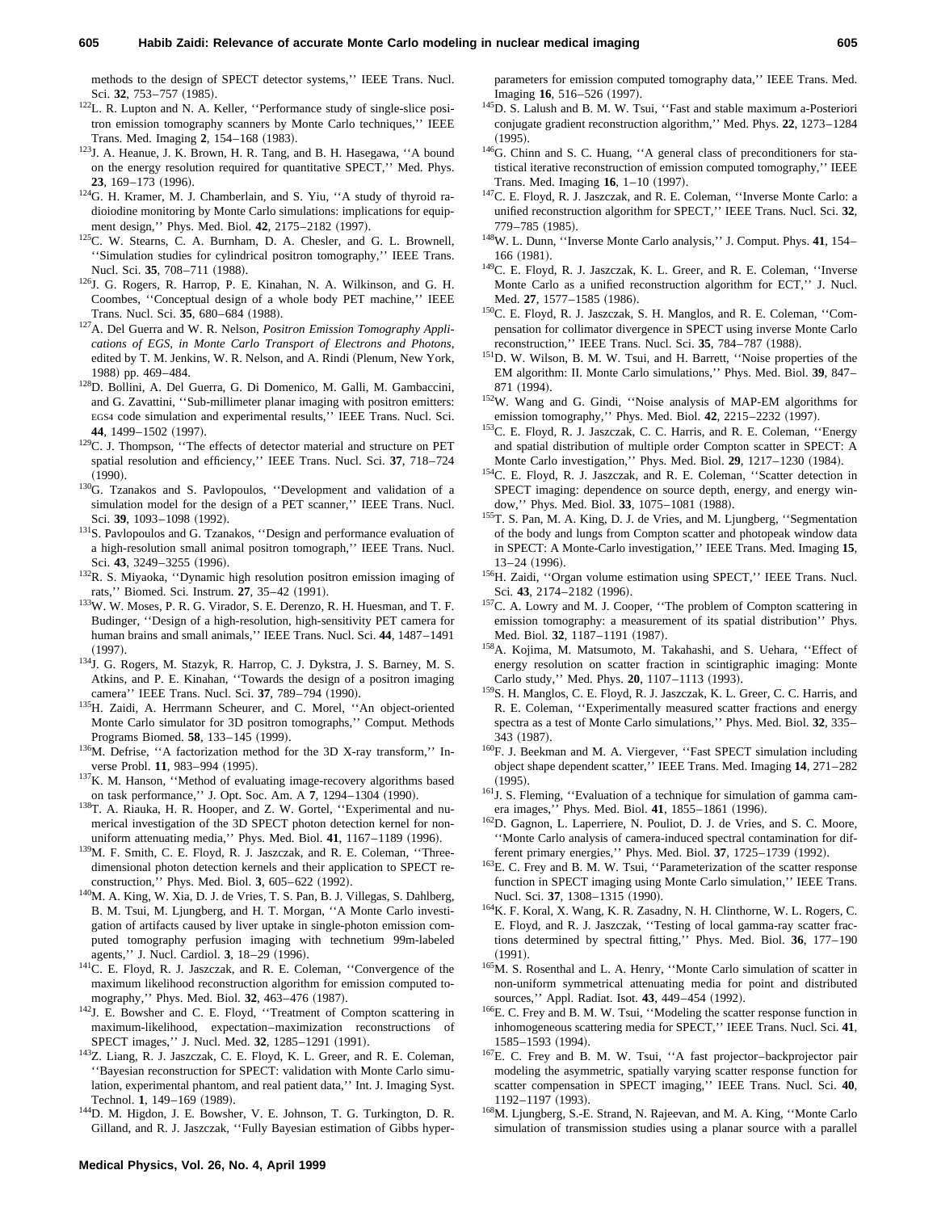methods to the design of SPECT detector systems,'' IEEE Trans. Nucl. Sci. **32**, 753–757 (1985).

[122] L. R. Lupton and N. A. Keller, ''Performance study of single-slice positron emission tomography scanners by Monte Carlo techniques,'' IEEE Trans. Med. Imaging **2**, 154–168 (1983).

[123] J. A. Heanue, J. K. Brown, H. R. Tang, and B. H. Hasegawa, ''A bound on the energy resolution required for quantitative SPECT,'' Med. Phys. **23**, 169–173 (1996).

[124] G. H. Kramer, M. J. Chamberlain, and S. Yiu, ''A study of thyroid radioiodine monitoring by Monte Carlo simulations: implications for equipment design,'' Phys. Med. Biol. **42**, 2175–2182 (1997).

[125] C. W. Stearns, C. A. Burnham, D. A. Chesler, and G. L. Brownell, ''Simulation studies for cylindrical positron tomography,'' IEEE Trans. Nucl. Sci. **35**, 708–711 (1988).

[126] J. G. Rogers, R. Harrop, P. E. Kinahan, N. A. Wilkinson, and G. H. Coombes, ''Conceptual design of a whole body PET machine,'' IEEE Trans. Nucl. Sci. **35**, 680–684 (1988).

[127] A. Del Guerra and W. R. Nelson, *Positron Emission Tomography Applications of EGS, in Monte Carlo Transport of Electrons and Photons*, edited by T. M. Jenkins, W. R. Nelson, and A. Rindi (Plenum, New York, 1988) pp. 469–484.

[128] D. Bollini, A. Del Guerra, G. Di Domenico, M. Galli, M. Gambaccini, and G. Zavattini, ''Sub-millimeter planar imaging with positron emitters: EGS4 code simulation and experimental results,'' IEEE Trans. Nucl. Sci. **44**, 1499–1502 (1997).

[129] C. J. Thompson, ''The effects of detector material and structure on PET spatial resolution and efficiency,'' IEEE Trans. Nucl. Sci. **37**, 718–724 (1990).

[130] G. Tzanakos and S. Pavlopoulos, ''Development and validation of a simulation model for the design of a PET scanner,'' IEEE Trans. Nucl. Sci. **39**, 1093–1098 (1992).

[131] S. Pavlopoulos and G. Tzanakos, ''Design and performance evaluation of a high-resolution small animal positron tomograph,'' IEEE Trans. Nucl. Sci. **43**, 3249–3255 (1996).

[132] R. S. Miyaoka, ''Dynamic high resolution positron emission imaging of rats,'' Biomed. Sci. Instrum. **27**, 35–42 (1991).

[133] W. W. Moses, P. R. G. Virador, S. E. Derenzo, R. H. Huesman, and T. F. Budinger, ''Design of a high-resolution, high-sensitivity PET camera for human brains and small animals,'' IEEE Trans. Nucl. Sci. **44**, 1487–1491 (1997).

[134] J. G. Rogers, M. Stazyk, R. Harrop, C. J. Dykstra, J. S. Barney, M. S. Atkins, and P. E. Kinahan, ''Towards the design of a positron imaging camera'' IEEE Trans. Nucl. Sci. **37**, 789–794 (1990).

[135] H. Zaidi, A. Herrmann Scheurer, and C. Morel, ''An object-oriented Monte Carlo simulator for 3D positron tomographs,'' Comput. Methods Programs Biomed. **58**, 133–145 (1999).

[136] M. Defrise, ''A factorization method for the 3D X-ray transform,'' Inverse Probl. **11**, 983–994 (1995).

[137] K. M. Hanson, ''Method of evaluating image-recovery algorithms based on task performance,'' J. Opt. Soc. Am. A **7**, 1294–1304 (1990).

[138] T. A. Riauka, H. R. Hooper, and Z. W. Gortel, ''Experimental and numerical investigation of the 3D SPECT photon detection kernel for non-uniform attenuating media,'' Phys. Med. Biol. **41**, 1167–1189 (1996).

[139] M. F. Smith, C. E. Floyd, R. J. Jaszczak, and R. E. Coleman, ''Three-dimensional photon detection kernels and their application to SPECT reconstruction,'' Phys. Med. Biol. **3**, 605–622 (1992).

[140] M. A. King, W. Xia, D. J. de Vries, T. S. Pan, B. J. Villegas, S. Dahlberg, B. M. Tsui, M. Ljungberg, and H. T. Morgan, ''A Monte Carlo investigation of artifacts caused by liver uptake in single-photon emission computed tomography perfusion imaging with technetium 99m-labeled agents,'' J. Nucl. Cardiol. **3**, 18–29 (1996).

[141] C. E. Floyd, R. J. Jaszczak, and R. E. Coleman, ''Convergence of the maximum likelihood reconstruction algorithm for emission computed tomography,'' Phys. Med. Biol. **32**, 463–476 (1987).

[142] J. E. Bowsher and C. E. Floyd, ''Treatment of Compton scattering in maximum-likelihood, expectation–maximization reconstructions of SPECT images,'' J. Nucl. Med. **32**, 1285–1291 (1991).

[143] Z. Liang, R. J. Jaszczak, C. E. Floyd, K. L. Greer, and R. E. Coleman, ''Bayesian reconstruction for SPECT: validation with Monte Carlo simulation, experimental phantom, and real patient data,'' Int. J. Imaging Syst. Technol. **1**, 149–169 (1989).

[144] D. M. Higdon, J. E. Bowsher, V. E. Johnson, T. G. Turkington, D. R. Gilland, and R. J. Jaszczak, ''Fully Bayesian estimation of Gibbs hyperparameters for emission computed tomography data,'' IEEE Trans. Med. Imaging **16**, 516–526 (1997).

[145] D. S. Lalush and B. M. W. Tsui, ''Fast and stable maximum a-Posteriori conjugate gradient reconstruction algorithm,'' Med. Phys. **22**, 1273–1284 (1995).

[146] G. Chinn and S. C. Huang, ''A general class of preconditioners for statistical iterative reconstruction of emission computed tomography,'' IEEE Trans. Med. Imaging **16**, 1–10 (1997).

[147] C. E. Floyd, R. J. Jaszczak, and R. E. Coleman, ''Inverse Monte Carlo: a unified reconstruction algorithm for SPECT,'' IEEE Trans. Nucl. Sci. **32**, 779–785 (1985).

[148] W. L. Dunn, ''Inverse Monte Carlo analysis,'' J. Comput. Phys. **41**, 154–166 (1981).

[149] C. E. Floyd, R. J. Jaszczak, K. L. Greer, and R. E. Coleman, ''Inverse Monte Carlo as a unified reconstruction algorithm for ECT,'' J. Nucl. Med. **27**, 1577–1585 (1986).

[150] C. E. Floyd, R. J. Jaszczak, S. H. Manglos, and R. E. Coleman, ''Compensation for collimator divergence in SPECT using inverse Monte Carlo reconstruction,'' IEEE Trans. Nucl. Sci. **35**, 784–787 (1988).

[151] D. W. Wilson, B. M. W. Tsui, and H. Barrett, ''Noise properties of the EM algorithm: II. Monte Carlo simulations,'' Phys. Med. Biol. **39**, 847–871 (1994).

[152] W. Wang and G. Gindi, ''Noise analysis of MAP-EM algorithms for emission tomography,'' Phys. Med. Biol. **42**, 2215–2232 (1997).

[153] C. E. Floyd, R. J. Jaszczak, C. C. Harris, and R. E. Coleman, ''Energy and spatial distribution of multiple order Compton scatter in SPECT: A Monte Carlo investigation,'' Phys. Med. Biol. **29**, 1217–1230 (1984).

[154] C. E. Floyd, R. J. Jaszczak, and R. E. Coleman, ''Scatter detection in SPECT imaging: dependence on source depth, energy, and energy window,'' Phys. Med. Biol. **33**, 1075–1081 (1988).

[155] T. S. Pan, M. A. King, D. J. de Vries, and M. Ljungberg, ''Segmentation of the body and lungs from Compton scatter and photopeak window data in SPECT: A Monte-Carlo investigation,'' IEEE Trans. Med. Imaging **15**, 13–24 (1996).

[156] H. Zaidi, ''Organ volume estimation using SPECT,'' IEEE Trans. Nucl. Sci. **43**, 2174–2182 (1996).

[157] C. A. Lowry and M. J. Cooper, ''The problem of Compton scattering in emission tomography: a measurement of its spatial distribution'' Phys. Med. Biol. **32**, 1187–1191 (1987).

[158] A. Kojima, M. Matsumoto, M. Takahashi, and S. Uehara, ''Effect of energy resolution on scatter fraction in scintigraphic imaging: Monte Carlo study,'' Med. Phys. **20**, 1107–1113 (1993).

[159] S. H. Manglos, C. E. Floyd, R. J. Jaszczak, K. L. Greer, C. C. Harris, and R. E. Coleman, ''Experimentally measured scatter fractions and energy spectra as a test of Monte Carlo simulations,'' Phys. Med. Biol. **32**, 335–343 (1987).

[160] F. J. Beekman and M. A. Viergever, ''Fast SPECT simulation including object shape dependent scatter,'' IEEE Trans. Med. Imaging **14**, 271–282 (1995).

[161] J. S. Fleming, ''Evaluation of a technique for simulation of gamma camera images,'' Phys. Med. Biol. **41**, 1855–1861 (1996).

[162] D. Gagnon, L. Laperriere, N. Pouliot, D. J. de Vries, and S. C. Moore, ''Monte Carlo analysis of camera-induced spectral contamination for different primary energies,'' Phys. Med. Biol. **37**, 1725–1739 (1992).

[163] E. C. Frey and B. M. W. Tsui, ''Parameterization of the scatter response function in SPECT imaging using Monte Carlo simulation,'' IEEE Trans. Nucl. Sci. **37**, 1308–1315 (1990).

[164] K. F. Koral, X. Wang, K. R. Zasadny, N. H. Clinthorne, W. L. Rogers, C. E. Floyd, and R. J. Jaszczak, ''Testing of local gamma-ray scatter fractions determined by spectral fitting,'' Phys. Med. Biol. **36**, 177–190 (1991).

[165] M. S. Rosenthal and L. A. Henry, ''Monte Carlo simulation of scatter in non-uniform symmetrical attenuating media for point and distributed sources,'' Appl. Radiat. Isot. **43**, 449–454 (1992).

[166] E. C. Frey and B. M. W. Tsui, ''Modeling the scatter response function in inhomogeneous scattering media for SPECT,'' IEEE Trans. Nucl. Sci. **41**, 1585–1593 (1994).

[167] E. C. Frey and B. M. W. Tsui, ''A fast projector–backprojector pair modeling the asymmetric, spatially varying scatter response function for scatter compensation in SPECT imaging,'' IEEE Trans. Nucl. Sci. **40**, 1192–1197 (1993).

[168] M. Ljungberg, S.-E. Strand, N. Rajeevan, and M. A. King, ''Monte Carlo simulation of transmission studies using a planar source with a parallel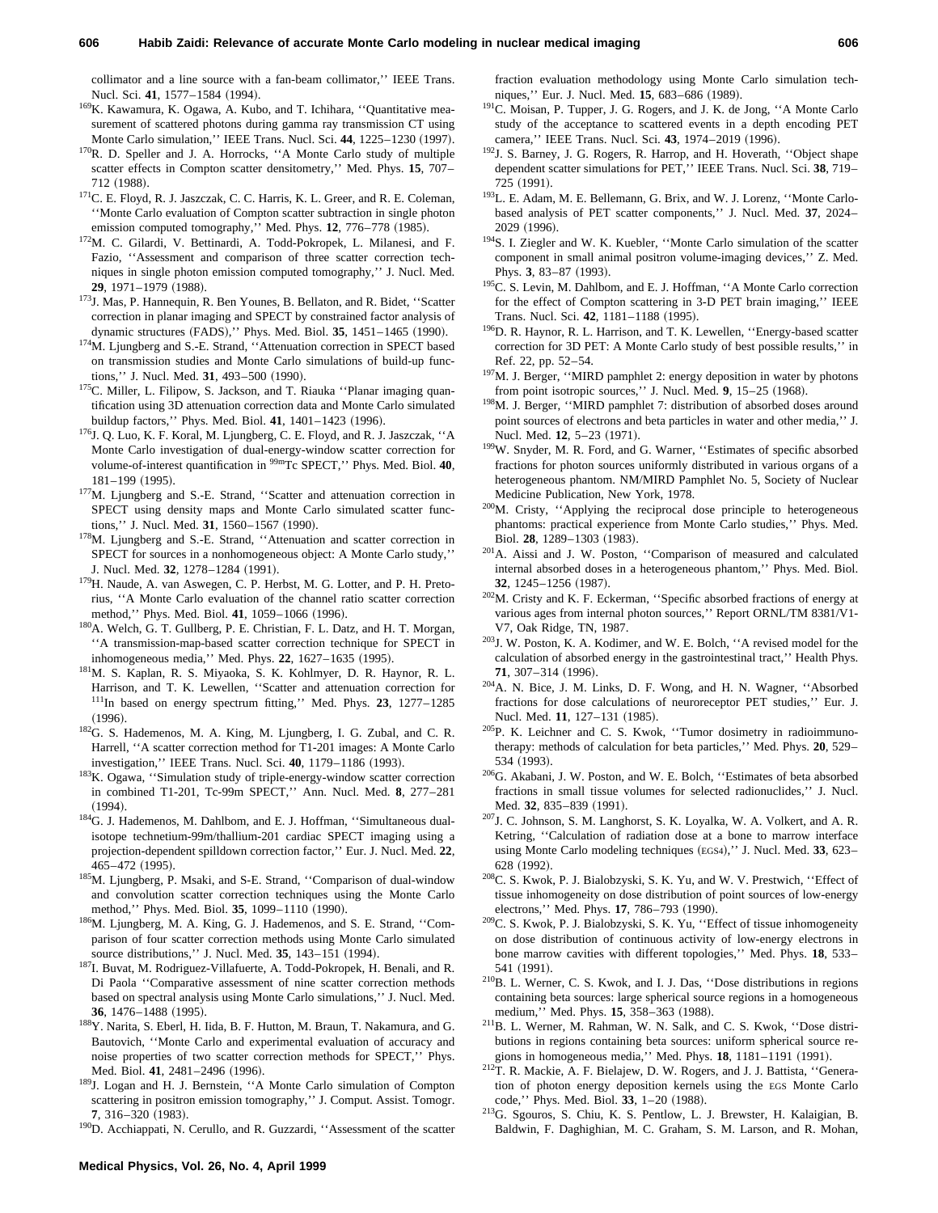collimator and a line source with a fan-beam collimator,'' IEEE Trans. Nucl. Sci. **41**, 1577–1584 (1994).

[169] K. Kawamura, K. Ogawa, A. Kubo, and T. Ichihara, ''Quantitative measurement of scattered photons during gamma ray transmission CT using Monte Carlo simulation,'' IEEE Trans. Nucl. Sci. **44**, 1225–1230 (1997).

[170] R. D. Speller and J. A. Horrocks, ''A Monte Carlo study of multiple scatter effects in Compton scatter densitometry,'' Med. Phys. **15**, 707–712 (1988).

[171] C. E. Floyd, R. J. Jaszczak, C. C. Harris, K. L. Greer, and R. E. Coleman, ''Monte Carlo evaluation of Compton scatter subtraction in single photon emission computed tomography,'' Med. Phys. **12**, 776–778 (1985).

[172] M. C. Gilardi, V. Bettinardi, A. Todd-Pokropek, L. Milanesi, and F. Fazio, ''Assessment and comparison of three scatter correction techniques in single photon emission computed tomography,'' J. Nucl. Med. **29**, 1971–1979 (1988).

[173] J. Mas, P. Hannequin, R. Ben Younes, B. Bellaton, and R. Bidet, ''Scatter correction in planar imaging and SPECT by constrained factor analysis of dynamic structures (FADS),'' Phys. Med. Biol. **35**, 1451–1465 (1990).

[174] M. Ljungberg and S.-E. Strand, ''Attenuation correction in SPECT based on transmission studies and Monte Carlo simulations of build-up functions,'' J. Nucl. Med. **31**, 493–500 (1990).

[175] C. Miller, L. Filipow, S. Jackson, and T. Riauka ''Planar imaging quantification using 3D attenuation correction data and Monte Carlo simulated buildup factors,'' Phys. Med. Biol. **41**, 1401–1423 (1996).

[176] J. Q. Luo, K. F. Koral, M. Ljungberg, C. E. Floyd, and R. J. Jaszczak, ''A Monte Carlo investigation of dual-energy-window scatter correction for volume-of-interest quantification in $^{99m}$Tc SPECT,'' Phys. Med. Biol. **40**, 181–199 (1995).

[177] M. Ljungberg and S.-E. Strand, ''Scatter and attenuation correction in SPECT using density maps and Monte Carlo simulated scatter functions,'' J. Nucl. Med. **31**, 1560–1567 (1990).

[178] M. Ljungberg and S.-E. Strand, ''Attenuation and scatter correction in SPECT for sources in a nonhomogeneous object: A Monte Carlo study,'' J. Nucl. Med. **32**, 1278–1284 (1991).

[179] H. Naude, A. van Aswegen, C. P. Herbst, M. G. Lotter, and P. H. Pretorius, ''A Monte Carlo evaluation of the channel ratio scatter correction method,'' Phys. Med. Biol. **41**, 1059–1066 (1996).

[180] A. Welch, G. T. Gullberg, P. E. Christian, F. L. Datz, and H. T. Morgan, ''A transmission-map-based scatter correction technique for SPECT in inhomogeneous media,'' Med. Phys. **22**, 1627–1635 (1995).

[181] M. S. Kaplan, R. S. Miyaoka, S. K. Kohlmyer, D. R. Haynor, R. L. Harrison, and T. K. Lewellen, ''Scatter and attenuation correction for $^{111}$In based on energy spectrum fitting,'' Med. Phys. **23**, 1277–1285 (1996).

[182] G. S. Hademenos, M. A. King, M. Ljungberg, I. G. Zubal, and C. R. Harrell, ''A scatter correction method for T1-201 images: A Monte Carlo investigation,'' IEEE Trans. Nucl. Sci. **40**, 1179–1186 (1993).

[183] K. Ogawa, ''Simulation study of triple-energy-window scatter correction in combined T1-201, Tc-99m SPECT,'' Ann. Nucl. Med. **8**, 277–281 (1994).

[184] G. J. Hademenos, M. Dahlbom, and E. J. Hoffman, ''Simultaneous dual-isotope technetium-99m/thallium-201 cardiac SPECT imaging using a projection-dependent spilldown correction factor,'' Eur. J. Nucl. Med. **22**, 465–472 (1995).

[185] M. Ljungberg, P. Msaki, and S-E. Strand, ''Comparison of dual-window and convolution scatter correction techniques using the Monte Carlo method,'' Phys. Med. Biol. **35**, 1099–1110 (1990).

[186] M. Ljungberg, M. A. King, G. J. Hademenos, and S. E. Strand, ''Comparison of four scatter correction methods using Monte Carlo simulated source distributions,'' J. Nucl. Med. **35**, 143–151 (1994).

[187] I. Buvat, M. Rodriguez-Villafuerte, A. Todd-Pokropek, H. Benali, and R. Di Paola ''Comparative assessment of nine scatter correction methods based on spectral analysis using Monte Carlo simulations,'' J. Nucl. Med. **36**, 1476–1488 (1995).

[188] Y. Narita, S. Eberl, H. Iida, B. F. Hutton, M. Braun, T. Nakamura, and G. Bautovich, ''Monte Carlo and experimental evaluation of accuracy and noise properties of two scatter correction methods for SPECT,'' Phys. Med. Biol. **41**, 2481–2496 (1996).

[189] J. Logan and H. J. Bernstein, ''A Monte Carlo simulation of Compton scattering in positron emission tomography,'' J. Comput. Assist. Tomogr. **7**, 316–320 (1983).

[190] D. Acchiappati, N. Cerullo, and R. Guzzardi, ''Assessment of the scatter fraction evaluation methodology using Monte Carlo simulation techniques,'' Eur. J. Nucl. Med. **15**, 683–686 (1989).

[191] C. Moisan, P. Tupper, J. G. Rogers, and J. K. de Jong, ''A Monte Carlo study of the acceptance to scattered events in a depth encoding PET camera,'' IEEE Trans. Nucl. Sci. **43**, 1974–2019 (1996).

[192] J. S. Barney, J. G. Rogers, R. Harrop, and H. Hoverath, ''Object shape dependent scatter simulations for PET,'' IEEE Trans. Nucl. Sci. **38**, 719–725 (1991).

[193] L. E. Adam, M. E. Bellemann, G. Brix, and W. J. Lorenz, ''Monte Carlo-based analysis of PET scatter components,'' J. Nucl. Med. **37**, 2024–2029 (1996).

[194] S. I. Ziegler and W. K. Kuebler, ''Monte Carlo simulation of the scatter component in small animal positron volume-imaging devices,'' Z. Med. Phys. **3**, 83–87 (1993).

[195] C. S. Levin, M. Dahlbom, and E. J. Hoffman, ''A Monte Carlo correction for the effect of Compton scattering in 3-D PET brain imaging,'' IEEE Trans. Nucl. Sci. **42**, 1181–1188 (1995).

[196] D. R. Haynor, R. L. Harrison, and T. K. Lewellen, ''Energy-based scatter correction for 3D PET: A Monte Carlo study of best possible results,'' in Ref. 22, pp. 52–54.

[197] M. J. Berger, ''MIRD pamphlet 2: energy deposition in water by photons from point isotropic sources,'' J. Nucl. Med. **9**, 15–25 (1968).

[198] M. J. Berger, ''MIRD pamphlet 7: distribution of absorbed doses around point sources of electrons and beta particles in water and other media,'' J. Nucl. Med. **12**, 5–23 (1971).

[199] W. Snyder, M. R. Ford, and G. Warner, ''Estimates of specific absorbed fractions for photon sources uniformly distributed in various organs of a heterogeneous phantom. NM/MIRD Pamphlet No. 5, Society of Nuclear Medicine Publication, New York, 1978.

[200] M. Cristy, ''Applying the reciprocal dose principle to heterogeneous phantoms: practical experience from Monte Carlo studies,'' Phys. Med. Biol. **28**, 1289–1303 (1983).

[201] A. Aissi and J. W. Poston, ''Comparison of measured and calculated internal absorbed doses in a heterogeneous phantom,'' Phys. Med. Biol. **32**, 1245–1256 (1987).

[202] M. Cristy and K. F. Eckerman, ''Specific absorbed fractions of energy at various ages from internal photon sources,'' Report ORNL/TM 8381/V1-V7, Oak Ridge, TN, 1987.

[203] J. W. Poston, K. A. Kodimer, and W. E. Bolch, ''A revised model for the calculation of absorbed energy in the gastrointestinal tract,'' Health Phys. **71**, 307–314 (1996).

[204] A. N. Bice, J. M. Links, D. F. Wong, and H. N. Wagner, ''Absorbed fractions for dose calculations of neuroreceptor PET studies,'' Eur. J. Nucl. Med. **11**, 127–131 (1985).

[205] P. K. Leichner and C. S. Kwok, ''Tumor dosimetry in radioimmunotherapy: methods of calculation for beta particles,'' Med. Phys. **20**, 529–534 (1993).

[206] G. Akabani, J. W. Poston, and W. E. Bolch, ''Estimates of beta absorbed fractions in small tissue volumes for selected radionuclides,'' J. Nucl. Med. **32**, 835–839 (1991).

[207] J. C. Johnson, S. M. Langhorst, S. K. Loyalka, W. A. Volkert, and A. R. Ketring, ''Calculation of radiation dose at a bone to marrow interface using Monte Carlo modeling techniques (EGS4),'' J. Nucl. Med. **33**, 623–628 (1992).

[208] C. S. Kwok, P. J. Bialobzyski, S. K. Yu, and W. V. Prestwich, ''Effect of tissue inhomogeneity on dose distribution of point sources of low-energy electrons,'' Med. Phys. **17**, 786–793 (1990).

[209] C. S. Kwok, P. J. Bialobzyski, S. K. Yu, ''Effect of tissue inhomogeneity on dose distribution of continuous activity of low-energy electrons in bone marrow cavities with different topologies,'' Med. Phys. **18**, 533–541 (1991).

[210] B. L. Werner, C. S. Kwok, and I. J. Das, ''Dose distributions in regions containing beta sources: large spherical source regions in a homogeneous medium,'' Med. Phys. **15**, 358–363 (1988).

[211] B. L. Werner, M. Rahman, W. N. Salk, and C. S. Kwok, ''Dose distributions in regions containing beta sources: uniform spherical source regions in homogeneous media,'' Med. Phys. **18**, 1181–1191 (1991).

[212] T. R. Mackie, A. F. Bielajew, D. W. Rogers, and J. J. Battista, ''Generation of photon energy deposition kernels using the EGS Monte Carlo code,'' Phys. Med. Biol. **33**, 1–20 (1988).

[213] G. Sgouros, S. Chiu, K. S. Pentlow, L. J. Brewster, H. Kalaigian, B. Baldwin, F. Daghighian, M. C. Graham, S. M. Larson, and R. Mohan,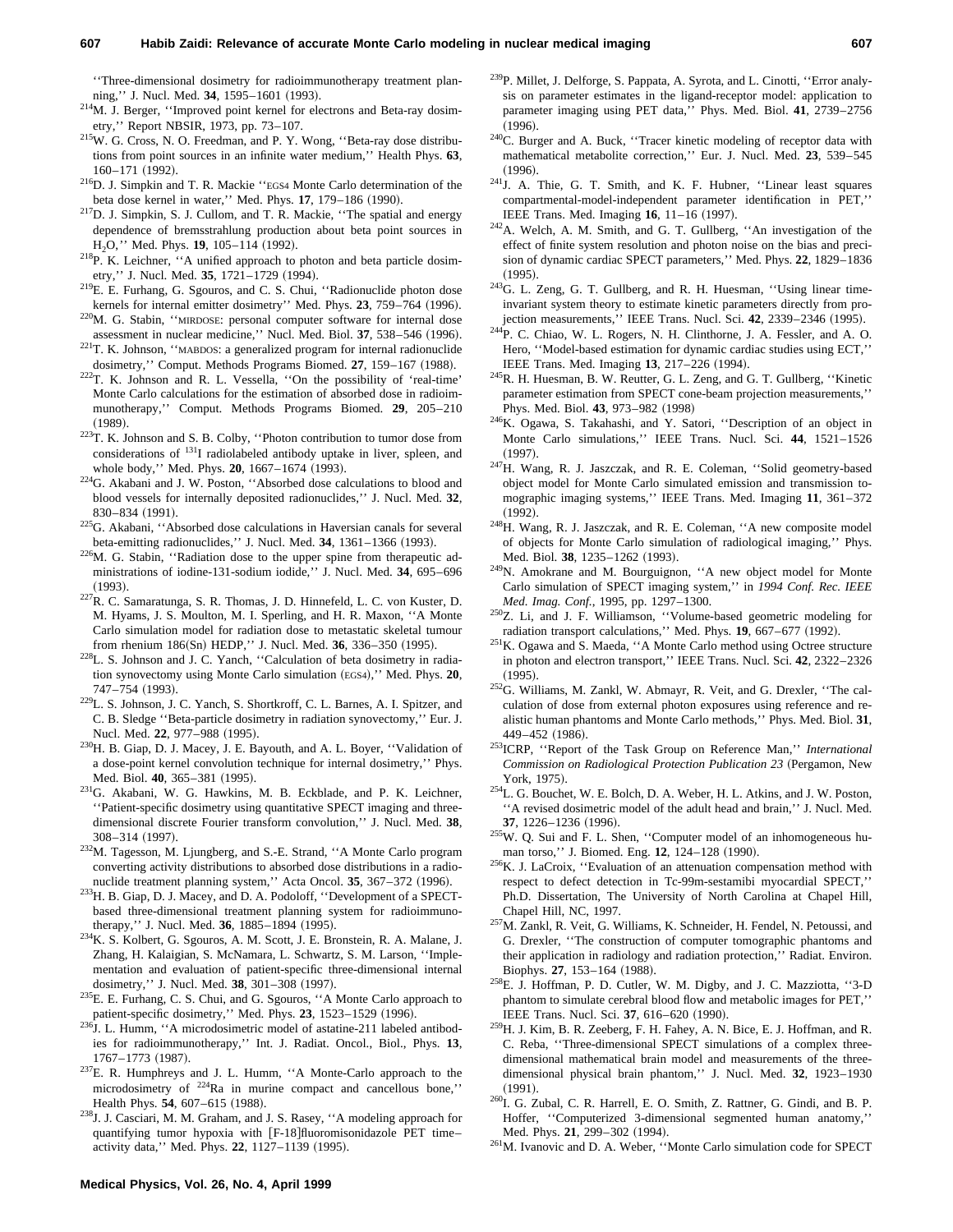"Three-dimensional dosimetry for radioimmunotherapy treatment planning," J. Nucl. Med. **34**, 1595–1601 (1993).

[214] M. J. Berger, "Improved point kernel for electrons and Beta-ray dosimetry," Report NBSIR, 1973, pp. 73–107.

[215] W. G. Cross, N. O. Freedman, and P. Y. Wong, "Beta-ray dose distributions from point sources in an infinite water medium," Health Phys. **63**, 160–171 (1992).

[216] D. J. Simpkin and T. R. Mackie "EGS4 Monte Carlo determination of the beta dose kernel in water," Med. Phys. **17**, 179–186 (1990).

[217] D. J. Simpkin, S. J. Cullom, and T. R. Mackie, "The spatial and energy dependence of bremsstrahlung production about beta point sources in $H_2O$," Med. Phys. **19**, 105–114 (1992).

[218] P. K. Leichner, "A unified approach to photon and beta particle dosimetry," J. Nucl. Med. **35**, 1721–1729 (1994).

[219] E. E. Furhang, G. Sgouros, and C. S. Chui, "Radionuclide photon dose kernels for internal emitter dosimetry" Med. Phys. **23**, 759–764 (1996).

[220] M. G. Stabin, "MIRDOSE: personal computer software for internal dose assessment in nuclear medicine," Nucl. Med. Biol. **37**, 538–546 (1996).

[221] T. K. Johnson, "MABDOS: a generalized program for internal radionuclide dosimetry," Comput. Methods Programs Biomed. **27**, 159–167 (1988).

[222] T. K. Johnson and R. L. Vessella, "On the possibility of 'real-time' Monte Carlo calculations for the estimation of absorbed dose in radioimmunotherapy," Comput. Methods Programs Biomed. **29**, 205–210 (1989).

[223] T. K. Johnson and S. B. Colby, "Photon contribution to tumor dose from considerations of $^{131}$I radiolabeled antibody uptake in liver, spleen, and whole body," Med. Phys. **20**, 1667–1674 (1993).

[224] G. Akabani and J. W. Poston, "Absorbed dose calculations to blood and blood vessels for internally deposited radionuclides," J. Nucl. Med. **32**, 830–834 (1991).

[225] G. Akabani, "Absorbed dose calculations in Haversian canals for several beta-emitting radionuclides," J. Nucl. Med. **34**, 1361–1366 (1993).

[226] M. G. Stabin, "Radiation dose to the upper spine from therapeutic administrations of iodine-131-sodium iodide," J. Nucl. Med. **34**, 695–696 (1993).

[227] R. C. Samaratunga, S. R. Thomas, J. D. Hinnefeld, L. C. von Kuster, D. M. Hyams, J. S. Moulton, M. I. Sperling, and H. R. Maxon, "A Monte Carlo simulation model for radiation dose to metastatic skeletal tumour from rhenium 186(Sn) HEDP," J. Nucl. Med. **36**, 336–350 (1995).

[228] L. S. Johnson and J. C. Yanch, "Calculation of beta dosimetry in radiation synovectomy using Monte Carlo simulation (EGS4)," Med. Phys. **20**, 747–754 (1993).

[229] L. S. Johnson, J. C. Yanch, S. Shortkroff, C. L. Barnes, A. I. Spitzer, and C. B. Sledge "Beta-particle dosimetry in radiation synovectomy," Eur. J. Nucl. Med. **22**, 977–988 (1995).

[230] H. B. Giap, D. J. Macey, J. E. Bayouth, and A. L. Boyer, "Validation of a dose-point kernel convolution technique for internal dosimetry," Phys. Med. Biol. **40**, 365–381 (1995).

[231] G. Akabani, W. G. Hawkins, M. B. Eckblade, and P. K. Leichner, "Patient-specific dosimetry using quantitative SPECT imaging and three-dimensional discrete Fourier transform convolution," J. Nucl. Med. **38**, 308–314 (1997).

[232] M. Tagesson, M. Ljungberg, and S.-E. Strand, "A Monte Carlo program converting activity distributions to absorbed dose distributions in a radionuclide treatment planning system," Acta Oncol. **35**, 367–372 (1996).

[233] H. B. Giap, D. J. Macey, and D. A. Podoloff, "Development of a SPECT-based three-dimensional treatment planning system for radioimmunotherapy," J. Nucl. Med. **36**, 1885–1894 (1995).

[234] K. S. Kolbert, G. Sgouros, A. M. Scott, J. E. Bronstein, R. A. Malane, J. Zhang, H. Kalaigian, S. McNamara, L. Schwartz, S. M. Larson, "Implementation and evaluation of patient-specific three-dimensional internal dosimetry," J. Nucl. Med. **38**, 301–308 (1997).

[235] E. E. Furhang, C. S. Chui, and G. Sgouros, "A Monte Carlo approach to patient-specific dosimetry," Med. Phys. **23**, 1523–1529 (1996).

[236] J. L. Humm, "A microdosimetric model of astatine-211 labeled antibodies for radioimmunotherapy," Int. J. Radiat. Oncol., Biol., Phys. **13**, 1767–1773 (1987).

[237] E. R. Humphreys and J. L. Humm, "A Monte-Carlo approach to the microdosimetry of $^{224}$Ra in murine compact and cancellous bone," Health Phys. **54**, 607–615 (1988).

[238] J. J. Casciari, M. M. Graham, and J. S. Rasey, "A modeling approach for quantifying tumor hypoxia with [F-18]fluoromisonidazole PET time–activity data," Med. Phys. **22**, 1127–1139 (1995).

[239] P. Millet, J. Delforge, S. Pappata, A. Syrota, and L. Cinotti, "Error analysis on parameter estimates in the ligand-receptor model: application to parameter imaging using PET data," Phys. Med. Biol. **41**, 2739–2756 (1996).

[240] C. Burger and A. Buck, "Tracer kinetic modeling of receptor data with mathematical metabolite correction," Eur. J. Nucl. Med. **23**, 539–545 (1996).

[241] J. A. Thie, G. T. Smith, and K. F. Hubner, "Linear least squares compartmental-model-independent parameter identification in PET," IEEE Trans. Med. Imaging **16**, 11–16 (1997).

[242] A. Welch, A. M. Smith, and G. T. Gullberg, "An investigation of the effect of finite system resolution and photon noise on the bias and precision of dynamic cardiac SPECT parameters," Med. Phys. **22**, 1829–1836 (1995).

[243] G. L. Zeng, G. T. Gullberg, and R. H. Huesman, "Using linear time-invariant system theory to estimate kinetic parameters directly from projection measurements," IEEE Trans. Nucl. Sci. **42**, 2339–2346 (1995).

[244] P. C. Chiao, W. L. Rogers, N. H. Clinthorne, J. A. Fessler, and A. O. Hero, "Model-based estimation for dynamic cardiac studies using ECT," IEEE Trans. Med. Imaging **13**, 217–226 (1994).

[245] R. H. Huesman, B. W. Reutter, G. L. Zeng, and G. T. Gullberg, "Kinetic parameter estimation from SPECT cone-beam projection measurements," Phys. Med. Biol. **43**, 973–982 (1998)

[246] K. Ogawa, S. Takahashi, and Y. Satori, "Description of an object in Monte Carlo simulations," IEEE Trans. Nucl. Sci. **44**, 1521–1526 (1997).

[247] H. Wang, R. J. Jaszczak, and R. E. Coleman, "Solid geometry-based object model for Monte Carlo simulated emission and transmission tomographic imaging systems," IEEE Trans. Med. Imaging **11**, 361–372 (1992).

[248] H. Wang, R. J. Jaszczak, and R. E. Coleman, "A new composite model of objects for Monte Carlo simulation of radiological imaging," Phys. Med. Biol. **38**, 1235–1262 (1993).

[249] N. Amokrane and M. Bourguignon, "A new object model for Monte Carlo simulation of SPECT imaging system," in *1994 Conf. Rec. IEEE Med. Imag. Conf.*, 1995, pp. 1297–1300.

[250] Z. Li, and J. F. Williamson, "Volume-based geometric modeling for radiation transport calculations," Med. Phys. **19**, 667–677 (1992).

[251] K. Ogawa and S. Maeda, "A Monte Carlo method using Octree structure in photon and electron transport," IEEE Trans. Nucl. Sci. **42**, 2322–2326 (1995).

[252] G. Williams, M. Zankl, W. Abmayr, R. Veit, and G. Drexler, "The calculation of dose from external photon exposures using reference and realistic human phantoms and Monte Carlo methods," Phys. Med. Biol. **31**, 449–452 (1986).

[253] ICRP, "Report of the Task Group on Reference Man," *International Commission on Radiological Protection Publication 23* (Pergamon, New York, 1975).

[254] L. G. Bouchet, W. E. Bolch, D. A. Weber, H. L. Atkins, and J. W. Poston, "A revised dosimetric model of the adult head and brain," J. Nucl. Med. **37**, 1226–1236 (1996).

[255] W. Q. Sui and F. L. Shen, "Computer model of an inhomogeneous human torso," J. Biomed. Eng. **12**, 124–128 (1990).

[256] K. J. LaCroix, "Evaluation of an attenuation compensation method with respect to defect detection in Tc-99m-sestamibi myocardial SPECT," Ph.D. Dissertation, The University of North Carolina at Chapel Hill, Chapel Hill, NC, 1997.

[257] M. Zankl, R. Veit, G. Williams, K. Schneider, H. Fendel, N. Petoussi, and G. Drexler, "The construction of computer tomographic phantoms and their application in radiology and radiation protection," Radiat. Environ. Biophys. **27**, 153–164 (1988).

[258] E. J. Hoffman, P. D. Cutler, W. M. Digby, and J. C. Mazziotta, "3-D phantom to simulate cerebral blood flow and metabolic images for PET," IEEE Trans. Nucl. Sci. **37**, 616–620 (1990).

[259] H. J. Kim, B. R. Zeeberg, F. H. Fahey, A. N. Bice, E. J. Hoffman, and R. C. Reba, "Three-dimensional SPECT simulations of a complex three-dimensional mathematical brain model and measurements of the three-dimensional physical brain phantom," J. Nucl. Med. **32**, 1923–1930 (1991).

[260] I. G. Zubal, C. R. Harrell, E. O. Smith, Z. Rattner, G. Gindi, and B. P. Hoffer, "Computerized 3-dimensional segmented human anatomy," Med. Phys. **21**, 299–302 (1994).

[261] M. Ivanovic and D. A. Weber, "Monte Carlo simulation code for SPECT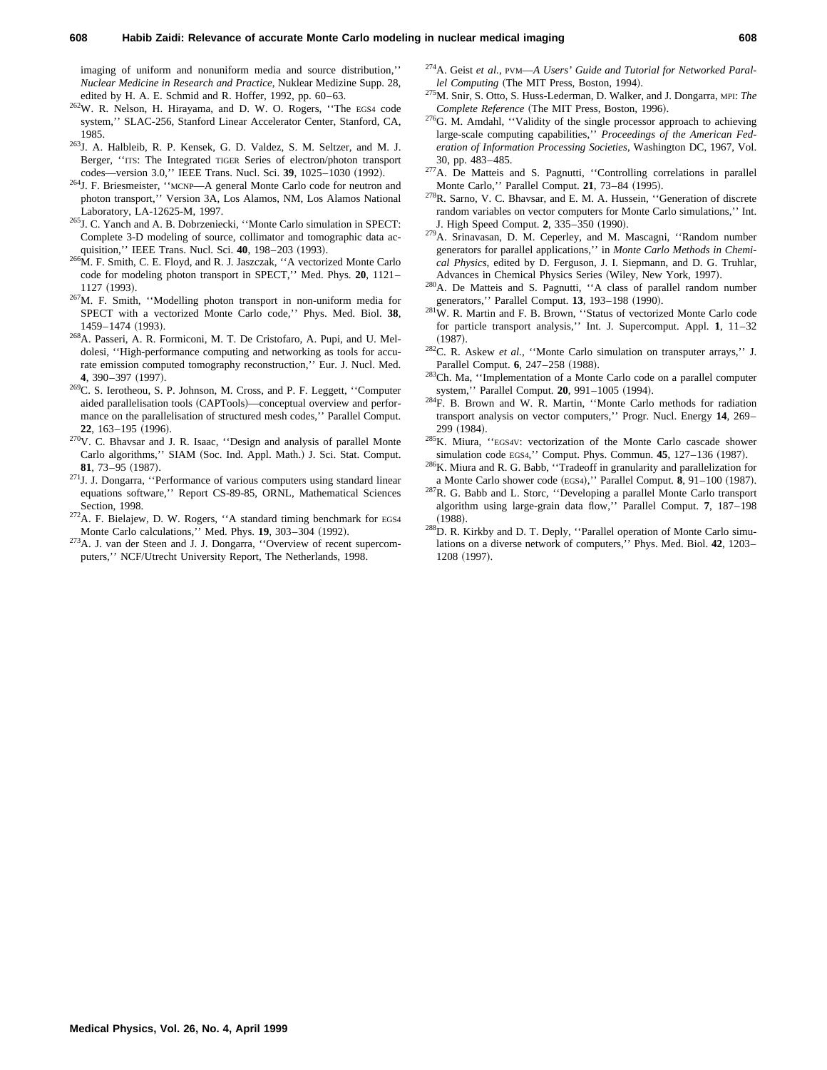imaging of uniform and nonuniform media and source distribution,'' *Nuclear Medicine in Research and Practice*, Nuklear Medizine Supp. 28, edited by H. A. E. Schmid and R. Hoffer, 1992, pp. 60–63.

[262]W. R. Nelson, H. Hirayama, and D. W. O. Rogers, ''The EGS4 code system,'' SLAC-256, Stanford Linear Accelerator Center, Stanford, CA, 1985.

[263]J. A. Halbleib, R. P. Kensek, G. D. Valdez, S. M. Seltzer, and M. J. Berger, ''ITS: The Integrated TIGER Series of electron/photon transport codes—version 3.0,'' IEEE Trans. Nucl. Sci. **39**, 1025–1030 (1992).

[264]J. F. Briesmeister, ''MCNP—A general Monte Carlo code for neutron and photon transport,'' Version 3A, Los Alamos, NM, Los Alamos National Laboratory, LA-12625-M, 1997.

[265]J. C. Yanch and A. B. Dobrzeniecki, ''Monte Carlo simulation in SPECT: Complete 3-D modeling of source, collimator and tomographic data acquisition,'' IEEE Trans. Nucl. Sci. **40**, 198–203 (1993).

[266]M. F. Smith, C. E. Floyd, and R. J. Jaszczak, ''A vectorized Monte Carlo code for modeling photon transport in SPECT,'' Med. Phys. **20**, 1121–1127 (1993).

[267]M. F. Smith, ''Modelling photon transport in non-uniform media for SPECT with a vectorized Monte Carlo code,'' Phys. Med. Biol. **38**, 1459–1474 (1993).

[268]A. Passeri, A. R. Formiconi, M. T. De Cristofaro, A. Pupi, and U. Meldolesi, ''High-performance computing and networking as tools for accurate emission computed tomography reconstruction,'' Eur. J. Nucl. Med. **4**, 390–397 (1997).

[269]C. S. Ierotheou, S. P. Johnson, M. Cross, and P. F. Leggett, ''Computer aided parallelisation tools (CAPTools)—conceptual overview and performance on the parallelisation of structured mesh codes,'' Parallel Comput. **22**, 163–195 (1996).

[270]V. C. Bhavsar and J. R. Isaac, ''Design and analysis of parallel Monte Carlo algorithms,'' SIAM (Soc. Ind. Appl. Math.) J. Sci. Stat. Comput. **81**, 73–95 (1987).

[271]J. J. Dongarra, ''Performance of various computers using standard linear equations software,'' Report CS-89-85, ORNL, Mathematical Sciences Section, 1998.

[272]A. F. Bielajew, D. W. Rogers, ''A standard timing benchmark for EGS4 Monte Carlo calculations,'' Med. Phys. **19**, 303–304 (1992).

[273]A. J. van der Steen and J. J. Dongarra, ''Overview of recent supercomputers,'' NCF/Utrecht University Report, The Netherlands, 1998.

[274]A. Geist *et al.*, PVM—*A Users' Guide and Tutorial for Networked Parallel Computing* (The MIT Press, Boston, 1994).

[275]M. Snir, S. Otto, S. Huss-Lederman, D. Walker, and J. Dongarra, MPI: *The Complete Reference* (The MIT Press, Boston, 1996).

[276]G. M. Amdahl, ''Validity of the single processor approach to achieving large-scale computing capabilities,'' *Proceedings of the American Federation of Information Processing Societies*, Washington DC, 1967, Vol. 30, pp. 483–485.

[277]A. De Matteis and S. Pagnutti, ''Controlling correlations in parallel Monte Carlo,'' Parallel Comput. **21**, 73–84 (1995).

[278]R. Sarno, V. C. Bhavsar, and E. M. A. Hussein, ''Generation of discrete random variables on vector computers for Monte Carlo simulations,'' Int. J. High Speed Comput. **2**, 335–350 (1990).

[279]A. Srinavasan, D. M. Ceperley, and M. Mascagni, ''Random number generators for parallel applications,'' in *Monte Carlo Methods in Chemical Physics*, edited by D. Ferguson, J. I. Siepmann, and D. G. Truhlar, Advances in Chemical Physics Series (Wiley, New York, 1997).

[280]A. De Matteis and S. Pagnutti, ''A class of parallel random number generators,'' Parallel Comput. **13**, 193–198 (1990).

[281]W. R. Martin and F. B. Brown, ''Status of vectorized Monte Carlo code for particle transport analysis,'' Int. J. Supercomput. Appl. **1**, 11–32 (1987).

[282]C. R. Askew *et al.*, ''Monte Carlo simulation on transputer arrays,'' J. Parallel Comput. **6**, 247–258 (1988).

[283]Ch. Ma, ''Implementation of a Monte Carlo code on a parallel computer system,'' Parallel Comput. **20**, 991–1005 (1994).

[284]F. B. Brown and W. R. Martin, ''Monte Carlo methods for radiation transport analysis on vector computers,'' Progr. Nucl. Energy **14**, 269–299 (1984).

[285]K. Miura, ''EGS4V: vectorization of the Monte Carlo cascade shower simulation code EGS4,'' Comput. Phys. Commun. **45**, 127–136 (1987).

[286]K. Miura and R. G. Babb, ''Tradeoff in granularity and parallelization for a Monte Carlo shower code (EGS4),'' Parallel Comput. **8**, 91–100 (1987).

[287]R. G. Babb and L. Storc, ''Developing a parallel Monte Carlo transport algorithm using large-grain data flow,'' Parallel Comput. **7**, 187–198 (1988).

[288]D. R. Kirkby and D. T. Deply, ''Parallel operation of Monte Carlo simulations on a diverse network of computers,'' Phys. Med. Biol. **42**, 1203–1208 (1997).